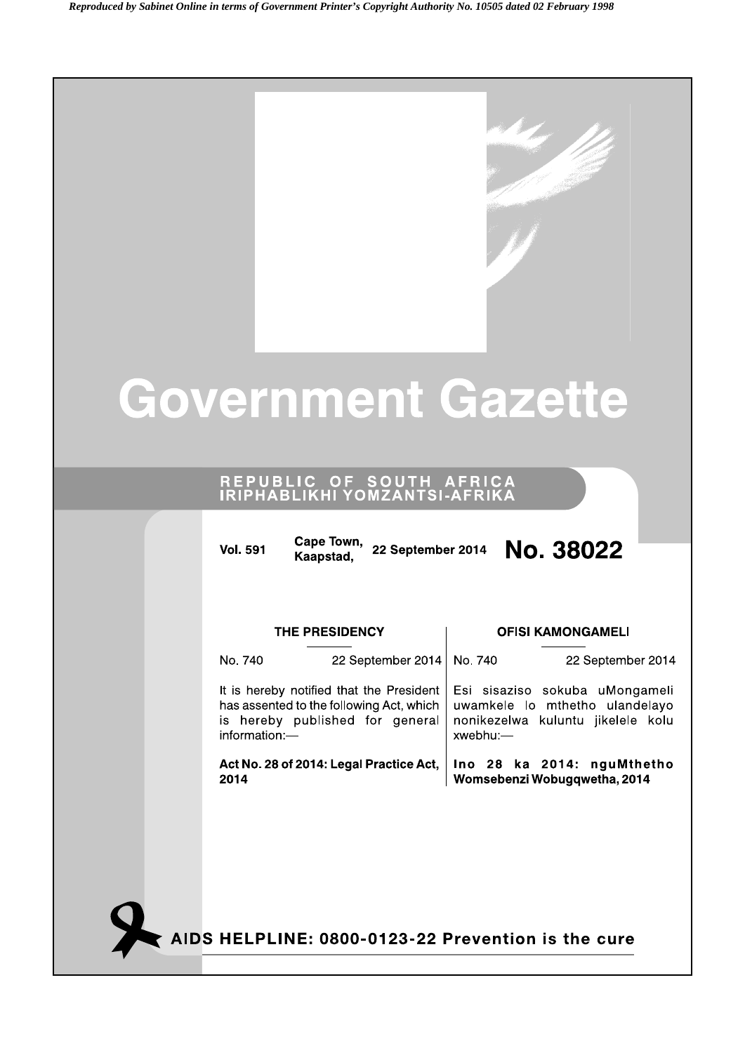*Reproduced by Sabinet Online in terms of Government Printer's Copyright Authority No. 10505 dated 02 February 1998*

# Government Gazette

**REPUBLIC OF SOUTH AFRICA**
**IRIPHABLIKHI YOMZANTSI-AFRIKA**

**Vol. 591** **Cape Town, Kaapstad,** **22 September 2014** **No. 38022**

**THE PRESIDENCY**

No. 740 22 September 2014

It is hereby notified that the President has assented to the following Act, which is hereby published for general information:—

**Act No. 28 of 2014: Legal Practice Act, 2014**

**OFISI KAMONGAMELI**

No. 740 22 September 2014

Esi sisaziso sokuba uMongameli uwamkele lo mthetho ulandelayo nonikezelwa kuluntu jikelele kolu xwebhu:—

**Ino 28 ka 2014: nguMthetho Womsebenzi Wobugqwetha, 2014**

**AIDS HELPLINE: 0800-0123-22 Prevention is the cure**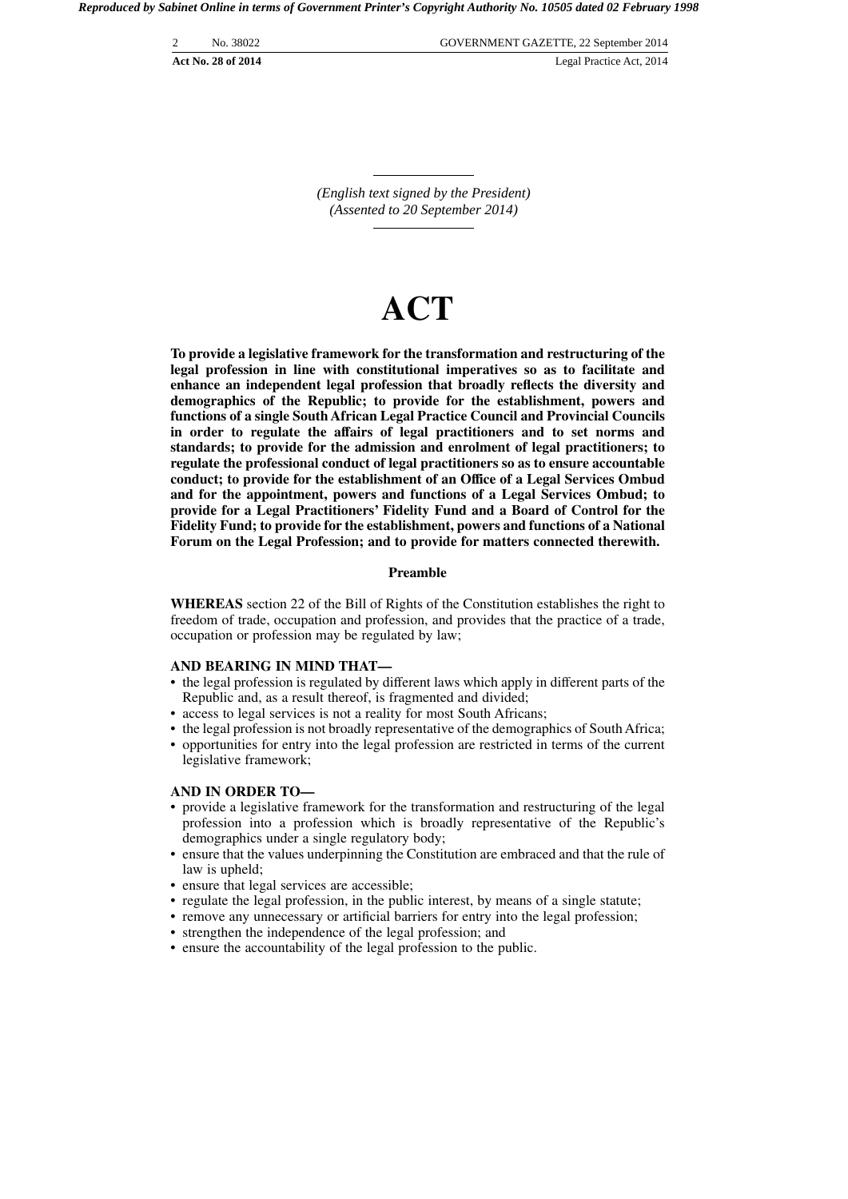*(English text signed by the President)*
*(Assented to 20 September 2014)*

# ACT

**To provide a legislative framework for the transformation and restructuring of the legal profession in line with constitutional imperatives so as to facilitate and enhance an independent legal profession that broadly reflects the diversity and demographics of the Republic; to provide for the establishment, powers and functions of a single South African Legal Practice Council and Provincial Councils in order to regulate the affairs of legal practitioners and to set norms and standards; to provide for the admission and enrolment of legal practitioners; to regulate the professional conduct of legal practitioners so as to ensure accountable conduct; to provide for the establishment of an Office of a Legal Services Ombud and for the appointment, powers and functions of a Legal Services Ombud; to provide for a Legal Practitioners' Fidelity Fund and a Board of Control for the Fidelity Fund; to provide for the establishment, powers and functions of a National Forum on the Legal Profession; and to provide for matters connected therewith.**

## Preamble

**WHEREAS** section 22 of the Bill of Rights of the Constitution establishes the right to freedom of trade, occupation and profession, and provides that the practice of a trade, occupation or profession may be regulated by law;

**AND BEARING IN MIND THAT—**

- the legal profession is regulated by different laws which apply in different parts of the Republic and, as a result thereof, is fragmented and divided;
- access to legal services is not a reality for most South Africans;
- the legal profession is not broadly representative of the demographics of South Africa;
- opportunities for entry into the legal profession are restricted in terms of the current legislative framework;

**AND IN ORDER TO—**

- provide a legislative framework for the transformation and restructuring of the legal profession into a profession which is broadly representative of the Republic's demographics under a single regulatory body;
- ensure that the values underpinning the Constitution are embraced and that the rule of law is upheld;
- ensure that legal services are accessible;
- regulate the legal profession, in the public interest, by means of a single statute;
- remove any unnecessary or artificial barriers for entry into the legal profession;
- strengthen the independence of the legal profession; and
- ensure the accountability of the legal profession to the public.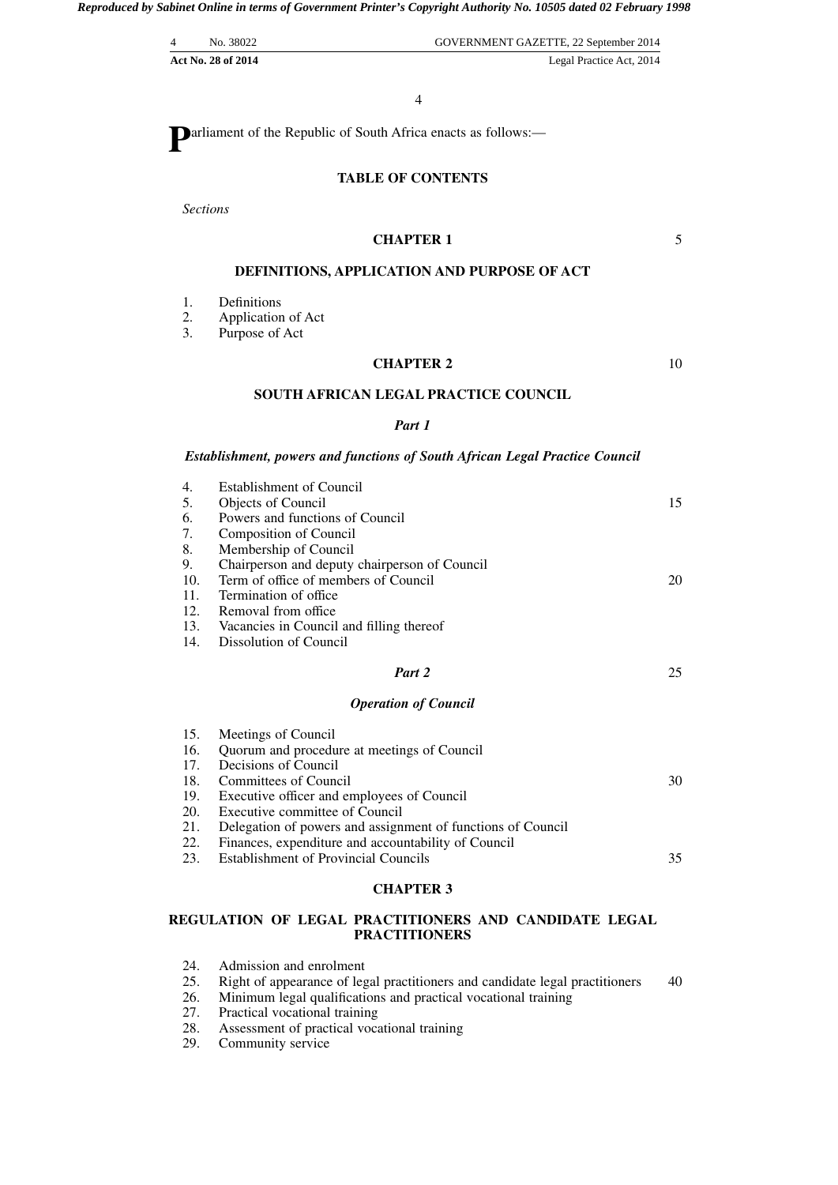Parliament of the Republic of South Africa enacts as follows:—

## TABLE OF CONTENTS

*Sections*

### CHAPTER 1

### DEFINITIONS, APPLICATION AND PURPOSE OF ACT

1. Definitions
2. Application of Act
3. Purpose of Act

### CHAPTER 2

### SOUTH AFRICAN LEGAL PRACTICE COUNCIL

#### *Part 1*

#### *Establishment, powers and functions of South African Legal Practice Council*

4. Establishment of Council
5. Objects of Council
6. Powers and functions of Council
7. Composition of Council
8. Membership of Council
9. Chairperson and deputy chairperson of Council
10. Term of office of members of Council
11. Termination of office
12. Removal from office
13. Vacancies in Council and filling thereof
14. Dissolution of Council

#### *Part 2*

#### *Operation of Council*

15. Meetings of Council
16. Quorum and procedure at meetings of Council
17. Decisions of Council
18. Committees of Council
19. Executive officer and employees of Council
20. Executive committee of Council
21. Delegation of powers and assignment of functions of Council
22. Finances, expenditure and accountability of Council
23. Establishment of Provincial Councils

### CHAPTER 3

### REGULATION OF LEGAL PRACTITIONERS AND CANDIDATE LEGAL PRACTITIONERS

24. Admission and enrolment
25. Right of appearance of legal practitioners and candidate legal practitioners
26. Minimum legal qualifications and practical vocational training
27. Practical vocational training
28. Assessment of practical vocational training
29. Community service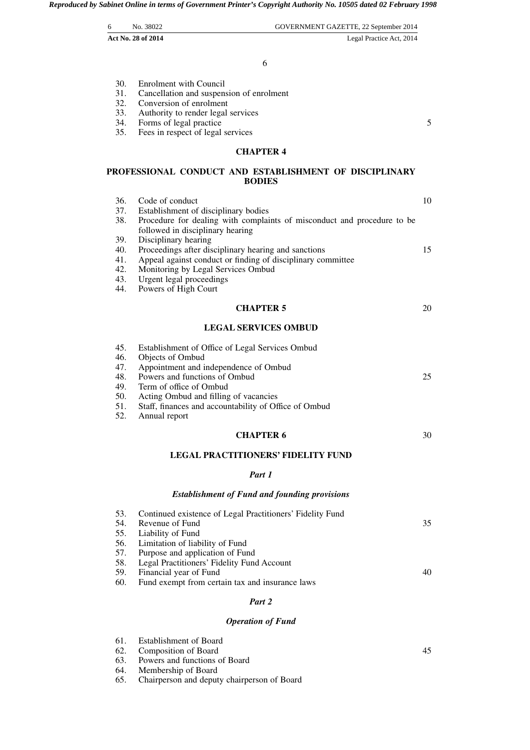30. Enrolment with Council
31. Cancellation and suspension of enrolment
32. Conversion of enrolment
33. Authority to render legal services
34. Forms of legal practice
35. Fees in respect of legal services

## CHAPTER 4

## PROFESSIONAL CONDUCT AND ESTABLISHMENT OF DISCIPLINARY BODIES

36. Code of conduct
37. Establishment of disciplinary bodies
38. Procedure for dealing with complaints of misconduct and procedure to be followed in disciplinary hearing
39. Disciplinary hearing
40. Proceedings after disciplinary hearing and sanctions
41. Appeal against conduct or finding of disciplinary committee
42. Monitoring by Legal Services Ombud
43. Urgent legal proceedings
44. Powers of High Court

## CHAPTER 5

## LEGAL SERVICES OMBUD

45. Establishment of Office of Legal Services Ombud
46. Objects of Ombud
47. Appointment and independence of Ombud
48. Powers and functions of Ombud
49. Term of office of Ombud
50. Acting Ombud and filling of vacancies
51. Staff, finances and accountability of Office of Ombud
52. Annual report

## CHAPTER 6

## LEGAL PRACTITIONERS' FIDELITY FUND

### *Part 1*

### *Establishment of Fund and founding provisions*

53. Continued existence of Legal Practitioners' Fidelity Fund
54. Revenue of Fund
55. Liability of Fund
56. Limitation of liability of Fund
57. Purpose and application of Fund
58. Legal Practitioners' Fidelity Fund Account
59. Financial year of Fund
60. Fund exempt from certain tax and insurance laws

### *Part 2*

### *Operation of Fund*

61. Establishment of Board
62. Composition of Board
63. Powers and functions of Board
64. Membership of Board
65. Chairperson and deputy chairperson of Board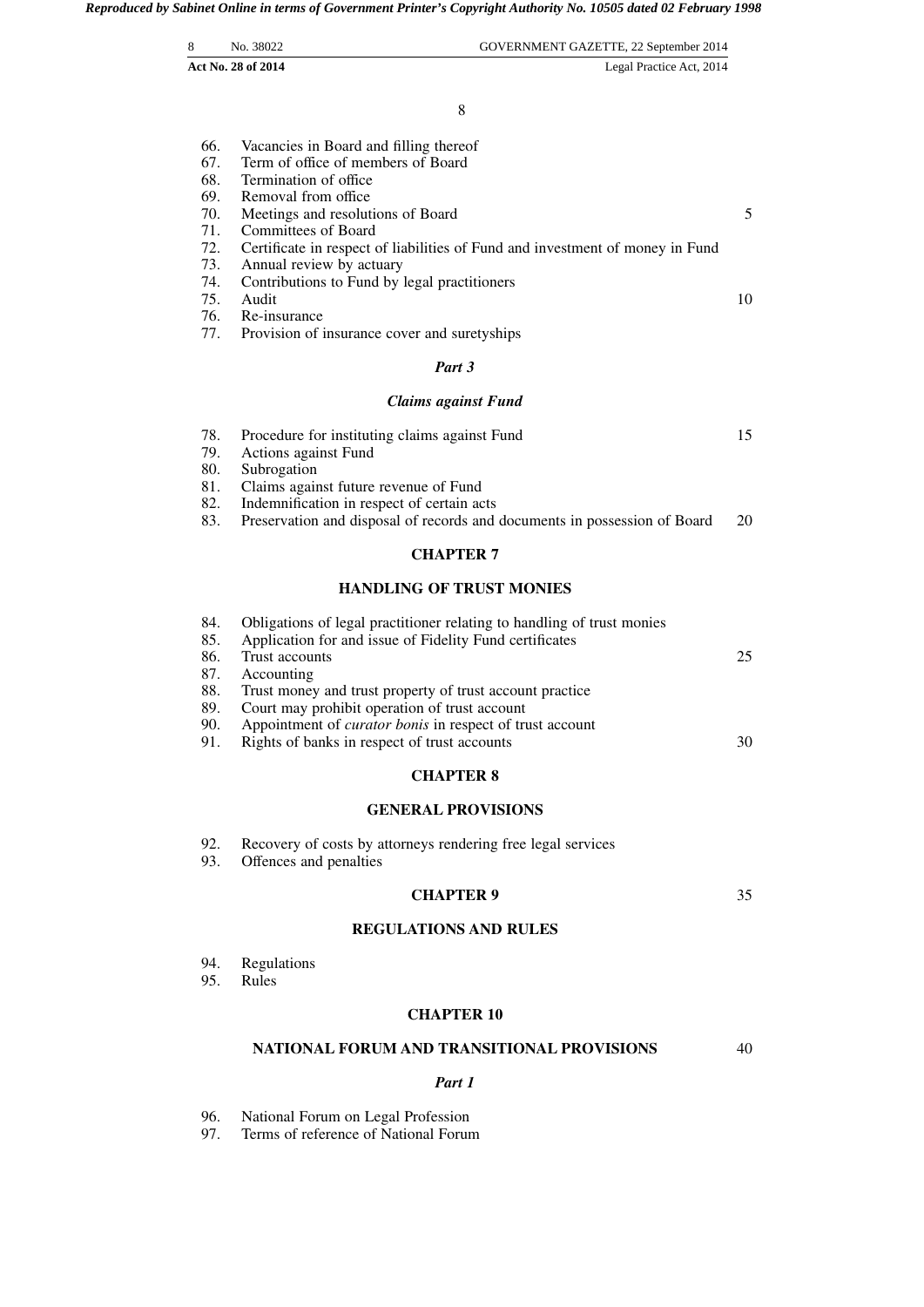66. Vacancies in Board and filling thereof
67. Term of office of members of Board
68. Termination of office
69. Removal from office
70. Meetings and resolutions of Board
71. Committees of Board
72. Certificate in respect of liabilities of Fund and investment of money in Fund
73. Annual review by actuary
74. Contributions to Fund by legal practitioners
75. Audit
76. Re-insurance
77. Provision of insurance cover and suretyships

### *Part 3*

### *Claims against Fund*

78. Procedure for instituting claims against Fund
79. Actions against Fund
80. Subrogation
81. Claims against future revenue of Fund
82. Indemnification in respect of certain acts
83. Preservation and disposal of records and documents in possession of Board

## CHAPTER 7

## HANDLING OF TRUST MONIES

84. Obligations of legal practitioner relating to handling of trust monies
85. Application for and issue of Fidelity Fund certificates
86. Trust accounts
87. Accounting
88. Trust money and trust property of trust account practice
89. Court may prohibit operation of trust account
90. Appointment of *curator bonis* in respect of trust account
91. Rights of banks in respect of trust accounts

## CHAPTER 8

## GENERAL PROVISIONS

92. Recovery of costs by attorneys rendering free legal services
93. Offences and penalties

## CHAPTER 9

## REGULATIONS AND RULES

94. Regulations
95. Rules

## CHAPTER 10

## NATIONAL FORUM AND TRANSITIONAL PROVISIONS

### *Part 1*

96. National Forum on Legal Profession
97. Terms of reference of National Forum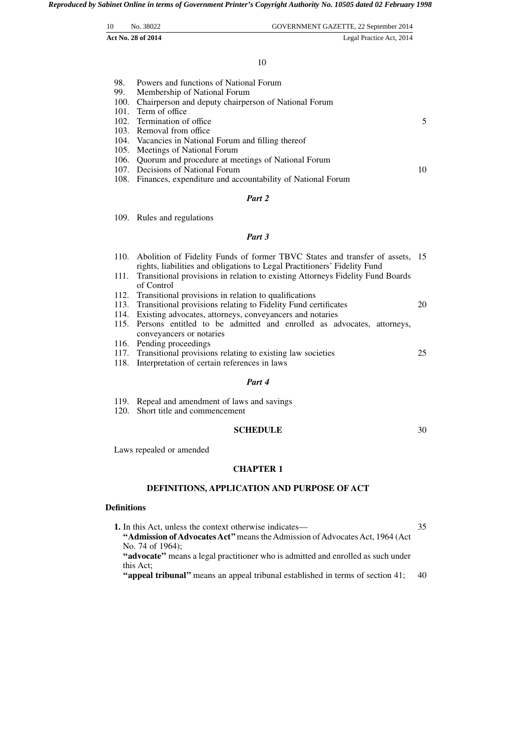98. Powers and functions of National Forum
99. Membership of National Forum
100. Chairperson and deputy chairperson of National Forum
101. Term of office
102. Termination of office
103. Removal from office
104. Vacancies in National Forum and filling thereof
105. Meetings of National Forum
106. Quorum and procedure at meetings of National Forum
107. Decisions of National Forum
108. Finances, expenditure and accountability of National Forum

*Part 2*

109. Rules and regulations

*Part 3*

110. Abolition of Fidelity Funds of former TBVC States and transfer of assets, rights, liabilities and obligations to Legal Practitioners' Fidelity Fund
111. Transitional provisions in relation to existing Attorneys Fidelity Fund Boards of Control
112. Transitional provisions in relation to qualifications
113. Transitional provisions relating to Fidelity Fund certificates
114. Existing advocates, attorneys, conveyancers and notaries
115. Persons entitled to be admitted and enrolled as advocates, attorneys, conveyancers or notaries
116. Pending proceedings
117. Transitional provisions relating to existing law societies
118. Interpretation of certain references in laws

*Part 4*

119. Repeal and amendment of laws and savings
120. Short title and commencement

**SCHEDULE**

Laws repealed or amended

## CHAPTER 1

## DEFINITIONS, APPLICATION AND PURPOSE OF ACT

### Definitions

**1.** In this Act, unless the context otherwise indicates—

**"Admission of Advocates Act"** means the Admission of Advocates Act, 1964 (Act No. 74 of 1964);

**"advocate"** means a legal practitioner who is admitted and enrolled as such under this Act;

**"appeal tribunal"** means an appeal tribunal established in terms of section 41;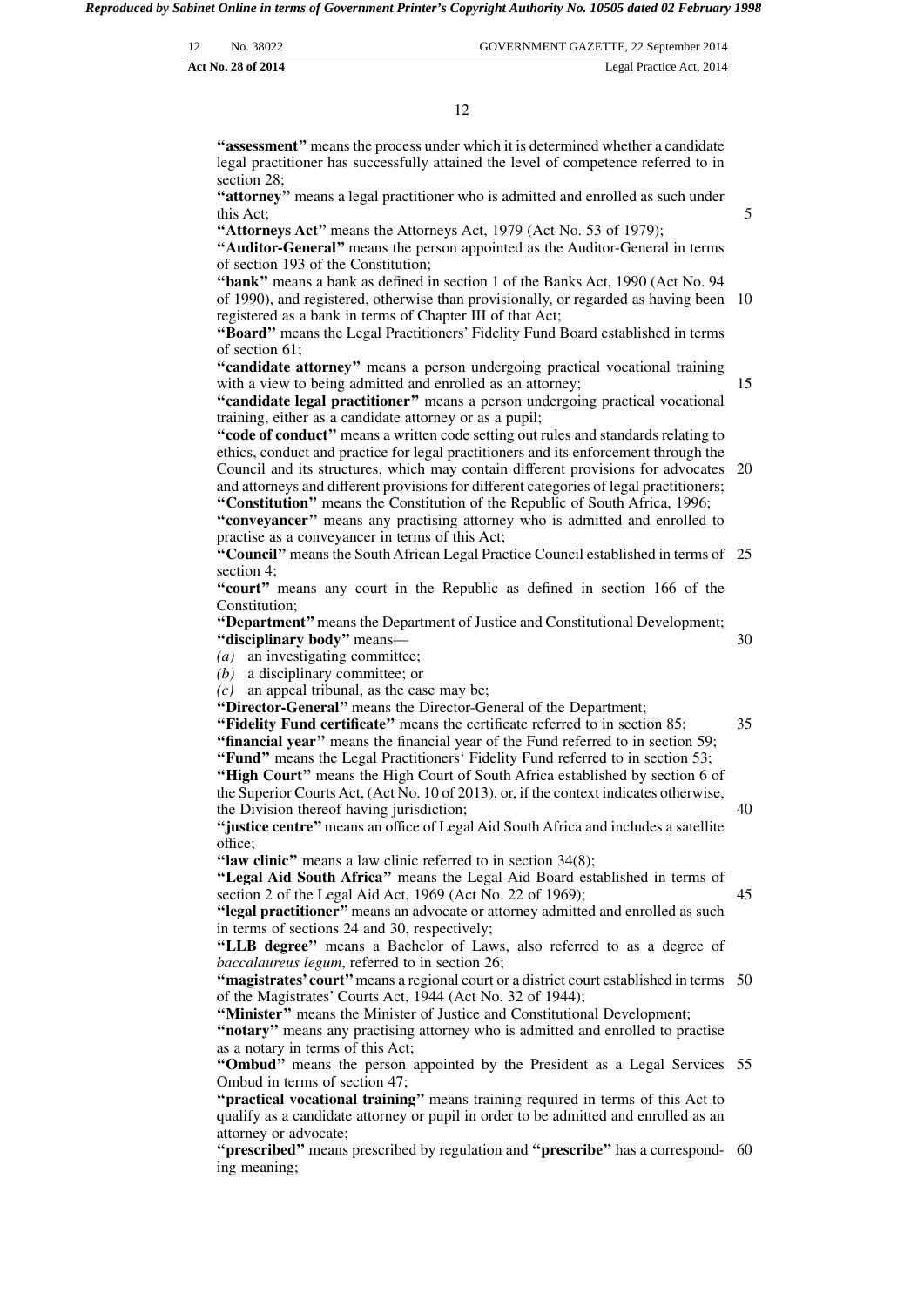**"assessment"** means the process under which it is determined whether a candidate legal practitioner has successfully attained the level of competence referred to in section 28;

**"attorney"** means a legal practitioner who is admitted and enrolled as such under this Act;

**"Attorneys Act"** means the Attorneys Act, 1979 (Act No. 53 of 1979);

**"Auditor-General"** means the person appointed as the Auditor-General in terms of section 193 of the Constitution;

**"bank"** means a bank as defined in section 1 of the Banks Act, 1990 (Act No. 94 of 1990), and registered, otherwise than provisionally, or regarded as having been registered as a bank in terms of Chapter III of that Act;

**"Board"** means the Legal Practitioners' Fidelity Fund Board established in terms of section 61;

**"candidate attorney"** means a person undergoing practical vocational training with a view to being admitted and enrolled as an attorney;

**"candidate legal practitioner"** means a person undergoing practical vocational training, either as a candidate attorney or as a pupil;

**"code of conduct"** means a written code setting out rules and standards relating to ethics, conduct and practice for legal practitioners and its enforcement through the Council and its structures, which may contain different provisions for advocates and attorneys and different provisions for different categories of legal practitioners;

**"Constitution"** means the Constitution of the Republic of South Africa, 1996;

**"conveyancer"** means any practising attorney who is admitted and enrolled to practise as a conveyancer in terms of this Act;

**"Council"** means the South African Legal Practice Council established in terms of section 4;

**"court"** means any court in the Republic as defined in section 166 of the Constitution;

**"Department"** means the Department of Justice and Constitutional Development;

**"disciplinary body"** means—

*(a)* an investigating committee;

*(b)* a disciplinary committee; or

*(c)* an appeal tribunal, as the case may be;

**"Director-General"** means the Director-General of the Department;

**"Fidelity Fund certificate"** means the certificate referred to in section 85;

**"financial year"** means the financial year of the Fund referred to in section 59;

**"Fund"** means the Legal Practitioners' Fidelity Fund referred to in section 53;

**"High Court"** means the High Court of South Africa established by section 6 of the Superior Courts Act, (Act No. 10 of 2013), or, if the context indicates otherwise, the Division thereof having jurisdiction;

**"justice centre"** means an office of Legal Aid South Africa and includes a satellite office;

**"law clinic"** means a law clinic referred to in section 34(8);

**"Legal Aid South Africa"** means the Legal Aid Board established in terms of section 2 of the Legal Aid Act, 1969 (Act No. 22 of 1969);

**"legal practitioner"** means an advocate or attorney admitted and enrolled as such in terms of sections 24 and 30, respectively;

**"LLB degree"** means a Bachelor of Laws, also referred to as a degree of *baccalaureus legum*, referred to in section 26;

**"magistrates' court"** means a regional court or a district court established in terms of the Magistrates' Courts Act, 1944 (Act No. 32 of 1944);

**"Minister"** means the Minister of Justice and Constitutional Development;

**"notary"** means any practising attorney who is admitted and enrolled to practise as a notary in terms of this Act;

**"Ombud"** means the person appointed by the President as a Legal Services Ombud in terms of section 47;

**"practical vocational training"** means training required in terms of this Act to qualify as a candidate attorney or pupil in order to be admitted and enrolled as an attorney or advocate;

**"prescribed"** means prescribed by regulation and **"prescribe"** has a corresponding meaning;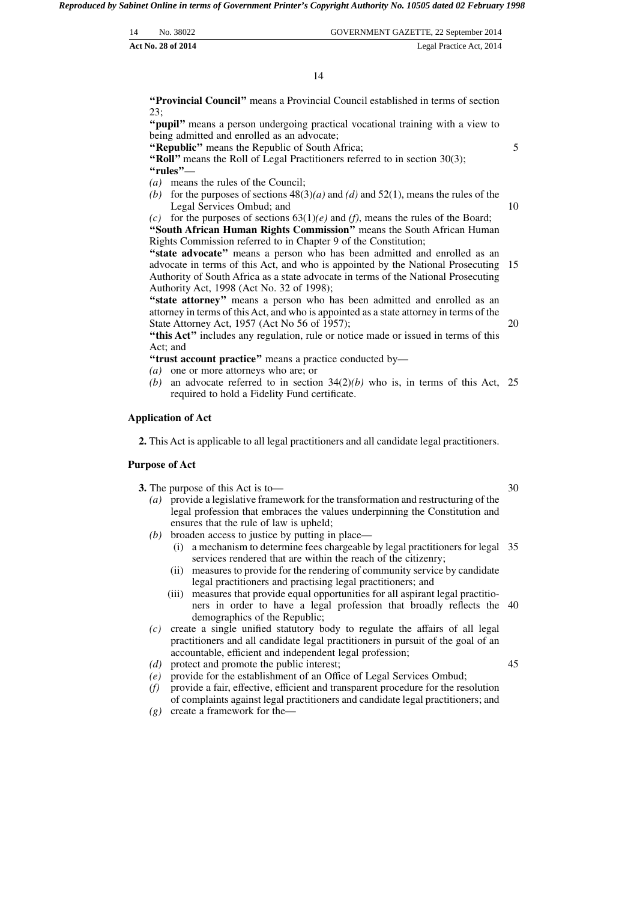**"Provincial Council"** means a Provincial Council established in terms of section 23;

**"pupil"** means a person undergoing practical vocational training with a view to being admitted and enrolled as an advocate;

**"Republic"** means the Republic of South Africa;

**"Roll"** means the Roll of Legal Practitioners referred to in section 30(3);

**"rules"**—

*(a)* means the rules of the Council;

*(b)* for the purposes of sections 48(3)*(a)* and *(d)* and 52(1), means the rules of the Legal Services Ombud; and

*(c)* for the purposes of sections 63(1)*(e)* and *(f)*, means the rules of the Board;

**"South African Human Rights Commission"** means the South African Human Rights Commission referred to in Chapter 9 of the Constitution;

**"state advocate"** means a person who has been admitted and enrolled as an advocate in terms of this Act, and who is appointed by the National Prosecuting Authority of South Africa as a state advocate in terms of the National Prosecuting Authority Act, 1998 (Act No. 32 of 1998);

**"state attorney"** means a person who has been admitted and enrolled as an attorney in terms of this Act, and who is appointed as a state attorney in terms of the State Attorney Act, 1957 (Act No 56 of 1957);

**"this Act"** includes any regulation, rule or notice made or issued in terms of this Act; and

**"trust account practice"** means a practice conducted by—

*(a)* one or more attorneys who are; or

*(b)* an advocate referred to in section 34(2)*(b)* who is, in terms of this Act, required to hold a Fidelity Fund certificate.

**Application of Act**

**2.** This Act is applicable to all legal practitioners and all candidate legal practitioners.

**Purpose of Act**

**3.** The purpose of this Act is to—

*(a)* provide a legislative framework for the transformation and restructuring of the legal profession that embraces the values underpinning the Constitution and ensures that the rule of law is upheld;

*(b)* broaden access to justice by putting in place—

(i) a mechanism to determine fees chargeable by legal practitioners for legal services rendered that are within the reach of the citizenry;

(ii) measures to provide for the rendering of community service by candidate legal practitioners and practising legal practitioners; and

(iii) measures that provide equal opportunities for all aspirant legal practitioners in order to have a legal profession that broadly reflects the demographics of the Republic;

*(c)* create a single unified statutory body to regulate the affairs of all legal practitioners and all candidate legal practitioners in pursuit of the goal of an accountable, efficient and independent legal profession;

*(d)* protect and promote the public interest;

*(e)* provide for the establishment of an Office of Legal Services Ombud;

*(f)* provide a fair, effective, efficient and transparent procedure for the resolution of complaints against legal practitioners and candidate legal practitioners; and

*(g)* create a framework for the—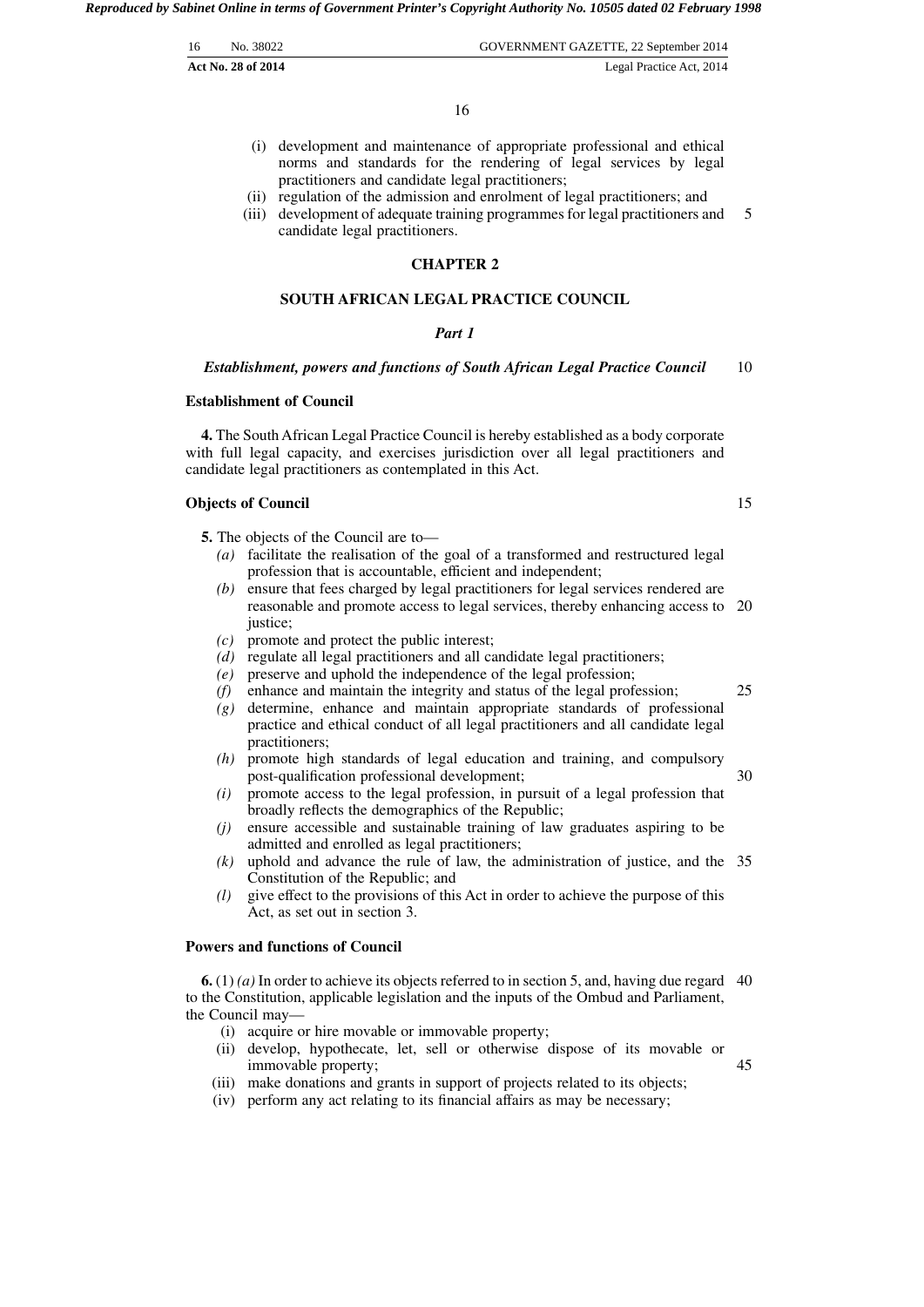(i) development and maintenance of appropriate professional and ethical norms and standards for the rendering of legal services by legal practitioners and candidate legal practitioners;
(ii) regulation of the admission and enrolment of legal practitioners; and
(iii) development of adequate training programmes for legal practitioners and candidate legal practitioners.

## CHAPTER 2

## SOUTH AFRICAN LEGAL PRACTICE COUNCIL

### *Part 1*

### *Establishment, powers and functions of South African Legal Practice Council*

**Establishment of Council**

**4.** The South African Legal Practice Council is hereby established as a body corporate with full legal capacity, and exercises jurisdiction over all legal practitioners and candidate legal practitioners as contemplated in this Act.

**Objects of Council**

**5.** The objects of the Council are to—

*(a)* facilitate the realisation of the goal of a transformed and restructured legal profession that is accountable, efficient and independent;
*(b)* ensure that fees charged by legal practitioners for legal services rendered are reasonable and promote access to legal services, thereby enhancing access to justice;
*(c)* promote and protect the public interest;
*(d)* regulate all legal practitioners and all candidate legal practitioners;
*(e)* preserve and uphold the independence of the legal profession;
*(f)* enhance and maintain the integrity and status of the legal profession;
*(g)* determine, enhance and maintain appropriate standards of professional practice and ethical conduct of all legal practitioners and all candidate legal practitioners;
*(h)* promote high standards of legal education and training, and compulsory post-qualification professional development;
*(i)* promote access to the legal profession, in pursuit of a legal profession that broadly reflects the demographics of the Republic;
*(j)* ensure accessible and sustainable training of law graduates aspiring to be admitted and enrolled as legal practitioners;
*(k)* uphold and advance the rule of law, the administration of justice, and the Constitution of the Republic; and
*(l)* give effect to the provisions of this Act in order to achieve the purpose of this Act, as set out in section 3.

**Powers and functions of Council**

**6.** (1) *(a)* In order to achieve its objects referred to in section 5, and, having due regard to the Constitution, applicable legislation and the inputs of the Ombud and Parliament, the Council may—

(i) acquire or hire movable or immovable property;
(ii) develop, hypothecate, let, sell or otherwise dispose of its movable or immovable property;
(iii) make donations and grants in support of projects related to its objects;
(iv) perform any act relating to its financial affairs as may be necessary;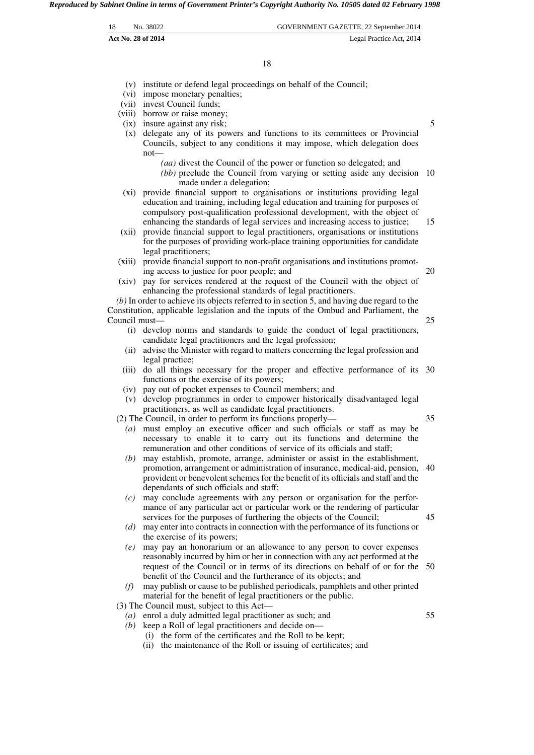(v) institute or defend legal proceedings on behalf of the Council;
(vi) impose monetary penalties;
(vii) invest Council funds;
(viii) borrow or raise money;
(ix) insure against any risk;
(x) delegate any of its powers and functions to its committees or Provincial Councils, subject to any conditions it may impose, which delegation does not—
*(aa)* divest the Council of the power or function so delegated; and
*(bb)* preclude the Council from varying or setting aside any decision made under a delegation;
(xi) provide financial support to organisations or institutions providing legal education and training, including legal education and training for purposes of compulsory post-qualification professional development, with the object of enhancing the standards of legal services and increasing access to justice;
(xii) provide financial support to legal practitioners, organisations or institutions for the purposes of providing work-place training opportunities for candidate legal practitioners;
(xiii) provide financial support to non-profit organisations and institutions promoting access to justice for poor people; and
(xiv) pay for services rendered at the request of the Council with the object of enhancing the professional standards of legal practitioners.

*(b)* In order to achieve its objects referred to in section 5, and having due regard to the Constitution, applicable legislation and the inputs of the Ombud and Parliament, the Council must—
(i) develop norms and standards to guide the conduct of legal practitioners, candidate legal practitioners and the legal profession;
(ii) advise the Minister with regard to matters concerning the legal profession and legal practice;
(iii) do all things necessary for the proper and effective performance of its functions or the exercise of its powers;
(iv) pay out of pocket expenses to Council members; and
(v) develop programmes in order to empower historically disadvantaged legal practitioners, as well as candidate legal practitioners.

(2) The Council, in order to perform its functions properly—
*(a)* must employ an executive officer and such officials or staff as may be necessary to enable it to carry out its functions and determine the remuneration and other conditions of service of its officials and staff;
*(b)* may establish, promote, arrange, administer or assist in the establishment, promotion, arrangement or administration of insurance, medical-aid, pension, provident or benevolent schemes for the benefit of its officials and staff and the dependants of such officials and staff;
*(c)* may conclude agreements with any person or organisation for the performance of any particular act or particular work or the rendering of particular services for the purposes of furthering the objects of the Council;
*(d)* may enter into contracts in connection with the performance of its functions or the exercise of its powers;
*(e)* may pay an honorarium or an allowance to any person to cover expenses reasonably incurred by him or her in connection with any act performed at the request of the Council or in terms of its directions on behalf of or for the benefit of the Council and the furtherance of its objects; and
*(f)* may publish or cause to be published periodicals, pamphlets and other printed material for the benefit of legal practitioners or the public.

(3) The Council must, subject to this Act—
*(a)* enrol a duly admitted legal practitioner as such; and
*(b)* keep a Roll of legal practitioners and decide on—
(i) the form of the certificates and the Roll to be kept;
(ii) the maintenance of the Roll or issuing of certificates; and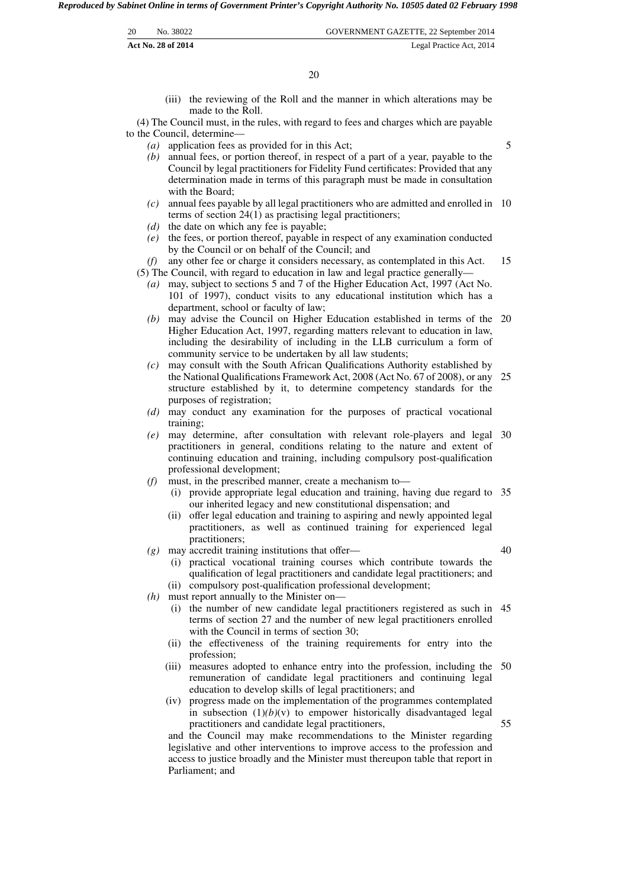(iii) the reviewing of the Roll and the manner in which alterations may be made to the Roll.

(4) The Council must, in the rules, with regard to fees and charges which are payable to the Council, determine—

*(a)* application fees as provided for in this Act;

*(b)* annual fees, or portion thereof, in respect of a part of a year, payable to the Council by legal practitioners for Fidelity Fund certificates: Provided that any determination made in terms of this paragraph must be made in consultation with the Board;

*(c)* annual fees payable by all legal practitioners who are admitted and enrolled in terms of section 24(1) as practising legal practitioners;

*(d)* the date on which any fee is payable;

*(e)* the fees, or portion thereof, payable in respect of any examination conducted by the Council or on behalf of the Council; and

*(f)* any other fee or charge it considers necessary, as contemplated in this Act.

(5) The Council, with regard to education in law and legal practice generally—

*(a)* may, subject to sections 5 and 7 of the Higher Education Act, 1997 (Act No. 101 of 1997), conduct visits to any educational institution which has a department, school or faculty of law;

*(b)* may advise the Council on Higher Education established in terms of the Higher Education Act, 1997, regarding matters relevant to education in law, including the desirability of including in the LLB curriculum a form of community service to be undertaken by all law students;

*(c)* may consult with the South African Qualifications Authority established by the National Qualifications Framework Act, 2008 (Act No. 67 of 2008), or any structure established by it, to determine competency standards for the purposes of registration;

*(d)* may conduct any examination for the purposes of practical vocational training;

*(e)* may determine, after consultation with relevant role-players and legal practitioners in general, conditions relating to the nature and extent of continuing education and training, including compulsory post-qualification professional development;

*(f)* must, in the prescribed manner, create a mechanism to—

(i) provide appropriate legal education and training, having due regard to our inherited legacy and new constitutional dispensation; and

(ii) offer legal education and training to aspiring and newly appointed legal practitioners, as well as continued training for experienced legal practitioners;

*(g)* may accredit training institutions that offer—

(i) practical vocational training courses which contribute towards the qualification of legal practitioners and candidate legal practitioners; and

(ii) compulsory post-qualification professional development;

*(h)* must report annually to the Minister on—

(i) the number of new candidate legal practitioners registered as such in terms of section 27 and the number of new legal practitioners enrolled with the Council in terms of section 30;

(ii) the effectiveness of the training requirements for entry into the profession;

(iii) measures adopted to enhance entry into the profession, including the remuneration of candidate legal practitioners and continuing legal education to develop skills of legal practitioners; and

(iv) progress made on the implementation of the programmes contemplated in subsection (1)*(b)*(v) to empower historically disadvantaged legal practitioners and candidate legal practitioners,

and the Council may make recommendations to the Minister regarding legislative and other interventions to improve access to the profession and access to justice broadly and the Minister must thereupon table that report in Parliament; and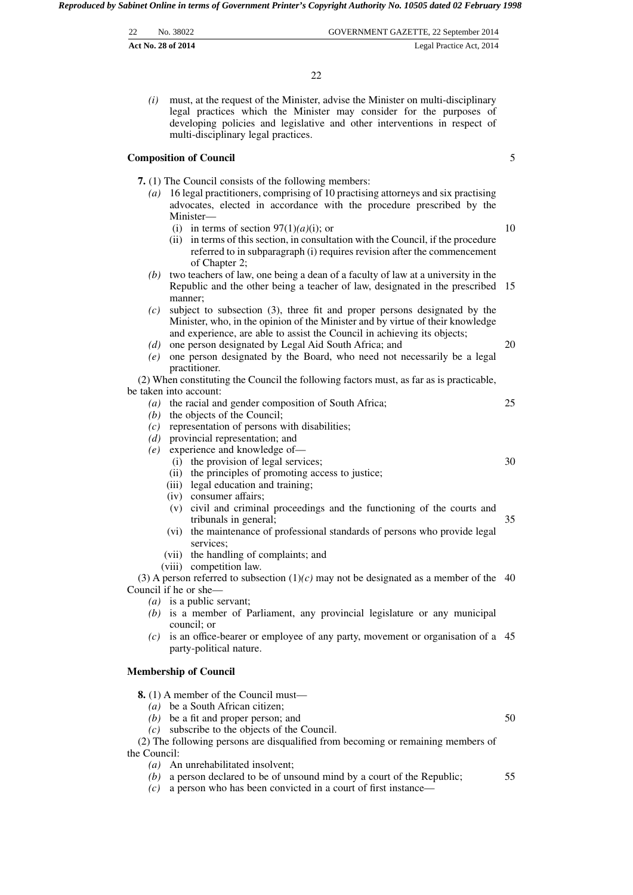*(i)* must, at the request of the Minister, advise the Minister on multi-disciplinary legal practices which the Minister may consider for the purposes of developing policies and legislative and other interventions in respect of multi-disciplinary legal practices.

**Composition of Council**

**7.** (1) The Council consists of the following members:

*(a)* 16 legal practitioners, comprising of 10 practising attorneys and six practising advocates, elected in accordance with the procedure prescribed by the Minister—

(i) in terms of section 97(1)*(a)*(i); or

(ii) in terms of this section, in consultation with the Council, if the procedure referred to in subparagraph (i) requires revision after the commencement of Chapter 2;

*(b)* two teachers of law, one being a dean of a faculty of law at a university in the Republic and the other being a teacher of law, designated in the prescribed manner;

*(c)* subject to subsection (3), three fit and proper persons designated by the Minister, who, in the opinion of the Minister and by virtue of their knowledge and experience, are able to assist the Council in achieving its objects;

*(d)* one person designated by Legal Aid South Africa; and

*(e)* one person designated by the Board, who need not necessarily be a legal practitioner.

(2) When constituting the Council the following factors must, as far as is practicable, be taken into account:

*(a)* the racial and gender composition of South Africa;

*(b)* the objects of the Council;

*(c)* representation of persons with disabilities;

*(d)* provincial representation; and

*(e)* experience and knowledge of—

(i) the provision of legal services;

(ii) the principles of promoting access to justice;

(iii) legal education and training;

(iv) consumer affairs;

(v) civil and criminal proceedings and the functioning of the courts and tribunals in general;

(vi) the maintenance of professional standards of persons who provide legal services;

(vii) the handling of complaints; and

(viii) competition law.

(3) A person referred to subsection (1)*(c)* may not be designated as a member of the Council if he or she—

*(a)* is a public servant;

*(b)* is a member of Parliament, any provincial legislature or any municipal council; or

*(c)* is an office-bearer or employee of any party, movement or organisation of a party-political nature.

**Membership of Council**

**8.** (1) A member of the Council must—

*(a)* be a South African citizen;

*(b)* be a fit and proper person; and

*(c)* subscribe to the objects of the Council.

(2) The following persons are disqualified from becoming or remaining members of the Council:

*(a)* An unrehabilitated insolvent;

*(b)* a person declared to be of unsound mind by a court of the Republic;

*(c)* a person who has been convicted in a court of first instance—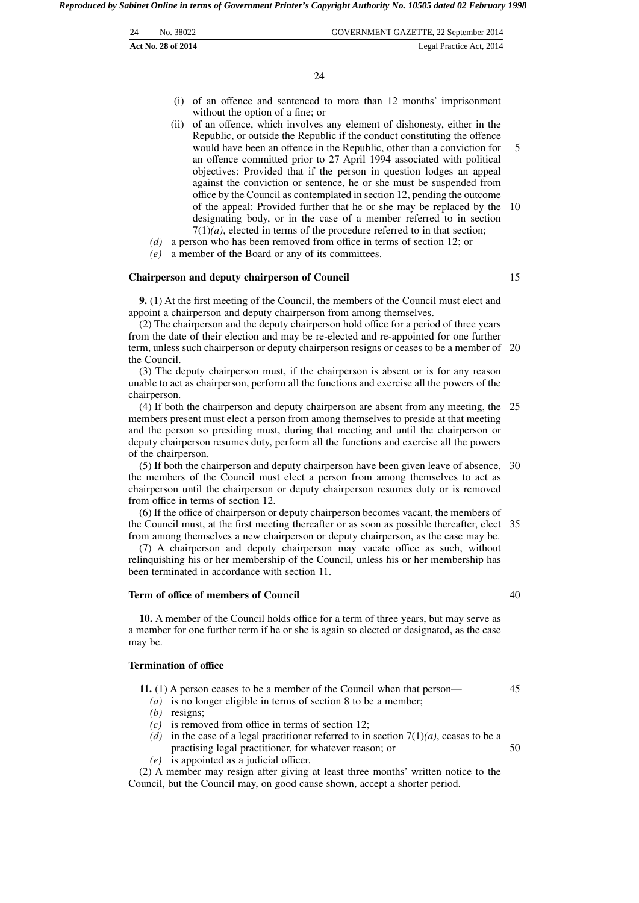(i) of an offence and sentenced to more than 12 months' imprisonment without the option of a fine; or

(ii) of an offence, which involves any element of dishonesty, either in the Republic, or outside the Republic if the conduct constituting the offence would have been an offence in the Republic, other than a conviction for an offence committed prior to 27 April 1994 associated with political objectives: Provided that if the person in question lodges an appeal against the conviction or sentence, he or she must be suspended from office by the Council as contemplated in section 12, pending the outcome of the appeal: Provided further that he or she may be replaced by the designating body, or in the case of a member referred to in section 7(1)*(a)*, elected in terms of the procedure referred to in that section;

*(d)* a person who has been removed from office in terms of section 12; or

*(e)* a member of the Board or any of its committees.

**Chairperson and deputy chairperson of Council**

**9.** (1) At the first meeting of the Council, the members of the Council must elect and appoint a chairperson and deputy chairperson from among themselves.

(2) The chairperson and the deputy chairperson hold office for a period of three years from the date of their election and may be re-elected and re-appointed for one further term, unless such chairperson or deputy chairperson resigns or ceases to be a member of the Council.

(3) The deputy chairperson must, if the chairperson is absent or is for any reason unable to act as chairperson, perform all the functions and exercise all the powers of the chairperson.

(4) If both the chairperson and deputy chairperson are absent from any meeting, the members present must elect a person from among themselves to preside at that meeting and the person so presiding must, during that meeting and until the chairperson or deputy chairperson resumes duty, perform all the functions and exercise all the powers of the chairperson.

(5) If both the chairperson and deputy chairperson have been given leave of absence, the members of the Council must elect a person from among themselves to act as chairperson until the chairperson or deputy chairperson resumes duty or is removed from office in terms of section 12.

(6) If the office of chairperson or deputy chairperson becomes vacant, the members of the Council must, at the first meeting thereafter or as soon as possible thereafter, elect from among themselves a new chairperson or deputy chairperson, as the case may be.

(7) A chairperson and deputy chairperson may vacate office as such, without relinquishing his or her membership of the Council, unless his or her membership has been terminated in accordance with section 11.

**Term of office of members of Council**

**10.** A member of the Council holds office for a term of three years, but may serve as a member for one further term if he or she is again so elected or designated, as the case may be.

**Termination of office**

**11.** (1) A person ceases to be a member of the Council when that person—

*(a)* is no longer eligible in terms of section 8 to be a member;

*(b)* resigns;

*(c)* is removed from office in terms of section 12;

*(d)* in the case of a legal practitioner referred to in section 7(1)*(a)*, ceases to be a practising legal practitioner, for whatever reason; or

*(e)* is appointed as a judicial officer.

(2) A member may resign after giving at least three months' written notice to the Council, but the Council may, on good cause shown, accept a shorter period.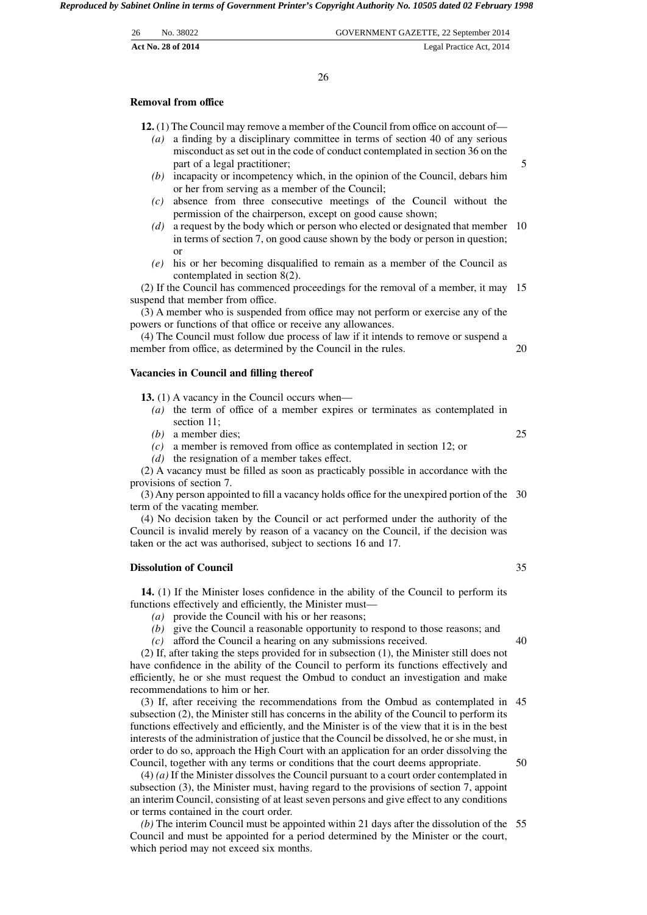**Removal from office**

**12.** (1) The Council may remove a member of the Council from office on account of—

*(a)* a finding by a disciplinary committee in terms of section 40 of any serious misconduct as set out in the code of conduct contemplated in section 36 on the part of a legal practitioner;

*(b)* incapacity or incompetency which, in the opinion of the Council, debars him or her from serving as a member of the Council;

*(c)* absence from three consecutive meetings of the Council without the permission of the chairperson, except on good cause shown;

*(d)* a request by the body which or person who elected or designated that member in terms of section 7, on good cause shown by the body or person in question; or

*(e)* his or her becoming disqualified to remain as a member of the Council as contemplated in section 8(2).

(2) If the Council has commenced proceedings for the removal of a member, it may suspend that member from office.

(3) A member who is suspended from office may not perform or exercise any of the powers or functions of that office or receive any allowances.

(4) The Council must follow due process of law if it intends to remove or suspend a member from office, as determined by the Council in the rules.

**Vacancies in Council and filling thereof**

**13.** (1) A vacancy in the Council occurs when—

*(a)* the term of office of a member expires or terminates as contemplated in section 11;

*(b)* a member dies;

*(c)* a member is removed from office as contemplated in section 12; or

*(d)* the resignation of a member takes effect.

(2) A vacancy must be filled as soon as practicably possible in accordance with the provisions of section 7.

(3) Any person appointed to fill a vacancy holds office for the unexpired portion of the term of the vacating member.

(4) No decision taken by the Council or act performed under the authority of the Council is invalid merely by reason of a vacancy on the Council, if the decision was taken or the act was authorised, subject to sections 16 and 17.

**Dissolution of Council**

**14.** (1) If the Minister loses confidence in the ability of the Council to perform its functions effectively and efficiently, the Minister must—

*(a)* provide the Council with his or her reasons;

*(b)* give the Council a reasonable opportunity to respond to those reasons; and

*(c)* afford the Council a hearing on any submissions received.

(2) If, after taking the steps provided for in subsection (1), the Minister still does not have confidence in the ability of the Council to perform its functions effectively and efficiently, he or she must request the Ombud to conduct an investigation and make recommendations to him or her.

(3) If, after receiving the recommendations from the Ombud as contemplated in subsection (2), the Minister still has concerns in the ability of the Council to perform its functions effectively and efficiently, and the Minister is of the view that it is in the best interests of the administration of justice that the Council be dissolved, he or she must, in order to do so, approach the High Court with an application for an order dissolving the Council, together with any terms or conditions that the court deems appropriate.

(4) *(a)* If the Minister dissolves the Council pursuant to a court order contemplated in subsection (3), the Minister must, having regard to the provisions of section 7, appoint an interim Council, consisting of at least seven persons and give effect to any conditions or terms contained in the court order.

*(b)* The interim Council must be appointed within 21 days after the dissolution of the Council and must be appointed for a period determined by the Minister or the court, which period may not exceed six months.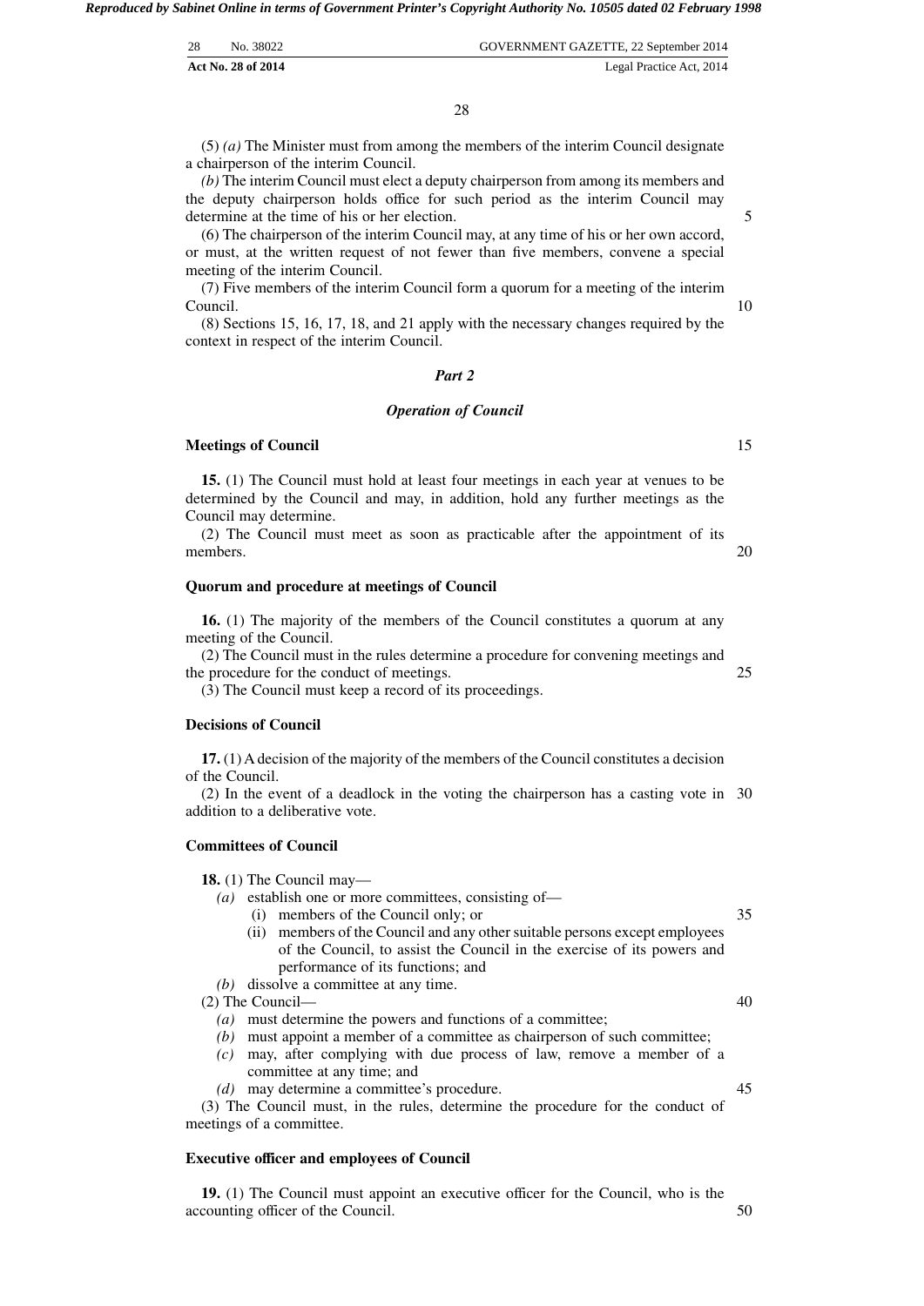(5) *(a)* The Minister must from among the members of the interim Council designate a chairperson of the interim Council.

*(b)* The interim Council must elect a deputy chairperson from among its members and the deputy chairperson holds office for such period as the interim Council may determine at the time of his or her election.

(6) The chairperson of the interim Council may, at any time of his or her own accord, or must, at the written request of not fewer than five members, convene a special meeting of the interim Council.

(7) Five members of the interim Council form a quorum for a meeting of the interim Council.

(8) Sections 15, 16, 17, 18, and 21 apply with the necessary changes required by the context in respect of the interim Council.

## *Part 2*

## *Operation of Council*

**Meetings of Council**

**15.** (1) The Council must hold at least four meetings in each year at venues to be determined by the Council and may, in addition, hold any further meetings as the Council may determine.

(2) The Council must meet as soon as practicable after the appointment of its members.

**Quorum and procedure at meetings of Council**

**16.** (1) The majority of the members of the Council constitutes a quorum at any meeting of the Council.

(2) The Council must in the rules determine a procedure for convening meetings and the procedure for the conduct of meetings.

(3) The Council must keep a record of its proceedings.

**Decisions of Council**

**17.** (1) A decision of the majority of the members of the Council constitutes a decision of the Council.

(2) In the event of a deadlock in the voting the chairperson has a casting vote in addition to a deliberative vote.

**Committees of Council**

**18.** (1) The Council may—

*(a)* establish one or more committees, consisting of—
  (i) members of the Council only; or
  (ii) members of the Council and any other suitable persons except employees of the Council, to assist the Council in the exercise of its powers and performance of its functions; and

*(b)* dissolve a committee at any time.

(2) The Council—

*(a)* must determine the powers and functions of a committee;
*(b)* must appoint a member of a committee as chairperson of such committee;
*(c)* may, after complying with due process of law, remove a member of a committee at any time; and
*(d)* may determine a committee's procedure.

(3) The Council must, in the rules, determine the procedure for the conduct of meetings of a committee.

**Executive officer and employees of Council**

**19.** (1) The Council must appoint an executive officer for the Council, who is the accounting officer of the Council.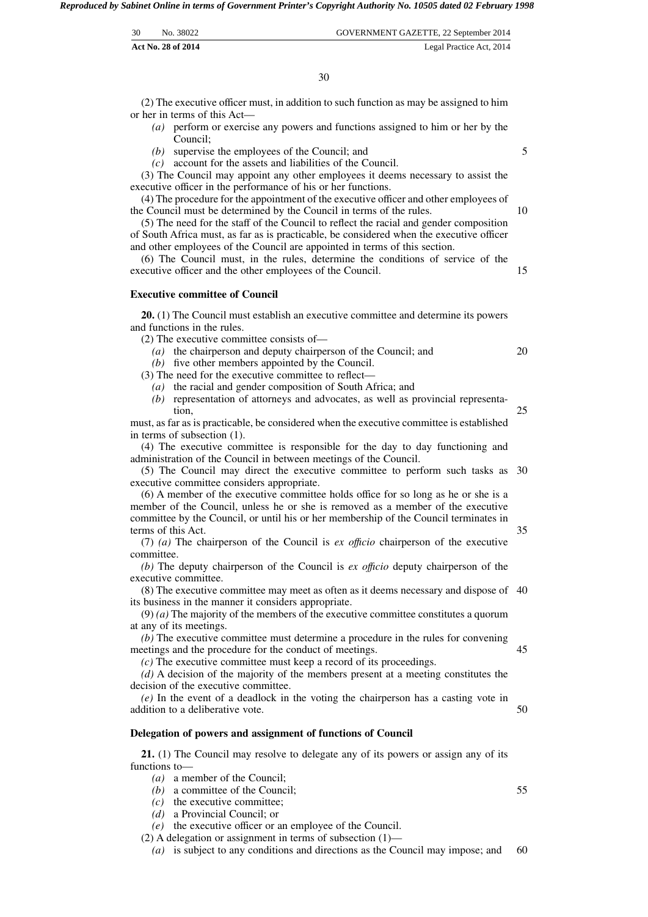(2) The executive officer must, in addition to such function as may be assigned to him or her in terms of this Act—

*(a)* perform or exercise any powers and functions assigned to him or her by the Council;

*(b)* supervise the employees of the Council; and

*(c)* account for the assets and liabilities of the Council.

(3) The Council may appoint any other employees it deems necessary to assist the executive officer in the performance of his or her functions.

(4) The procedure for the appointment of the executive officer and other employees of the Council must be determined by the Council in terms of the rules.

(5) The need for the staff of the Council to reflect the racial and gender composition of South Africa must, as far as is practicable, be considered when the executive officer and other employees of the Council are appointed in terms of this section.

(6) The Council must, in the rules, determine the conditions of service of the executive officer and the other employees of the Council.

**Executive committee of Council**

**20.** (1) The Council must establish an executive committee and determine its powers and functions in the rules.

(2) The executive committee consists of—

*(a)* the chairperson and deputy chairperson of the Council; and

*(b)* five other members appointed by the Council.

(3) The need for the executive committee to reflect—

*(a)* the racial and gender composition of South Africa; and

*(b)* representation of attorneys and advocates, as well as provincial representation,

must, as far as is practicable, be considered when the executive committee is established in terms of subsection (1).

(4) The executive committee is responsible for the day to day functioning and administration of the Council in between meetings of the Council.

(5) The Council may direct the executive committee to perform such tasks as executive committee considers appropriate.

(6) A member of the executive committee holds office for so long as he or she is a member of the Council, unless he or she is removed as a member of the executive committee by the Council, or until his or her membership of the Council terminates in terms of this Act.

(7) *(a)* The chairperson of the Council is *ex officio* chairperson of the executive committee.

*(b)* The deputy chairperson of the Council is *ex officio* deputy chairperson of the executive committee.

(8) The executive committee may meet as often as it deems necessary and dispose of its business in the manner it considers appropriate.

(9) *(a)* The majority of the members of the executive committee constitutes a quorum at any of its meetings.

*(b)* The executive committee must determine a procedure in the rules for convening meetings and the procedure for the conduct of meetings.

*(c)* The executive committee must keep a record of its proceedings.

*(d)* A decision of the majority of the members present at a meeting constitutes the decision of the executive committee.

*(e)* In the event of a deadlock in the voting the chairperson has a casting vote in addition to a deliberative vote.

**Delegation of powers and assignment of functions of Council**

**21.** (1) The Council may resolve to delegate any of its powers or assign any of its functions to—

*(a)* a member of the Council;

*(b)* a committee of the Council;

*(c)* the executive committee;

*(d)* a Provincial Council; or

*(e)* the executive officer or an employee of the Council.

(2) A delegation or assignment in terms of subsection (1)—

*(a)* is subject to any conditions and directions as the Council may impose; and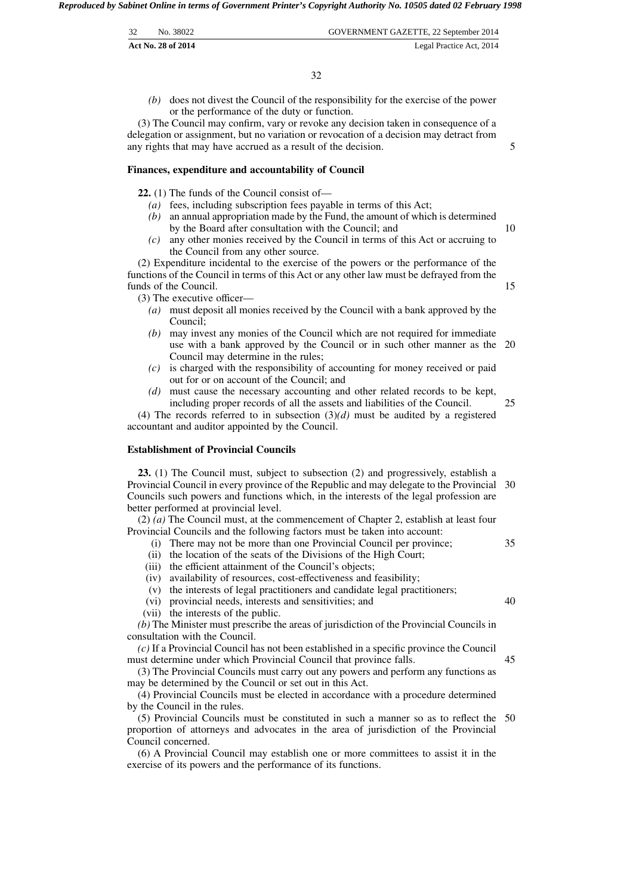*(b)* does not divest the Council of the responsibility for the exercise of the power or the performance of the duty or function.

(3) The Council may confirm, vary or revoke any decision taken in consequence of a delegation or assignment, but no variation or revocation of a decision may detract from any rights that may have accrued as a result of the decision.

**Finances, expenditure and accountability of Council**

**22.** (1) The funds of the Council consist of—

*(a)* fees, including subscription fees payable in terms of this Act;

*(b)* an annual appropriation made by the Fund, the amount of which is determined by the Board after consultation with the Council; and

*(c)* any other monies received by the Council in terms of this Act or accruing to the Council from any other source.

(2) Expenditure incidental to the exercise of the powers or the performance of the functions of the Council in terms of this Act or any other law must be defrayed from the funds of the Council.

(3) The executive officer—

*(a)* must deposit all monies received by the Council with a bank approved by the Council;

*(b)* may invest any monies of the Council which are not required for immediate use with a bank approved by the Council or in such other manner as the Council may determine in the rules;

*(c)* is charged with the responsibility of accounting for money received or paid out for or on account of the Council; and

*(d)* must cause the necessary accounting and other related records to be kept, including proper records of all the assets and liabilities of the Council.

(4) The records referred to in subsection (3)*(d)* must be audited by a registered accountant and auditor appointed by the Council.

**Establishment of Provincial Councils**

**23.** (1) The Council must, subject to subsection (2) and progressively, establish a Provincial Council in every province of the Republic and may delegate to the Provincial Councils such powers and functions which, in the interests of the legal profession are better performed at provincial level.

(2) *(a)* The Council must, at the commencement of Chapter 2, establish at least four Provincial Councils and the following factors must be taken into account:

(i) There may not be more than one Provincial Council per province;

(ii) the location of the seats of the Divisions of the High Court;

(iii) the efficient attainment of the Council's objects;

(iv) availability of resources, cost-effectiveness and feasibility;

(v) the interests of legal practitioners and candidate legal practitioners;

(vi) provincial needs, interests and sensitivities; and

(vii) the interests of the public.

*(b)* The Minister must prescribe the areas of jurisdiction of the Provincial Councils in consultation with the Council.

*(c)* If a Provincial Council has not been established in a specific province the Council must determine under which Provincial Council that province falls.

(3) The Provincial Councils must carry out any powers and perform any functions as may be determined by the Council or set out in this Act.

(4) Provincial Councils must be elected in accordance with a procedure determined by the Council in the rules.

(5) Provincial Councils must be constituted in such a manner so as to reflect the proportion of attorneys and advocates in the area of jurisdiction of the Provincial Council concerned.

(6) A Provincial Council may establish one or more committees to assist it in the exercise of its powers and the performance of its functions.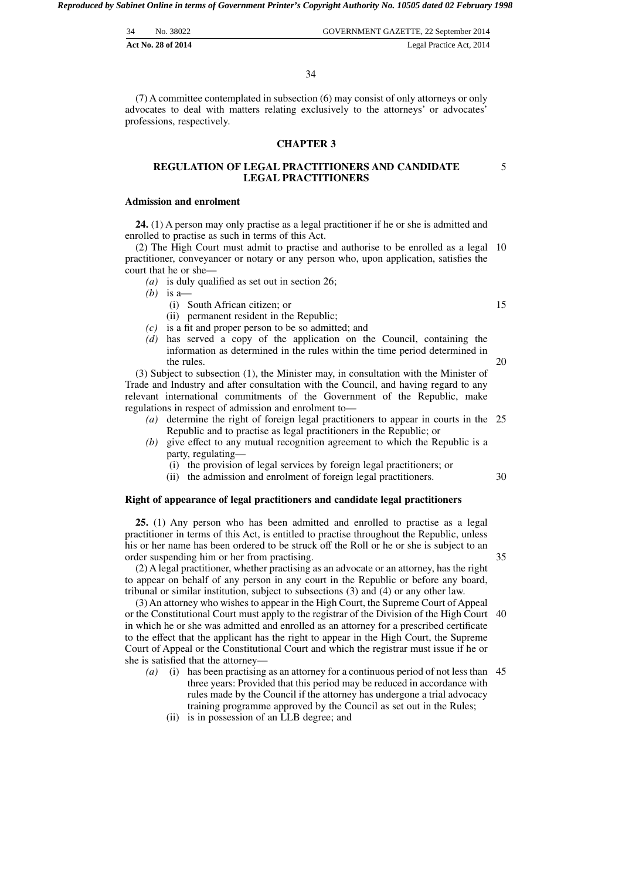(7) A committee contemplated in subsection (6) may consist of only attorneys or only advocates to deal with matters relating exclusively to the attorneys' or advocates' professions, respectively.

## CHAPTER 3

## REGULATION OF LEGAL PRACTITIONERS AND CANDIDATE LEGAL PRACTITIONERS

### Admission and enrolment

**24.** (1) A person may only practise as a legal practitioner if he or she is admitted and enrolled to practise as such in terms of this Act.

(2) The High Court must admit to practise and authorise to be enrolled as a legal practitioner, conveyancer or notary or any person who, upon application, satisfies the court that he or she—

*(a)* is duly qualified as set out in section 26;

*(b)* is a—

(i) South African citizen; or

(ii) permanent resident in the Republic;

*(c)* is a fit and proper person to be so admitted; and

*(d)* has served a copy of the application on the Council, containing the information as determined in the rules within the time period determined in the rules.

(3) Subject to subsection (1), the Minister may, in consultation with the Minister of Trade and Industry and after consultation with the Council, and having regard to any relevant international commitments of the Government of the Republic, make regulations in respect of admission and enrolment to—

*(a)* determine the right of foreign legal practitioners to appear in courts in the Republic and to practise as legal practitioners in the Republic; or

*(b)* give effect to any mutual recognition agreement to which the Republic is a party, regulating—

(i) the provision of legal services by foreign legal practitioners; or

(ii) the admission and enrolment of foreign legal practitioners.

### Right of appearance of legal practitioners and candidate legal practitioners

**25.** (1) Any person who has been admitted and enrolled to practise as a legal practitioner in terms of this Act, is entitled to practise throughout the Republic, unless his or her name has been ordered to be struck off the Roll or he or she is subject to an order suspending him or her from practising.

(2) A legal practitioner, whether practising as an advocate or an attorney, has the right to appear on behalf of any person in any court in the Republic or before any board, tribunal or similar institution, subject to subsections (3) and (4) or any other law.

(3) An attorney who wishes to appear in the High Court, the Supreme Court of Appeal or the Constitutional Court must apply to the registrar of the Division of the High Court in which he or she was admitted and enrolled as an attorney for a prescribed certificate to the effect that the applicant has the right to appear in the High Court, the Supreme Court of Appeal or the Constitutional Court and which the registrar must issue if he or she is satisfied that the attorney—

*(a)* (i) has been practising as an attorney for a continuous period of not less than three years: Provided that this period may be reduced in accordance with rules made by the Council if the attorney has undergone a trial advocacy training programme approved by the Council as set out in the Rules;

(ii) is in possession of an LLB degree; and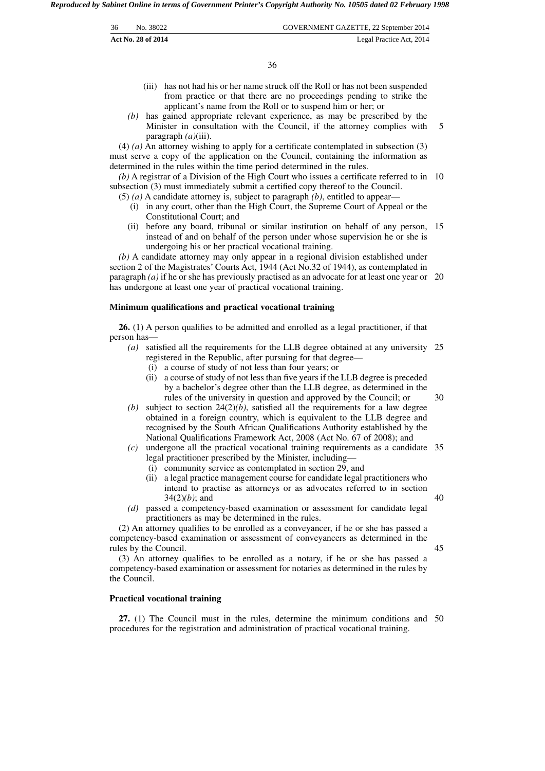(iii) has not had his or her name struck off the Roll or has not been suspended from practice or that there are no proceedings pending to strike the applicant's name from the Roll or to suspend him or her; or

*(b)* has gained appropriate relevant experience, as may be prescribed by the Minister in consultation with the Council, if the attorney complies with paragraph *(a)*(iii).

(4) *(a)* An attorney wishing to apply for a certificate contemplated in subsection (3) must serve a copy of the application on the Council, containing the information as determined in the rules within the time period determined in the rules.

*(b)* A registrar of a Division of the High Court who issues a certificate referred to in subsection (3) must immediately submit a certified copy thereof to the Council.

(5) *(a)* A candidate attorney is, subject to paragraph *(b)*, entitled to appear—

(i) in any court, other than the High Court, the Supreme Court of Appeal or the Constitutional Court; and

(ii) before any board, tribunal or similar institution on behalf of any person, instead of and on behalf of the person under whose supervision he or she is undergoing his or her practical vocational training.

*(b)* A candidate attorney may only appear in a regional division established under section 2 of the Magistrates' Courts Act, 1944 (Act No.32 of 1944), as contemplated in paragraph *(a)* if he or she has previously practised as an advocate for at least one year or has undergone at least one year of practical vocational training.

### Minimum qualifications and practical vocational training

**26.** (1) A person qualifies to be admitted and enrolled as a legal practitioner, if that person has—

*(a)* satisfied all the requirements for the LLB degree obtained at any university registered in the Republic, after pursuing for that degree—

(i) a course of study of not less than four years; or

(ii) a course of study of not less than five years if the LLB degree is preceded by a bachelor's degree other than the LLB degree, as determined in the rules of the university in question and approved by the Council; or

*(b)* subject to section 24(2)*(b)*, satisfied all the requirements for a law degree obtained in a foreign country, which is equivalent to the LLB degree and recognised by the South African Qualifications Authority established by the National Qualifications Framework Act, 2008 (Act No. 67 of 2008); and

*(c)* undergone all the practical vocational training requirements as a candidate legal practitioner prescribed by the Minister, including—

(i) community service as contemplated in section 29, and

(ii) a legal practice management course for candidate legal practitioners who intend to practise as attorneys or as advocates referred to in section 34(2)*(b)*; and

*(d)* passed a competency-based examination or assessment for candidate legal practitioners as may be determined in the rules.

(2) An attorney qualifies to be enrolled as a conveyancer, if he or she has passed a competency-based examination or assessment of conveyancers as determined in the rules by the Council.

(3) An attorney qualifies to be enrolled as a notary, if he or she has passed a competency-based examination or assessment for notaries as determined in the rules by the Council.

### Practical vocational training

**27.** (1) The Council must in the rules, determine the minimum conditions and procedures for the registration and administration of practical vocational training.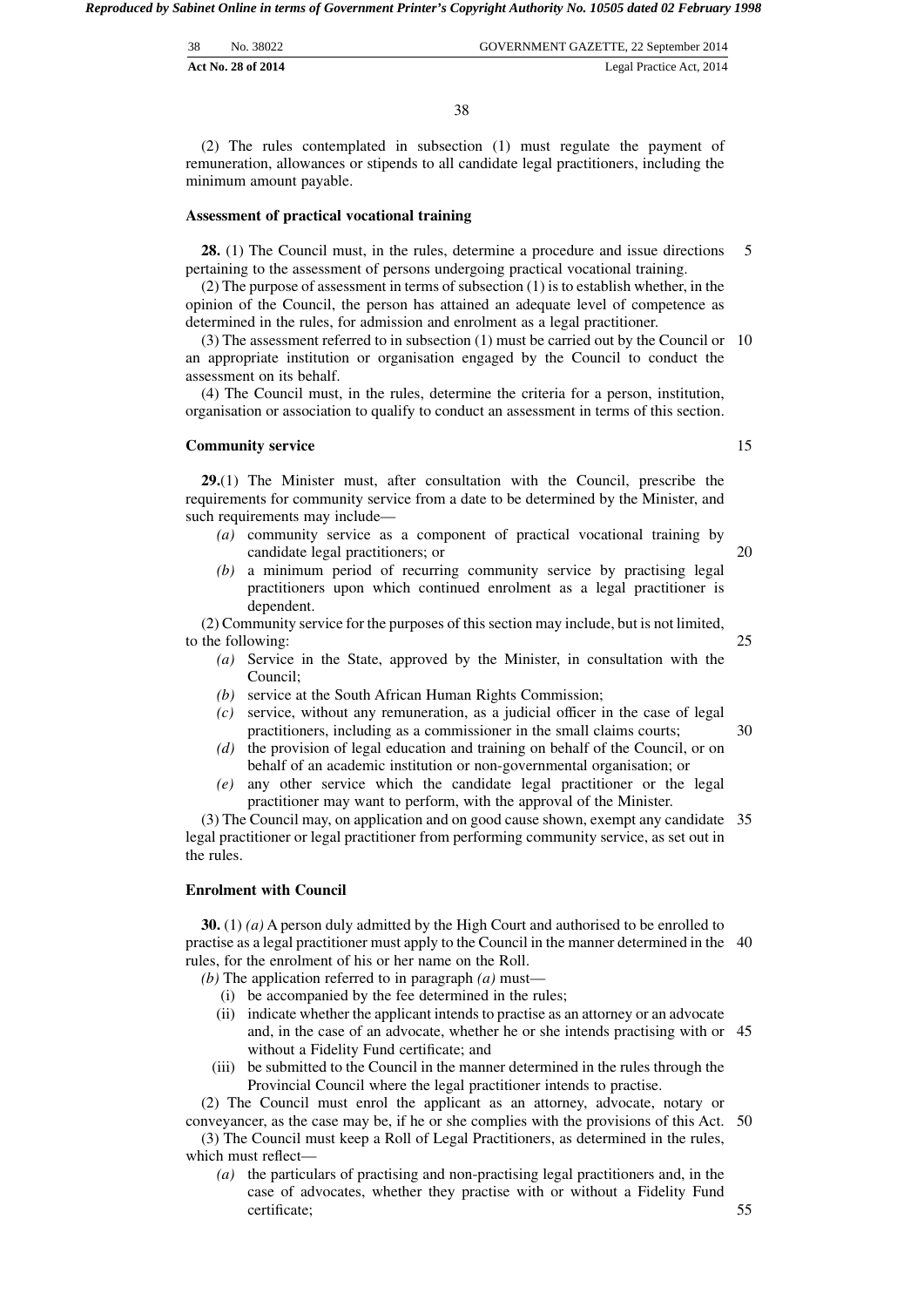(2) The rules contemplated in subsection (1) must regulate the payment of remuneration, allowances or stipends to all candidate legal practitioners, including the minimum amount payable.

**Assessment of practical vocational training**

**28.** (1) The Council must, in the rules, determine a procedure and issue directions pertaining to the assessment of persons undergoing practical vocational training.

(2) The purpose of assessment in terms of subsection (1) is to establish whether, in the opinion of the Council, the person has attained an adequate level of competence as determined in the rules, for admission and enrolment as a legal practitioner.

(3) The assessment referred to in subsection (1) must be carried out by the Council or an appropriate institution or organisation engaged by the Council to conduct the assessment on its behalf.

(4) The Council must, in the rules, determine the criteria for a person, institution, organisation or association to qualify to conduct an assessment in terms of this section.

**Community service**

**29.**(1) The Minister must, after consultation with the Council, prescribe the requirements for community service from a date to be determined by the Minister, and such requirements may include—

- *(a)* community service as a component of practical vocational training by candidate legal practitioners; or
- *(b)* a minimum period of recurring community service by practising legal practitioners upon which continued enrolment as a legal practitioner is dependent.

(2) Community service for the purposes of this section may include, but is not limited, to the following:

- *(a)* Service in the State, approved by the Minister, in consultation with the Council;
- *(b)* service at the South African Human Rights Commission;
- *(c)* service, without any remuneration, as a judicial officer in the case of legal practitioners, including as a commissioner in the small claims courts;
- *(d)* the provision of legal education and training on behalf of the Council, or on behalf of an academic institution or non-governmental organisation; or
- *(e)* any other service which the candidate legal practitioner or the legal practitioner may want to perform, with the approval of the Minister.

(3) The Council may, on application and on good cause shown, exempt any candidate legal practitioner or legal practitioner from performing community service, as set out in the rules.

**Enrolment with Council**

**30.** (1) *(a)* A person duly admitted by the High Court and authorised to be enrolled to practise as a legal practitioner must apply to the Council in the manner determined in the rules, for the enrolment of his or her name on the Roll.

*(b)* The application referred to in paragraph *(a)* must—

- (i) be accompanied by the fee determined in the rules;
- (ii) indicate whether the applicant intends to practise as an attorney or an advocate and, in the case of an advocate, whether he or she intends practising with or without a Fidelity Fund certificate; and
- (iii) be submitted to the Council in the manner determined in the rules through the Provincial Council where the legal practitioner intends to practise.

(2) The Council must enrol the applicant as an attorney, advocate, notary or conveyancer, as the case may be, if he or she complies with the provisions of this Act.

(3) The Council must keep a Roll of Legal Practitioners, as determined in the rules, which must reflect—

- *(a)* the particulars of practising and non-practising legal practitioners and, in the case of advocates, whether they practise with or without a Fidelity Fund certificate;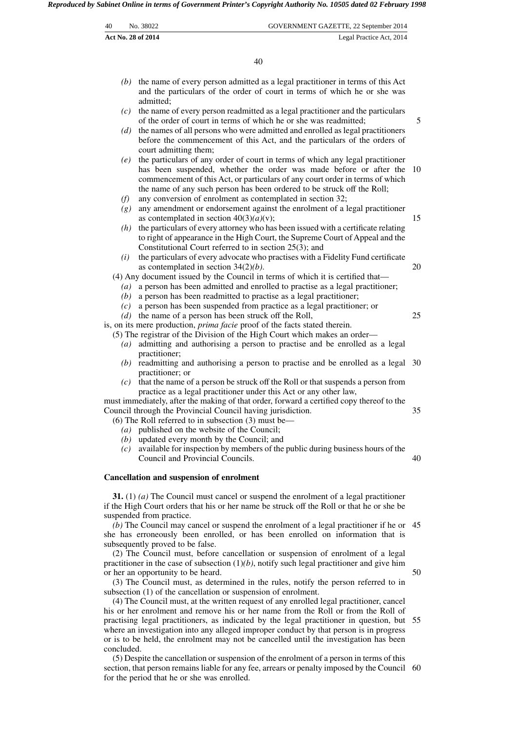*(b)* the name of every person admitted as a legal practitioner in terms of this Act and the particulars of the order of court in terms of which he or she was admitted;

*(c)* the name of every person readmitted as a legal practitioner and the particulars of the order of court in terms of which he or she was readmitted;

*(d)* the names of all persons who were admitted and enrolled as legal practitioners before the commencement of this Act, and the particulars of the orders of court admitting them;

*(e)* the particulars of any order of court in terms of which any legal practitioner has been suspended, whether the order was made before or after the commencement of this Act, or particulars of any court order in terms of which the name of any such person has been ordered to be struck off the Roll;

*(f)* any conversion of enrolment as contemplated in section 32;

*(g)* any amendment or endorsement against the enrolment of a legal practitioner as contemplated in section 40(3)*(a)*(v);

*(h)* the particulars of every attorney who has been issued with a certificate relating to right of appearance in the High Court, the Supreme Court of Appeal and the Constitutional Court referred to in section 25(3); and

*(i)* the particulars of every advocate who practises with a Fidelity Fund certificate as contemplated in section 34(2)*(b)*.

(4) Any document issued by the Council in terms of which it is certified that—

*(a)* a person has been admitted and enrolled to practise as a legal practitioner;

*(b)* a person has been readmitted to practise as a legal practitioner;

*(c)* a person has been suspended from practice as a legal practitioner; or

*(d)* the name of a person has been struck off the Roll,

is, on its mere production, *prima facie* proof of the facts stated therein.

(5) The registrar of the Division of the High Court which makes an order—

*(a)* admitting and authorising a person to practise and be enrolled as a legal practitioner;

*(b)* readmitting and authorising a person to practise and be enrolled as a legal practitioner; or

*(c)* that the name of a person be struck off the Roll or that suspends a person from practice as a legal practitioner under this Act or any other law,

must immediately, after the making of that order, forward a certified copy thereof to the Council through the Provincial Council having jurisdiction.

(6) The Roll referred to in subsection (3) must be—

*(a)* published on the website of the Council;

*(b)* updated every month by the Council; and

*(c)* available for inspection by members of the public during business hours of the Council and Provincial Councils.

**Cancellation and suspension of enrolment**

**31.** (1) *(a)* The Council must cancel or suspend the enrolment of a legal practitioner if the High Court orders that his or her name be struck off the Roll or that he or she be suspended from practice.

*(b)* The Council may cancel or suspend the enrolment of a legal practitioner if he or she has erroneously been enrolled, or has been enrolled on information that is subsequently proved to be false.

(2) The Council must, before cancellation or suspension of enrolment of a legal practitioner in the case of subsection (1)*(b)*, notify such legal practitioner and give him or her an opportunity to be heard.

(3) The Council must, as determined in the rules, notify the person referred to in subsection (1) of the cancellation or suspension of enrolment.

(4) The Council must, at the written request of any enrolled legal practitioner, cancel his or her enrolment and remove his or her name from the Roll or from the Roll of practising legal practitioners, as indicated by the legal practitioner in question, but where an investigation into any alleged improper conduct by that person is in progress or is to be held, the enrolment may not be cancelled until the investigation has been concluded.

(5) Despite the cancellation or suspension of the enrolment of a person in terms of this section, that person remains liable for any fee, arrears or penalty imposed by the Council for the period that he or she was enrolled.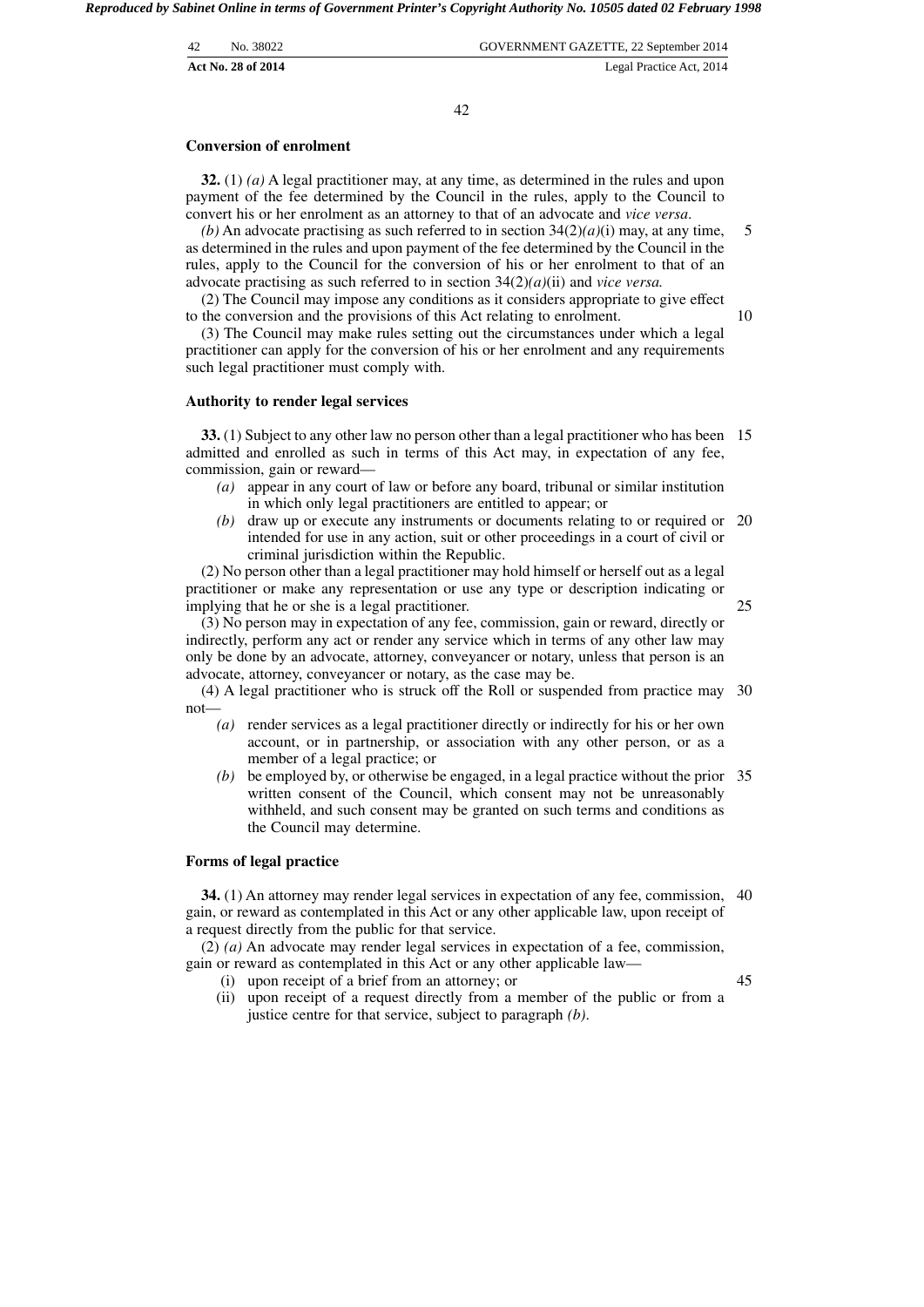### Conversion of enrolment

**32.** (1) *(a)* A legal practitioner may, at any time, as determined in the rules and upon payment of the fee determined by the Council in the rules, apply to the Council to convert his or her enrolment as an attorney to that of an advocate and *vice versa*.

*(b)* An advocate practising as such referred to in section 34(2)*(a)*(i) may, at any time, as determined in the rules and upon payment of the fee determined by the Council in the rules, apply to the Council for the conversion of his or her enrolment to that of an advocate practising as such referred to in section 34(2)*(a)*(ii) and *vice versa.*

(2) The Council may impose any conditions as it considers appropriate to give effect to the conversion and the provisions of this Act relating to enrolment.

(3) The Council may make rules setting out the circumstances under which a legal practitioner can apply for the conversion of his or her enrolment and any requirements such legal practitioner must comply with.

### Authority to render legal services

**33.** (1) Subject to any other law no person other than a legal practitioner who has been admitted and enrolled as such in terms of this Act may, in expectation of any fee, commission, gain or reward—

*(a)* appear in any court of law or before any board, tribunal or similar institution in which only legal practitioners are entitled to appear; or

*(b)* draw up or execute any instruments or documents relating to or required or intended for use in any action, suit or other proceedings in a court of civil or criminal jurisdiction within the Republic.

(2) No person other than a legal practitioner may hold himself or herself out as a legal practitioner or make any representation or use any type or description indicating or implying that he or she is a legal practitioner.

(3) No person may in expectation of any fee, commission, gain or reward, directly or indirectly, perform any act or render any service which in terms of any other law may only be done by an advocate, attorney, conveyancer or notary, unless that person is an advocate, attorney, conveyancer or notary, as the case may be.

(4) A legal practitioner who is struck off the Roll or suspended from practice may not—

*(a)* render services as a legal practitioner directly or indirectly for his or her own account, or in partnership, or association with any other person, or as a member of a legal practice; or

*(b)* be employed by, or otherwise be engaged, in a legal practice without the prior written consent of the Council, which consent may not be unreasonably withheld, and such consent may be granted on such terms and conditions as the Council may determine.

### Forms of legal practice

**34.** (1) An attorney may render legal services in expectation of any fee, commission, gain, or reward as contemplated in this Act or any other applicable law, upon receipt of a request directly from the public for that service.

(2) *(a)* An advocate may render legal services in expectation of a fee, commission, gain or reward as contemplated in this Act or any other applicable law—

(i) upon receipt of a brief from an attorney; or

(ii) upon receipt of a request directly from a member of the public or from a justice centre for that service, subject to paragraph *(b)*.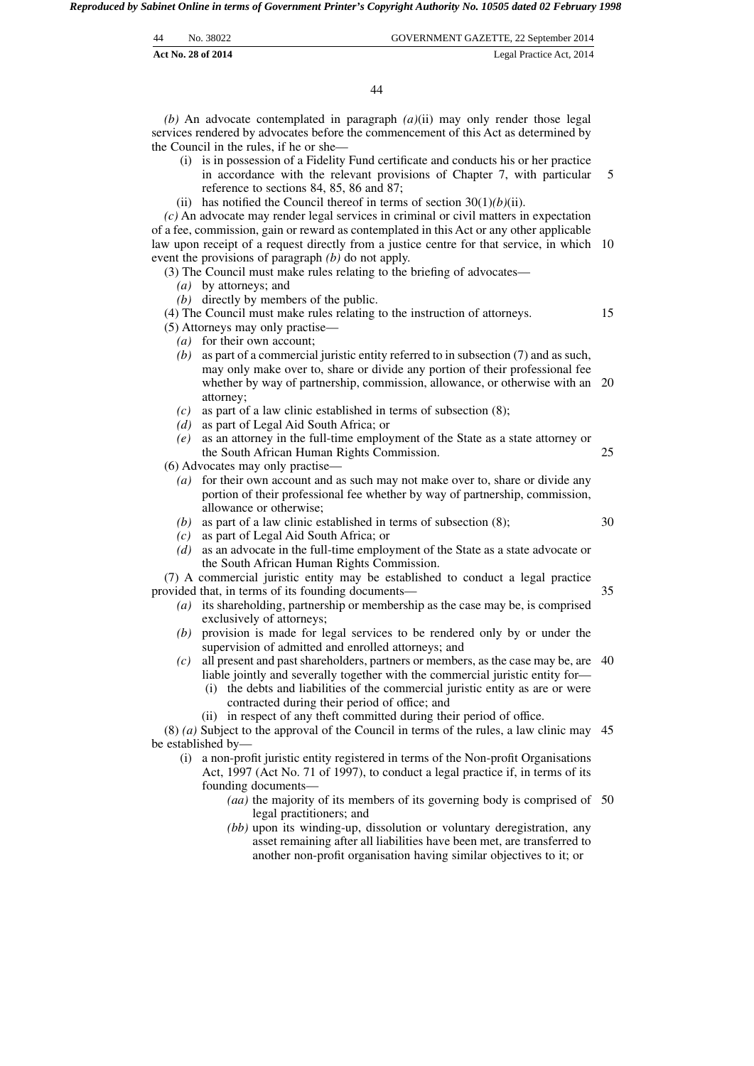*(b)* An advocate contemplated in paragraph *(a)*(ii) may only render those legal services rendered by advocates before the commencement of this Act as determined by the Council in the rules, if he or she—

(i) is in possession of a Fidelity Fund certificate and conducts his or her practice in accordance with the relevant provisions of Chapter 7, with particular reference to sections 84, 85, 86 and 87;

(ii) has notified the Council thereof in terms of section 30(1)*(b)*(ii).

*(c)* An advocate may render legal services in criminal or civil matters in expectation of a fee, commission, gain or reward as contemplated in this Act or any other applicable law upon receipt of a request directly from a justice centre for that service, in which event the provisions of paragraph *(b)* do not apply.

(3) The Council must make rules relating to the briefing of advocates—

*(a)* by attorneys; and

*(b)* directly by members of the public.

(4) The Council must make rules relating to the instruction of attorneys.

(5) Attorneys may only practise—

*(a)* for their own account;

*(b)* as part of a commercial juristic entity referred to in subsection (7) and as such, may only make over to, share or divide any portion of their professional fee whether by way of partnership, commission, allowance, or otherwise with an attorney;

*(c)* as part of a law clinic established in terms of subsection (8);

*(d)* as part of Legal Aid South Africa; or

*(e)* as an attorney in the full-time employment of the State as a state attorney or the South African Human Rights Commission.

(6) Advocates may only practise—

*(a)* for their own account and as such may not make over to, share or divide any portion of their professional fee whether by way of partnership, commission, allowance or otherwise;

*(b)* as part of a law clinic established in terms of subsection (8);

*(c)* as part of Legal Aid South Africa; or

*(d)* as an advocate in the full-time employment of the State as a state advocate or the South African Human Rights Commission.

(7) A commercial juristic entity may be established to conduct a legal practice provided that, in terms of its founding documents—

*(a)* its shareholding, partnership or membership as the case may be, is comprised exclusively of attorneys;

*(b)* provision is made for legal services to be rendered only by or under the supervision of admitted and enrolled attorneys; and

*(c)* all present and past shareholders, partners or members, as the case may be, are liable jointly and severally together with the commercial juristic entity for—

(i) the debts and liabilities of the commercial juristic entity as are or were contracted during their period of office; and

(ii) in respect of any theft committed during their period of office.

(8) *(a)* Subject to the approval of the Council in terms of the rules, a law clinic may be established by—

(i) a non-profit juristic entity registered in terms of the Non-profit Organisations Act, 1997 (Act No. 71 of 1997), to conduct a legal practice if, in terms of its founding documents—

*(aa)* the majority of its members of its governing body is comprised of legal practitioners; and

*(bb)* upon its winding-up, dissolution or voluntary deregistration, any asset remaining after all liabilities have been met, are transferred to another non-profit organisation having similar objectives to it; or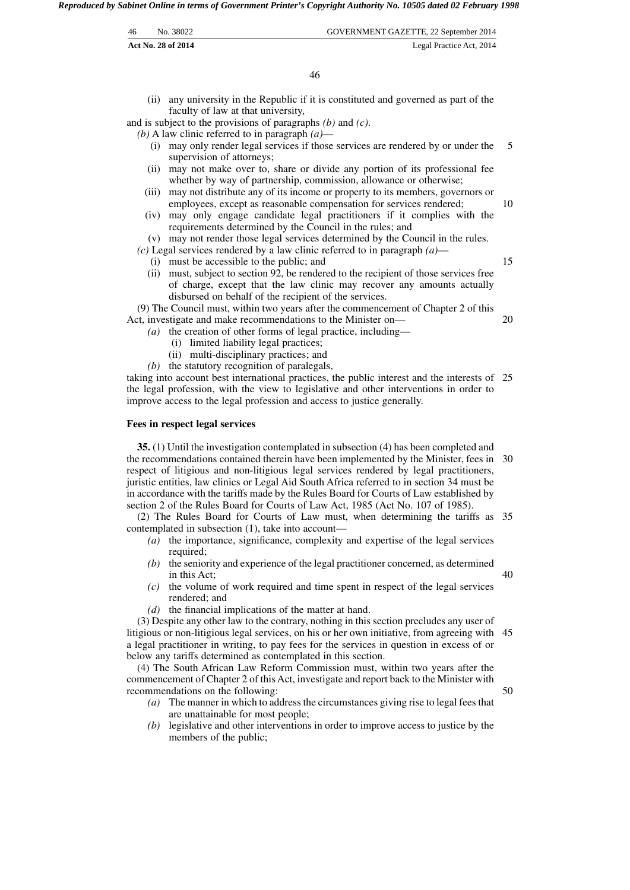(ii) any university in the Republic if it is constituted and governed as part of the faculty of law at that university,

and is subject to the provisions of paragraphs *(b)* and *(c)*.

*(b)* A law clinic referred to in paragraph *(a)*—

(i) may only render legal services if those services are rendered by or under the supervision of attorneys;

(ii) may not make over to, share or divide any portion of its professional fee whether by way of partnership, commission, allowance or otherwise;

(iii) may not distribute any of its income or property to its members, governors or employees, except as reasonable compensation for services rendered;

(iv) may only engage candidate legal practitioners if it complies with the requirements determined by the Council in the rules; and

(v) may not render those legal services determined by the Council in the rules.

*(c)* Legal services rendered by a law clinic referred to in paragraph *(a)*—

(i) must be accessible to the public; and

(ii) must, subject to section 92, be rendered to the recipient of those services free of charge, except that the law clinic may recover any amounts actually disbursed on behalf of the recipient of the services.

(9) The Council must, within two years after the commencement of Chapter 2 of this Act, investigate and make recommendations to the Minister on—

*(a)* the creation of other forms of legal practice, including—

(i) limited liability legal practices;

(ii) multi-disciplinary practices; and

*(b)* the statutory recognition of paralegals,

taking into account best international practices, the public interest and the interests of the legal profession, with the view to legislative and other interventions in order to improve access to the legal profession and access to justice generally.

**Fees in respect legal services**

**35.** (1) Until the investigation contemplated in subsection (4) has been completed and the recommendations contained therein have been implemented by the Minister, fees in respect of litigious and non-litigious legal services rendered by legal practitioners, juristic entities, law clinics or Legal Aid South Africa referred to in section 34 must be in accordance with the tariffs made by the Rules Board for Courts of Law established by section 2 of the Rules Board for Courts of Law Act, 1985 (Act No. 107 of 1985).

(2) The Rules Board for Courts of Law must, when determining the tariffs as contemplated in subsection (1), take into account—

*(a)* the importance, significance, complexity and expertise of the legal services required;

*(b)* the seniority and experience of the legal practitioner concerned, as determined in this Act;

*(c)* the volume of work required and time spent in respect of the legal services rendered; and

*(d)* the financial implications of the matter at hand.

(3) Despite any other law to the contrary, nothing in this section precludes any user of litigious or non-litigious legal services, on his or her own initiative, from agreeing with a legal practitioner in writing, to pay fees for the services in question in excess of or below any tariffs determined as contemplated in this section.

(4) The South African Law Reform Commission must, within two years after the commencement of Chapter 2 of this Act, investigate and report back to the Minister with recommendations on the following:

*(a)* The manner in which to address the circumstances giving rise to legal fees that are unattainable for most people;

*(b)* legislative and other interventions in order to improve access to justice by the members of the public;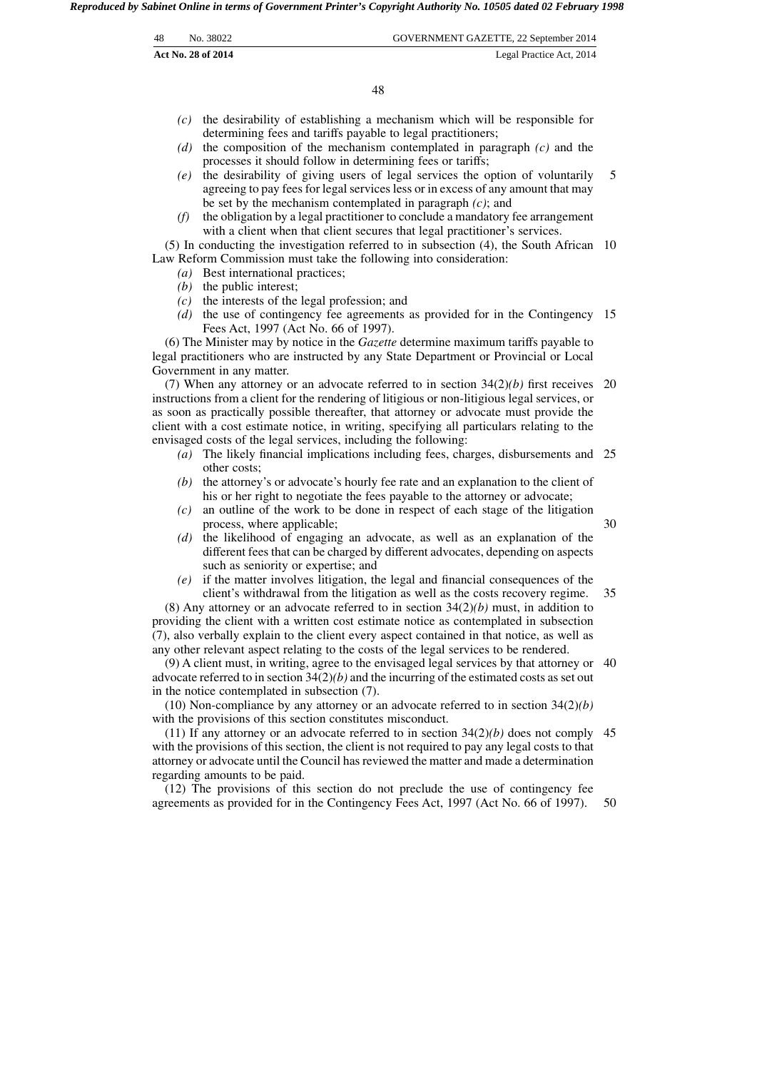*(c)* the desirability of establishing a mechanism which will be responsible for determining fees and tariffs payable to legal practitioners;

*(d)* the composition of the mechanism contemplated in paragraph *(c)* and the processes it should follow in determining fees or tariffs;

*(e)* the desirability of giving users of legal services the option of voluntarily agreeing to pay fees for legal services less or in excess of any amount that may be set by the mechanism contemplated in paragraph *(c)*; and

*(f)* the obligation by a legal practitioner to conclude a mandatory fee arrangement with a client when that client secures that legal practitioner's services.

(5) In conducting the investigation referred to in subsection (4), the South African Law Reform Commission must take the following into consideration:

*(a)* Best international practices;

*(b)* the public interest;

*(c)* the interests of the legal profession; and

*(d)* the use of contingency fee agreements as provided for in the Contingency Fees Act, 1997 (Act No. 66 of 1997).

(6) The Minister may by notice in the *Gazette* determine maximum tariffs payable to legal practitioners who are instructed by any State Department or Provincial or Local Government in any matter.

(7) When any attorney or an advocate referred to in section 34(2)*(b)* first receives instructions from a client for the rendering of litigious or non-litigious legal services, or as soon as practically possible thereafter, that attorney or advocate must provide the client with a cost estimate notice, in writing, specifying all particulars relating to the envisaged costs of the legal services, including the following:

*(a)* The likely financial implications including fees, charges, disbursements and other costs;

*(b)* the attorney's or advocate's hourly fee rate and an explanation to the client of his or her right to negotiate the fees payable to the attorney or advocate;

*(c)* an outline of the work to be done in respect of each stage of the litigation process, where applicable;

*(d)* the likelihood of engaging an advocate, as well as an explanation of the different fees that can be charged by different advocates, depending on aspects such as seniority or expertise; and

*(e)* if the matter involves litigation, the legal and financial consequences of the client's withdrawal from the litigation as well as the costs recovery regime.

(8) Any attorney or an advocate referred to in section 34(2)*(b)* must, in addition to providing the client with a written cost estimate notice as contemplated in subsection (7), also verbally explain to the client every aspect contained in that notice, as well as any other relevant aspect relating to the costs of the legal services to be rendered.

(9) A client must, in writing, agree to the envisaged legal services by that attorney or advocate referred to in section 34(2)*(b)* and the incurring of the estimated costs as set out in the notice contemplated in subsection (7).

(10) Non-compliance by any attorney or an advocate referred to in section 34(2)*(b)* with the provisions of this section constitutes misconduct.

(11) If any attorney or an advocate referred to in section 34(2)*(b)* does not comply with the provisions of this section, the client is not required to pay any legal costs to that attorney or advocate until the Council has reviewed the matter and made a determination regarding amounts to be paid.

(12) The provisions of this section do not preclude the use of contingency fee agreements as provided for in the Contingency Fees Act, 1997 (Act No. 66 of 1997).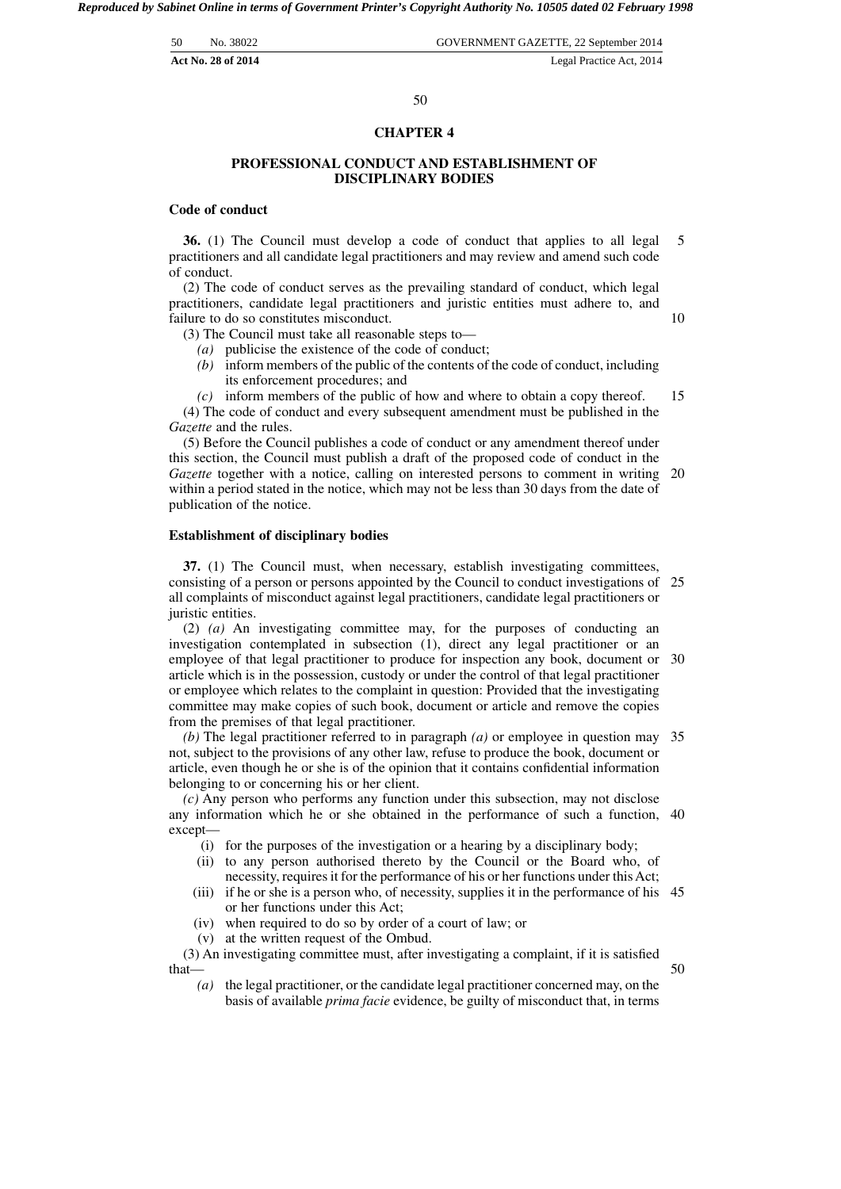## CHAPTER 4

## PROFESSIONAL CONDUCT AND ESTABLISHMENT OF DISCIPLINARY BODIES

### Code of conduct

**36.** (1) The Council must develop a code of conduct that applies to all legal practitioners and all candidate legal practitioners and may review and amend such code of conduct.

(2) The code of conduct serves as the prevailing standard of conduct, which legal practitioners, candidate legal practitioners and juristic entities must adhere to, and failure to do so constitutes misconduct.

(3) The Council must take all reasonable steps to—

*(a)* publicise the existence of the code of conduct;

*(b)* inform members of the public of the contents of the code of conduct, including its enforcement procedures; and

*(c)* inform members of the public of how and where to obtain a copy thereof.

(4) The code of conduct and every subsequent amendment must be published in the *Gazette* and the rules.

(5) Before the Council publishes a code of conduct or any amendment thereof under this section, the Council must publish a draft of the proposed code of conduct in the *Gazette* together with a notice, calling on interested persons to comment in writing within a period stated in the notice, which may not be less than 30 days from the date of publication of the notice.

### Establishment of disciplinary bodies

**37.** (1) The Council must, when necessary, establish investigating committees, consisting of a person or persons appointed by the Council to conduct investigations of all complaints of misconduct against legal practitioners, candidate legal practitioners or juristic entities.

(2) *(a)* An investigating committee may, for the purposes of conducting an investigation contemplated in subsection (1), direct any legal practitioner or an employee of that legal practitioner to produce for inspection any book, document or article which is in the possession, custody or under the control of that legal practitioner or employee which relates to the complaint in question: Provided that the investigating committee may make copies of such book, document or article and remove the copies from the premises of that legal practitioner.

*(b)* The legal practitioner referred to in paragraph *(a)* or employee in question may not, subject to the provisions of any other law, refuse to produce the book, document or article, even though he or she is of the opinion that it contains confidential information belonging to or concerning his or her client.

*(c)* Any person who performs any function under this subsection, may not disclose any information which he or she obtained in the performance of such a function, except—

(i) for the purposes of the investigation or a hearing by a disciplinary body;

(ii) to any person authorised thereto by the Council or the Board who, of necessity, requires it for the performance of his or her functions under this Act;

(iii) if he or she is a person who, of necessity, supplies it in the performance of his or her functions under this Act;

(iv) when required to do so by order of a court of law; or

(v) at the written request of the Ombud.

(3) An investigating committee must, after investigating a complaint, if it is satisfied that—

*(a)* the legal practitioner, or the candidate legal practitioner concerned may, on the basis of available *prima facie* evidence, be guilty of misconduct that, in terms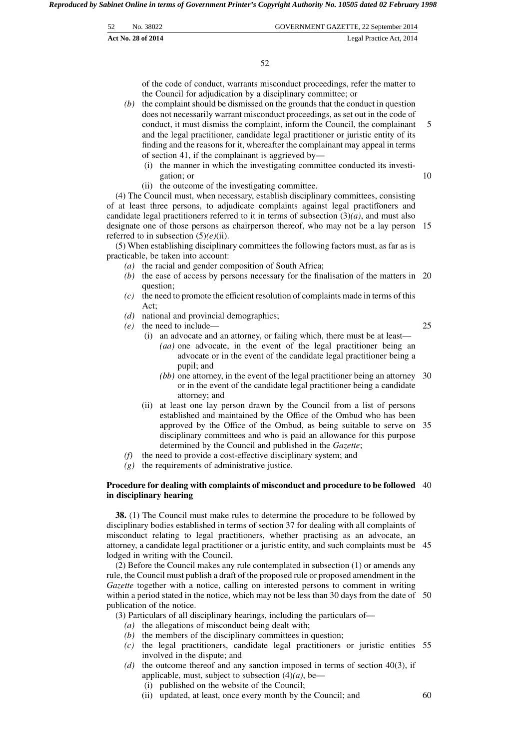of the code of conduct, warrants misconduct proceedings, refer the matter to the Council for adjudication by a disciplinary committee; or

*(b)* the complaint should be dismissed on the grounds that the conduct in question does not necessarily warrant misconduct proceedings, as set out in the code of conduct, it must dismiss the complaint, inform the Council, the complainant and the legal practitioner, candidate legal practitioner or juristic entity of its finding and the reasons for it, whereafter the complainant may appeal in terms of section 41, if the complainant is aggrieved by—

(i) the manner in which the investigating committee conducted its investigation; or

(ii) the outcome of the investigating committee.

(4) The Council must, when necessary, establish disciplinary committees, consisting of at least three persons, to adjudicate complaints against legal practitioners and candidate legal practitioners referred to it in terms of subsection (3)*(a)*, and must also designate one of those persons as chairperson thereof, who may not be a lay person referred to in subsection (5)*(e)*(ii).

(5) When establishing disciplinary committees the following factors must, as far as is practicable, be taken into account:

*(a)* the racial and gender composition of South Africa;

*(b)* the ease of access by persons necessary for the finalisation of the matters in question;

*(c)* the need to promote the efficient resolution of complaints made in terms of this Act;

*(d)* national and provincial demographics;

*(e)* the need to include—

(i) an advocate and an attorney, or failing which, there must be at least—

*(aa)* one advocate, in the event of the legal practitioner being an advocate or in the event of the candidate legal practitioner being a pupil; and

*(bb)* one attorney, in the event of the legal practitioner being an attorney or in the event of the candidate legal practitioner being a candidate attorney; and

(ii) at least one lay person drawn by the Council from a list of persons established and maintained by the Office of the Ombud who has been approved by the Office of the Ombud, as being suitable to serve on disciplinary committees and who is paid an allowance for this purpose determined by the Council and published in the *Gazette*;

*(f)* the need to provide a cost-effective disciplinary system; and

*(g)* the requirements of administrative justice.

**Procedure for dealing with complaints of misconduct and procedure to be followed in disciplinary hearing**

**38.** (1) The Council must make rules to determine the procedure to be followed by disciplinary bodies established in terms of section 37 for dealing with all complaints of misconduct relating to legal practitioners, whether practising as an advocate, an attorney, a candidate legal practitioner or a juristic entity, and such complaints must be lodged in writing with the Council.

(2) Before the Council makes any rule contemplated in subsection (1) or amends any rule, the Council must publish a draft of the proposed rule or proposed amendment in the *Gazette* together with a notice, calling on interested persons to comment in writing within a period stated in the notice, which may not be less than 30 days from the date of publication of the notice.

(3) Particulars of all disciplinary hearings, including the particulars of—

*(a)* the allegations of misconduct being dealt with;

*(b)* the members of the disciplinary committees in question;

*(c)* the legal practitioners, candidate legal practitioners or juristic entities involved in the dispute; and

*(d)* the outcome thereof and any sanction imposed in terms of section 40(3), if applicable, must, subject to subsection (4)*(a)*, be—

(i) published on the website of the Council;

(ii) updated, at least, once every month by the Council; and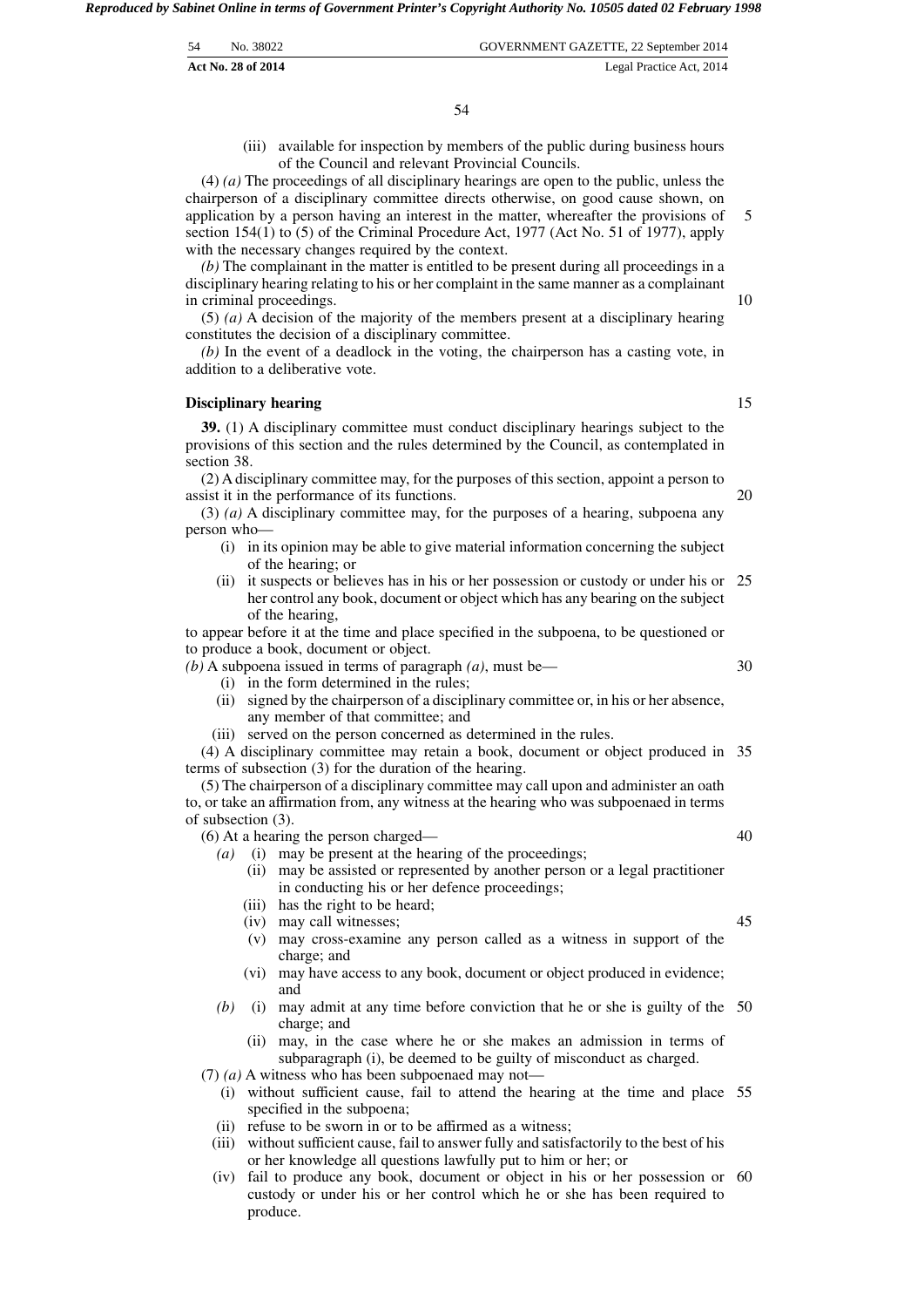(iii) available for inspection by members of the public during business hours of the Council and relevant Provincial Councils.

(4) *(a)* The proceedings of all disciplinary hearings are open to the public, unless the chairperson of a disciplinary committee directs otherwise, on good cause shown, on application by a person having an interest in the matter, whereafter the provisions of section 154(1) to (5) of the Criminal Procedure Act, 1977 (Act No. 51 of 1977), apply with the necessary changes required by the context.

*(b)* The complainant in the matter is entitled to be present during all proceedings in a disciplinary hearing relating to his or her complaint in the same manner as a complainant in criminal proceedings.

(5) *(a)* A decision of the majority of the members present at a disciplinary hearing constitutes the decision of a disciplinary committee.

*(b)* In the event of a deadlock in the voting, the chairperson has a casting vote, in addition to a deliberative vote.

### Disciplinary hearing

**39.** (1) A disciplinary committee must conduct disciplinary hearings subject to the provisions of this section and the rules determined by the Council, as contemplated in section 38.

(2) A disciplinary committee may, for the purposes of this section, appoint a person to assist it in the performance of its functions.

(3) *(a)* A disciplinary committee may, for the purposes of a hearing, subpoena any person who—

- (i) in its opinion may be able to give material information concerning the subject of the hearing; or
- (ii) it suspects or believes has in his or her possession or custody or under his or her control any book, document or object which has any bearing on the subject of the hearing,

to appear before it at the time and place specified in the subpoena, to be questioned or to produce a book, document or object.

*(b)* A subpoena issued in terms of paragraph *(a)*, must be—

- (i) in the form determined in the rules;
- (ii) signed by the chairperson of a disciplinary committee or, in his or her absence, any member of that committee; and
- (iii) served on the person concerned as determined in the rules.

(4) A disciplinary committee may retain a book, document or object produced in terms of subsection (3) for the duration of the hearing.

(5) The chairperson of a disciplinary committee may call upon and administer an oath to, or take an affirmation from, any witness at the hearing who was subpoenaed in terms of subsection (3).

(6) At a hearing the person charged—

*(a)* (i) may be present at the hearing of the proceedings;
- (ii) may be assisted or represented by another person or a legal practitioner in conducting his or her defence proceedings;
- (iii) has the right to be heard;
- (iv) may call witnesses;
- (v) may cross-examine any person called as a witness in support of the charge; and
- (vi) may have access to any book, document or object produced in evidence; and

*(b)* (i) may admit at any time before conviction that he or she is guilty of the charge; and
- (ii) may, in the case where he or she makes an admission in terms of subparagraph (i), be deemed to be guilty of misconduct as charged.

(7) *(a)* A witness who has been subpoenaed may not—

- (i) without sufficient cause, fail to attend the hearing at the time and place specified in the subpoena;
- (ii) refuse to be sworn in or to be affirmed as a witness;
- (iii) without sufficient cause, fail to answer fully and satisfactorily to the best of his or her knowledge all questions lawfully put to him or her; or
- (iv) fail to produce any book, document or object in his or her possession or custody or under his or her control which he or she has been required to produce.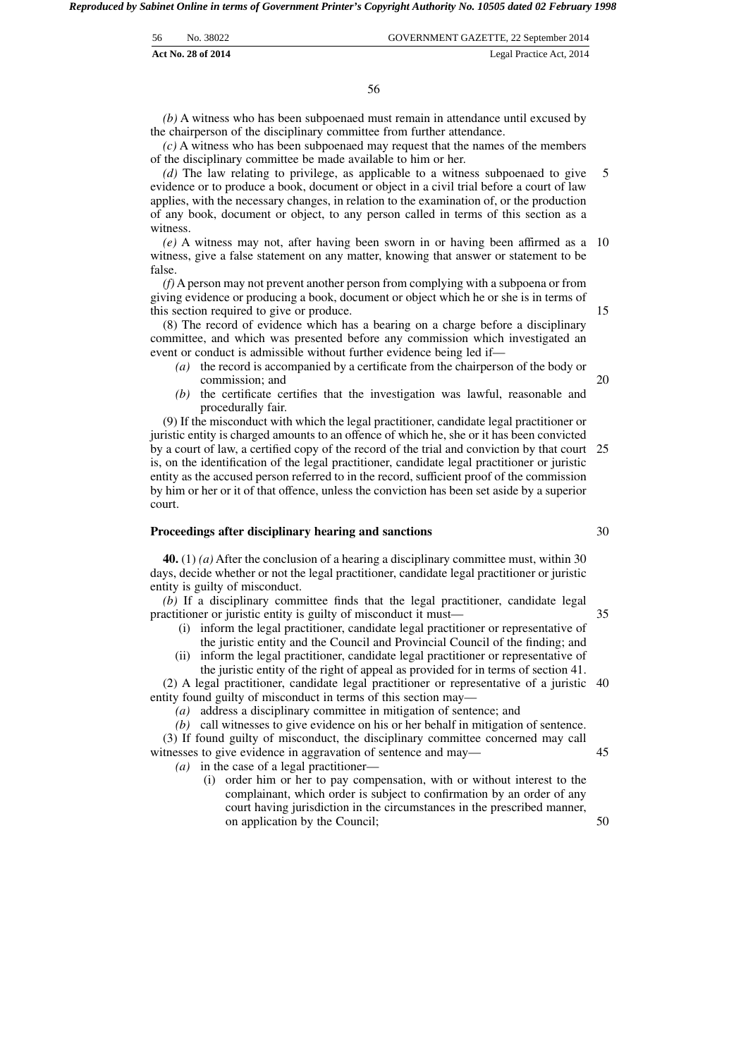*(b)* A witness who has been subpoenaed must remain in attendance until excused by the chairperson of the disciplinary committee from further attendance.

*(c)* A witness who has been subpoenaed may request that the names of the members of the disciplinary committee be made available to him or her.

*(d)* The law relating to privilege, as applicable to a witness subpoenaed to give evidence or to produce a book, document or object in a civil trial before a court of law applies, with the necessary changes, in relation to the examination of, or the production of any book, document or object, to any person called in terms of this section as a witness.

*(e)* A witness may not, after having been sworn in or having been affirmed as a witness, give a false statement on any matter, knowing that answer or statement to be false.

*(f)* A person may not prevent another person from complying with a subpoena or from giving evidence or producing a book, document or object which he or she is in terms of this section required to give or produce.

(8) The record of evidence which has a bearing on a charge before a disciplinary committee, and which was presented before any commission which investigated an event or conduct is admissible without further evidence being led if—

- *(a)* the record is accompanied by a certificate from the chairperson of the body or commission; and
- *(b)* the certificate certifies that the investigation was lawful, reasonable and procedurally fair.

(9) If the misconduct with which the legal practitioner, candidate legal practitioner or juristic entity is charged amounts to an offence of which he, she or it has been convicted by a court of law, a certified copy of the record of the trial and conviction by that court is, on the identification of the legal practitioner, candidate legal practitioner or juristic entity as the accused person referred to in the record, sufficient proof of the commission by him or her or it of that offence, unless the conviction has been set aside by a superior court.

**Proceedings after disciplinary hearing and sanctions**

**40.** (1) *(a)* After the conclusion of a hearing a disciplinary committee must, within 30 days, decide whether or not the legal practitioner, candidate legal practitioner or juristic entity is guilty of misconduct.

*(b)* If a disciplinary committee finds that the legal practitioner, candidate legal practitioner or juristic entity is guilty of misconduct it must—

- (i) inform the legal practitioner, candidate legal practitioner or representative of the juristic entity and the Council and Provincial Council of the finding; and
- (ii) inform the legal practitioner, candidate legal practitioner or representative of the juristic entity of the right of appeal as provided for in terms of section 41.

(2) A legal practitioner, candidate legal practitioner or representative of a juristic entity found guilty of misconduct in terms of this section may—

- *(a)* address a disciplinary committee in mitigation of sentence; and
- *(b)* call witnesses to give evidence on his or her behalf in mitigation of sentence.

(3) If found guilty of misconduct, the disciplinary committee concerned may call witnesses to give evidence in aggravation of sentence and may—

- *(a)* in the case of a legal practitioner—
  - (i) order him or her to pay compensation, with or without interest to the complainant, which order is subject to confirmation by an order of any court having jurisdiction in the circumstances in the prescribed manner, on application by the Council;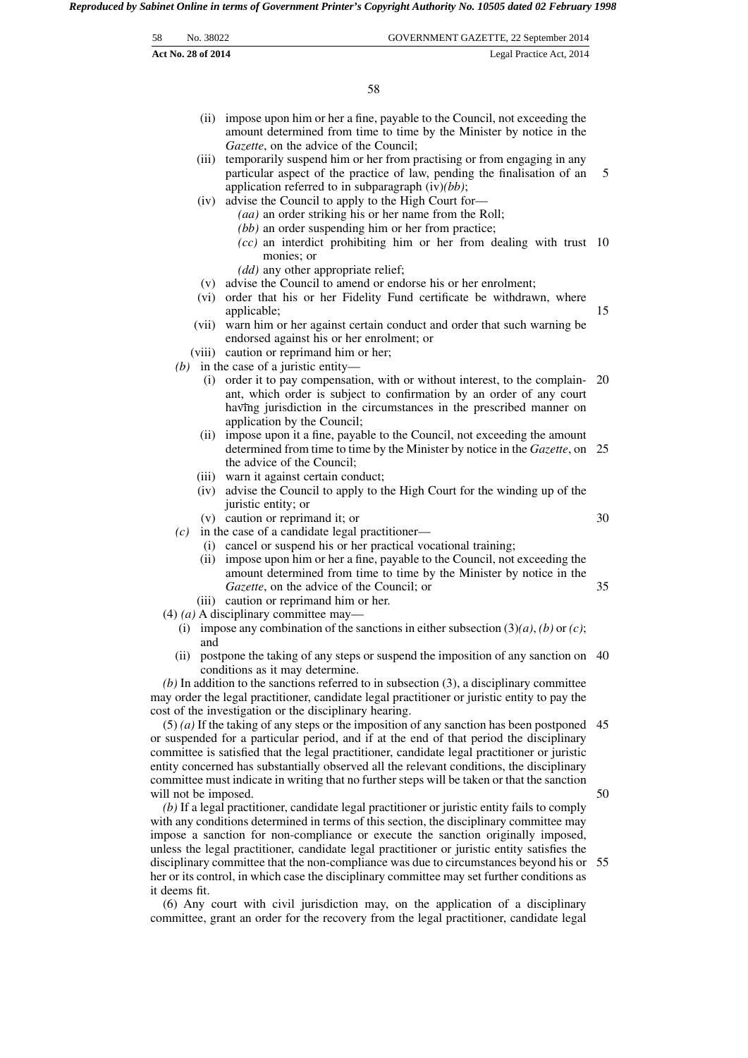(ii) impose upon him or her a fine, payable to the Council, not exceeding the amount determined from time to time by the Minister by notice in the *Gazette*, on the advice of the Council;

(iii) temporarily suspend him or her from practising or from engaging in any particular aspect of the practice of law, pending the finalisation of an application referred to in subparagraph (iv)*(bb)*;

(iv) advise the Council to apply to the High Court for—

*(aa)* an order striking his or her name from the Roll;

*(bb)* an order suspending him or her from practice;

*(cc)* an interdict prohibiting him or her from dealing with trust monies; or

*(dd)* any other appropriate relief;

(v) advise the Council to amend or endorse his or her enrolment;

(vi) order that his or her Fidelity Fund certificate be withdrawn, where applicable;

(vii) warn him or her against certain conduct and order that such warning be endorsed against his or her enrolment; or

(viii) caution or reprimand him or her;

*(b)* in the case of a juristic entity—

(i) order it to pay compensation, with or without interest, to the complainant, which order is subject to confirmation by an order of any court having jurisdiction in the circumstances in the prescribed manner on application by the Council;

(ii) impose upon it a fine, payable to the Council, not exceeding the amount determined from time to time by the Minister by notice in the *Gazette*, on the advice of the Council;

(iii) warn it against certain conduct;

(iv) advise the Council to apply to the High Court for the winding up of the juristic entity; or

(v) caution or reprimand it; or

*(c)* in the case of a candidate legal practitioner—

(i) cancel or suspend his or her practical vocational training;

(ii) impose upon him or her a fine, payable to the Council, not exceeding the amount determined from time to time by the Minister by notice in the *Gazette*, on the advice of the Council; or

(iii) caution or reprimand him or her.

(4) *(a)* A disciplinary committee may—

(i) impose any combination of the sanctions in either subsection (3)*(a)*, *(b)* or *(c)*; and

(ii) postpone the taking of any steps or suspend the imposition of any sanction on conditions as it may determine.

*(b)* In addition to the sanctions referred to in subsection (3), a disciplinary committee may order the legal practitioner, candidate legal practitioner or juristic entity to pay the cost of the investigation or the disciplinary hearing.

(5) *(a)* If the taking of any steps or the imposition of any sanction has been postponed or suspended for a particular period, and if at the end of that period the disciplinary committee is satisfied that the legal practitioner, candidate legal practitioner or juristic entity concerned has substantially observed all the relevant conditions, the disciplinary committee must indicate in writing that no further steps will be taken or that the sanction will not be imposed.

*(b)* If a legal practitioner, candidate legal practitioner or juristic entity fails to comply with any conditions determined in terms of this section, the disciplinary committee may impose a sanction for non-compliance or execute the sanction originally imposed, unless the legal practitioner, candidate legal practitioner or juristic entity satisfies the disciplinary committee that the non-compliance was due to circumstances beyond his or her or its control, in which case the disciplinary committee may set further conditions as it deems fit.

(6) Any court with civil jurisdiction may, on the application of a disciplinary committee, grant an order for the recovery from the legal practitioner, candidate legal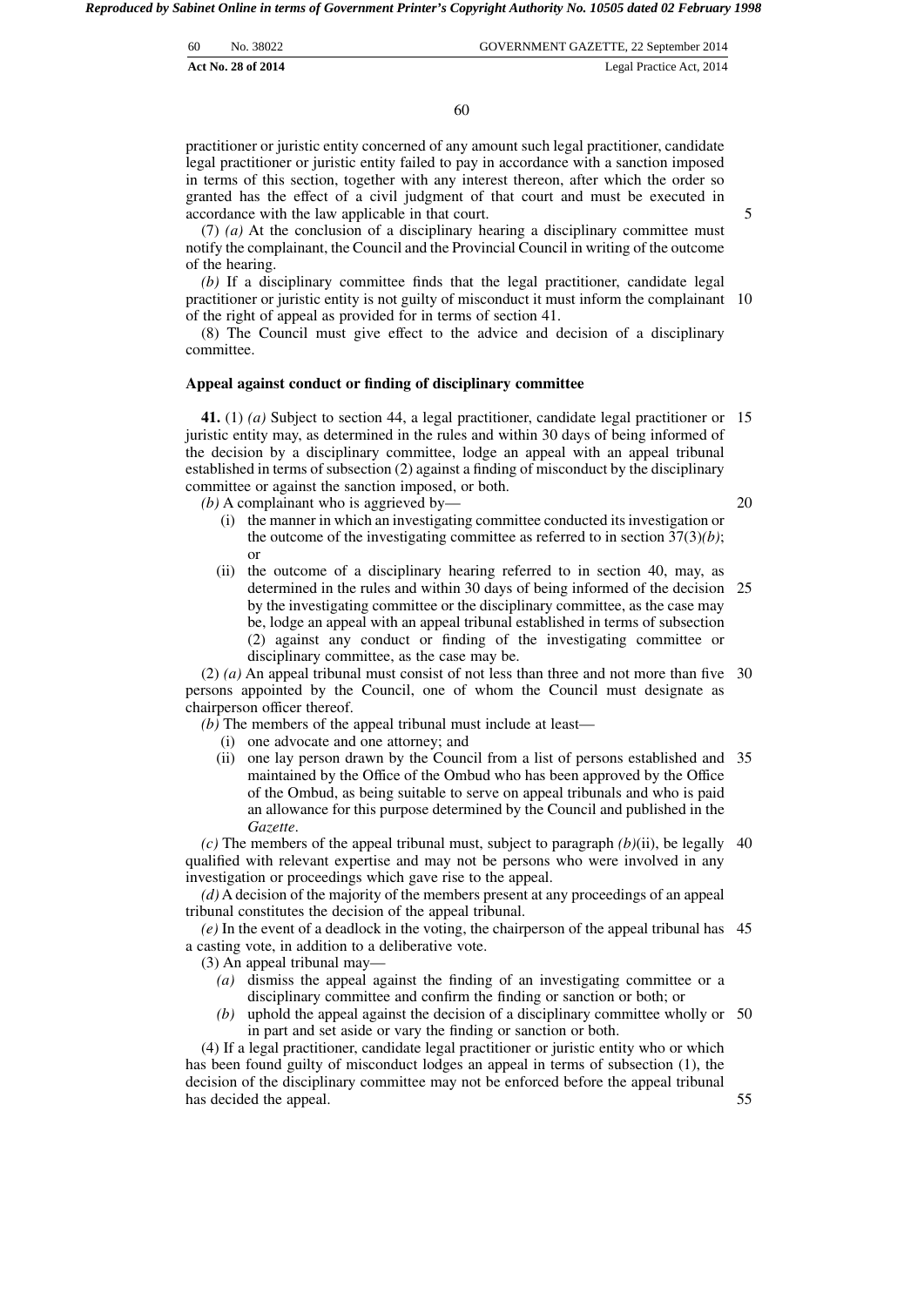practitioner or juristic entity concerned of any amount such legal practitioner, candidate legal practitioner or juristic entity failed to pay in accordance with a sanction imposed in terms of this section, together with any interest thereon, after which the order so granted has the effect of a civil judgment of that court and must be executed in accordance with the law applicable in that court.

(7) *(a)* At the conclusion of a disciplinary hearing a disciplinary committee must notify the complainant, the Council and the Provincial Council in writing of the outcome of the hearing.

*(b)* If a disciplinary committee finds that the legal practitioner, candidate legal practitioner or juristic entity is not guilty of misconduct it must inform the complainant of the right of appeal as provided for in terms of section 41.

(8) The Council must give effect to the advice and decision of a disciplinary committee.

**Appeal against conduct or finding of disciplinary committee**

**41.** (1) *(a)* Subject to section 44, a legal practitioner, candidate legal practitioner or juristic entity may, as determined in the rules and within 30 days of being informed of the decision by a disciplinary committee, lodge an appeal with an appeal tribunal established in terms of subsection (2) against a finding of misconduct by the disciplinary committee or against the sanction imposed, or both.

*(b)* A complainant who is aggrieved by—

(i) the manner in which an investigating committee conducted its investigation or the outcome of the investigating committee as referred to in section 37(3)*(b)*; or

(ii) the outcome of a disciplinary hearing referred to in section 40, may, as determined in the rules and within 30 days of being informed of the decision by the investigating committee or the disciplinary committee, as the case may be, lodge an appeal with an appeal tribunal established in terms of subsection (2) against any conduct or finding of the investigating committee or disciplinary committee, as the case may be.

(2) *(a)* An appeal tribunal must consist of not less than three and not more than five persons appointed by the Council, one of whom the Council must designate as chairperson officer thereof.

*(b)* The members of the appeal tribunal must include at least—

(i) one advocate and one attorney; and

(ii) one lay person drawn by the Council from a list of persons established and maintained by the Office of the Ombud who has been approved by the Office of the Ombud, as being suitable to serve on appeal tribunals and who is paid an allowance for this purpose determined by the Council and published in the *Gazette*.

*(c)* The members of the appeal tribunal must, subject to paragraph *(b)*(ii), be legally qualified with relevant expertise and may not be persons who were involved in any investigation or proceedings which gave rise to the appeal.

*(d)* A decision of the majority of the members present at any proceedings of an appeal tribunal constitutes the decision of the appeal tribunal.

*(e)* In the event of a deadlock in the voting, the chairperson of the appeal tribunal has a casting vote, in addition to a deliberative vote.

(3) An appeal tribunal may—

*(a)* dismiss the appeal against the finding of an investigating committee or a disciplinary committee and confirm the finding or sanction or both; or

*(b)* uphold the appeal against the decision of a disciplinary committee wholly or in part and set aside or vary the finding or sanction or both.

(4) If a legal practitioner, candidate legal practitioner or juristic entity who or which has been found guilty of misconduct lodges an appeal in terms of subsection (1), the decision of the disciplinary committee may not be enforced before the appeal tribunal has decided the appeal.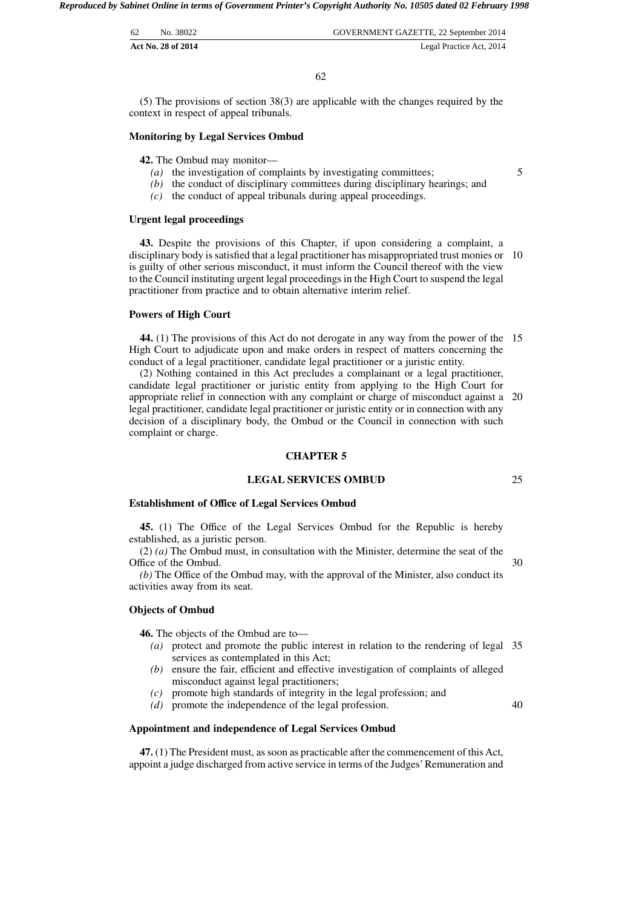(5) The provisions of section 38(3) are applicable with the changes required by the context in respect of appeal tribunals.

**Monitoring by Legal Services Ombud**

**42.** The Ombud may monitor—

*(a)* the investigation of complaints by investigating committees;
*(b)* the conduct of disciplinary committees during disciplinary hearings; and
*(c)* the conduct of appeal tribunals during appeal proceedings.

**Urgent legal proceedings**

**43.** Despite the provisions of this Chapter, if upon considering a complaint, a disciplinary body is satisfied that a legal practitioner has misappropriated trust monies or is guilty of other serious misconduct, it must inform the Council thereof with the view to the Council instituting urgent legal proceedings in the High Court to suspend the legal practitioner from practice and to obtain alternative interim relief.

**Powers of High Court**

**44.** (1) The provisions of this Act do not derogate in any way from the power of the High Court to adjudicate upon and make orders in respect of matters concerning the conduct of a legal practitioner, candidate legal practitioner or a juristic entity.

(2) Nothing contained in this Act precludes a complainant or a legal practitioner, candidate legal practitioner or juristic entity from applying to the High Court for appropriate relief in connection with any complaint or charge of misconduct against a legal practitioner, candidate legal practitioner or juristic entity or in connection with any decision of a disciplinary body, the Ombud or the Council in connection with such complaint or charge.

## CHAPTER 5

## LEGAL SERVICES OMBUD

**Establishment of Office of Legal Services Ombud**

**45.** (1) The Office of the Legal Services Ombud for the Republic is hereby established, as a juristic person.

(2) *(a)* The Ombud must, in consultation with the Minister, determine the seat of the Office of the Ombud.

*(b)* The Office of the Ombud may, with the approval of the Minister, also conduct its activities away from its seat.

**Objects of Ombud**

**46.** The objects of the Ombud are to—

*(a)* protect and promote the public interest in relation to the rendering of legal services as contemplated in this Act;
*(b)* ensure the fair, efficient and effective investigation of complaints of alleged misconduct against legal practitioners;
*(c)* promote high standards of integrity in the legal profession; and
*(d)* promote the independence of the legal profession.

**Appointment and independence of Legal Services Ombud**

**47.** (1) The President must, as soon as practicable after the commencement of this Act, appoint a judge discharged from active service in terms of the Judges' Remuneration and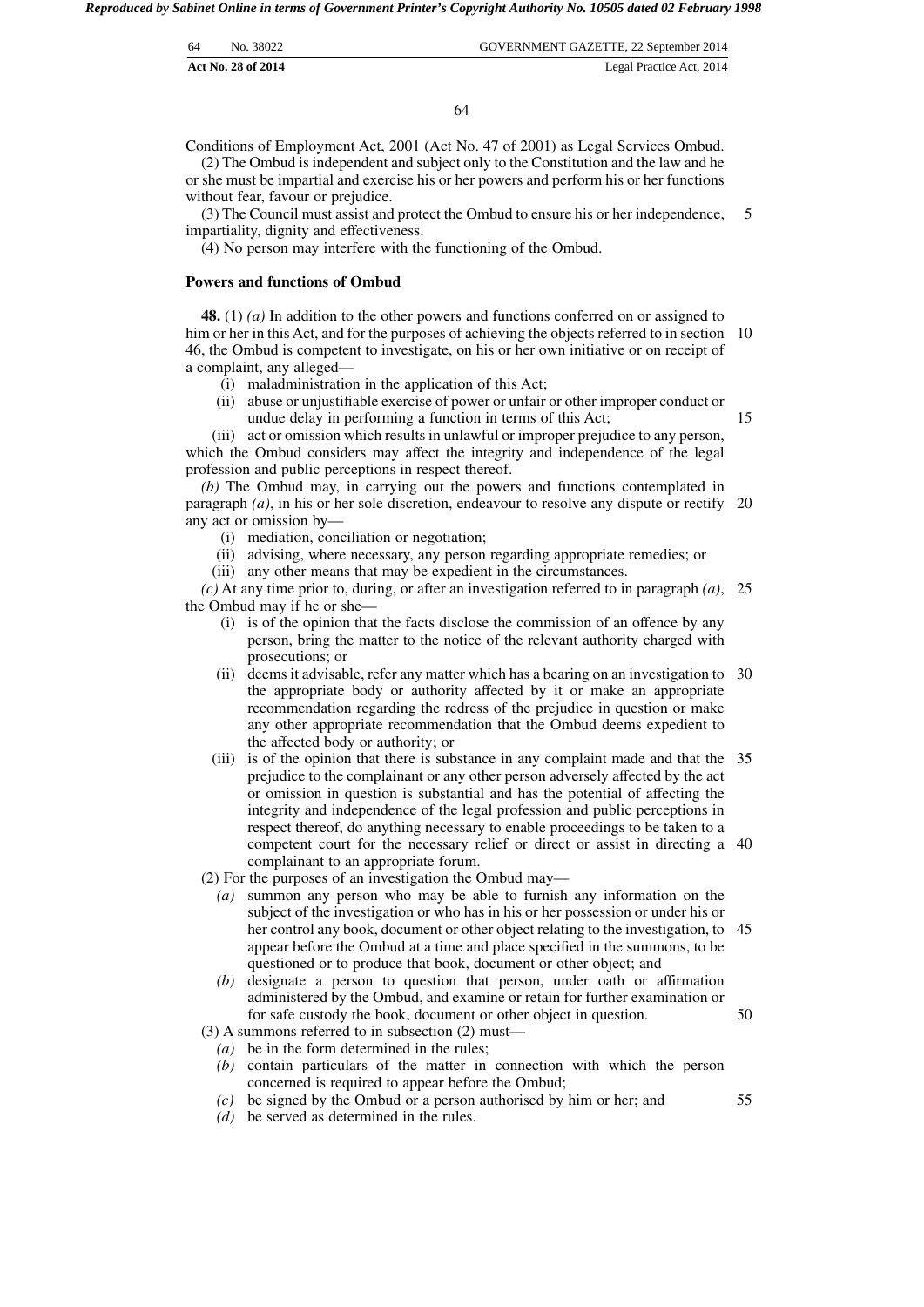Conditions of Employment Act, 2001 (Act No. 47 of 2001) as Legal Services Ombud.

(2) The Ombud is independent and subject only to the Constitution and the law and he or she must be impartial and exercise his or her powers and perform his or her functions without fear, favour or prejudice.

(3) The Council must assist and protect the Ombud to ensure his or her independence, impartiality, dignity and effectiveness.

(4) No person may interfere with the functioning of the Ombud.

**Powers and functions of Ombud**

**48.** (1) *(a)* In addition to the other powers and functions conferred on or assigned to him or her in this Act, and for the purposes of achieving the objects referred to in section 46, the Ombud is competent to investigate, on his or her own initiative or on receipt of a complaint, any alleged—

- (i) maladministration in the application of this Act;
- (ii) abuse or unjustifiable exercise of power or unfair or other improper conduct or undue delay in performing a function in terms of this Act;
- (iii) act or omission which results in unlawful or improper prejudice to any person,

which the Ombud considers may affect the integrity and independence of the legal profession and public perceptions in respect thereof.

*(b)* The Ombud may, in carrying out the powers and functions contemplated in paragraph *(a)*, in his or her sole discretion, endeavour to resolve any dispute or rectify any act or omission by—

- (i) mediation, conciliation or negotiation;
- (ii) advising, where necessary, any person regarding appropriate remedies; or
- (iii) any other means that may be expedient in the circumstances.

*(c)* At any time prior to, during, or after an investigation referred to in paragraph *(a)*, the Ombud may if he or she—

- (i) is of the opinion that the facts disclose the commission of an offence by any person, bring the matter to the notice of the relevant authority charged with prosecutions; or
- (ii) deems it advisable, refer any matter which has a bearing on an investigation to the appropriate body or authority affected by it or make an appropriate recommendation regarding the redress of the prejudice in question or make any other appropriate recommendation that the Ombud deems expedient to the affected body or authority; or
- (iii) is of the opinion that there is substance in any complaint made and that the prejudice to the complainant or any other person adversely affected by the act or omission in question is substantial and has the potential of affecting the integrity and independence of the legal profession and public perceptions in respect thereof, do anything necessary to enable proceedings to be taken to a competent court for the necessary relief or direct or assist in directing a complainant to an appropriate forum.

(2) For the purposes of an investigation the Ombud may—

- *(a)* summon any person who may be able to furnish any information on the subject of the investigation or who has in his or her possession or under his or her control any book, document or other object relating to the investigation, to appear before the Ombud at a time and place specified in the summons, to be questioned or to produce that book, document or other object; and
- *(b)* designate a person to question that person, under oath or affirmation administered by the Ombud, and examine or retain for further examination or for safe custody the book, document or other object in question.

(3) A summons referred to in subsection (2) must—

- *(a)* be in the form determined in the rules;
- *(b)* contain particulars of the matter in connection with which the person concerned is required to appear before the Ombud;
- *(c)* be signed by the Ombud or a person authorised by him or her; and
- *(d)* be served as determined in the rules.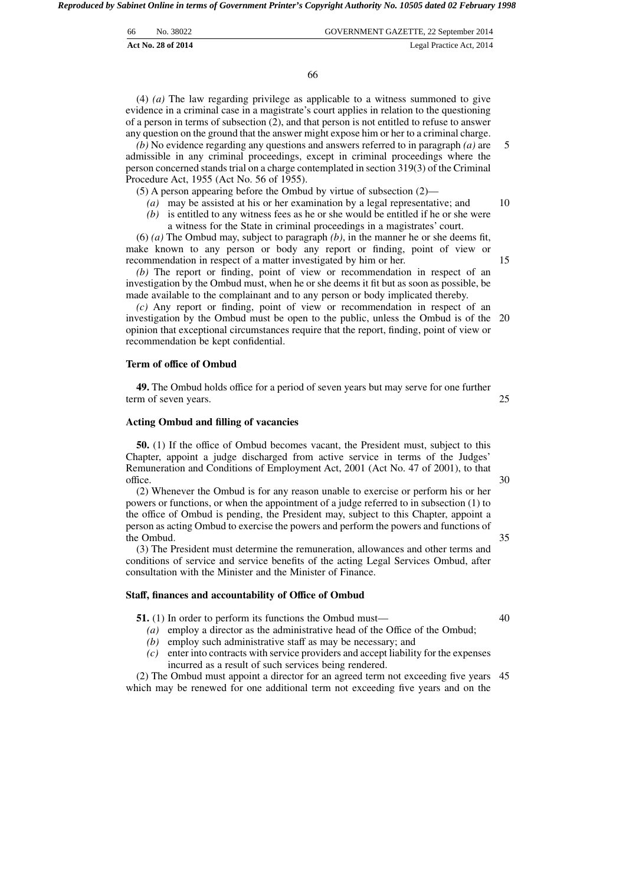(4) *(a)* The law regarding privilege as applicable to a witness summoned to give evidence in a criminal case in a magistrate's court applies in relation to the questioning of a person in terms of subsection (2), and that person is not entitled to refuse to answer any question on the ground that the answer might expose him or her to a criminal charge.

*(b)* No evidence regarding any questions and answers referred to in paragraph *(a)* are admissible in any criminal proceedings, except in criminal proceedings where the person concerned stands trial on a charge contemplated in section 319(3) of the Criminal Procedure Act, 1955 (Act No. 56 of 1955).

(5) A person appearing before the Ombud by virtue of subsection (2)—

*(a)* may be assisted at his or her examination by a legal representative; and

*(b)* is entitled to any witness fees as he or she would be entitled if he or she were a witness for the State in criminal proceedings in a magistrates' court.

(6) *(a)* The Ombud may, subject to paragraph *(b)*, in the manner he or she deems fit, make known to any person or body any report or finding, point of view or recommendation in respect of a matter investigated by him or her.

*(b)* The report or finding, point of view or recommendation in respect of an investigation by the Ombud must, when he or she deems it fit but as soon as possible, be made available to the complainant and to any person or body implicated thereby.

*(c)* Any report or finding, point of view or recommendation in respect of an investigation by the Ombud must be open to the public, unless the Ombud is of the opinion that exceptional circumstances require that the report, finding, point of view or recommendation be kept confidential.

**Term of office of Ombud**

**49.** The Ombud holds office for a period of seven years but may serve for one further term of seven years.

**Acting Ombud and filling of vacancies**

**50.** (1) If the office of Ombud becomes vacant, the President must, subject to this Chapter, appoint a judge discharged from active service in terms of the Judges' Remuneration and Conditions of Employment Act, 2001 (Act No. 47 of 2001), to that office.

(2) Whenever the Ombud is for any reason unable to exercise or perform his or her powers or functions, or when the appointment of a judge referred to in subsection (1) to the office of Ombud is pending, the President may, subject to this Chapter, appoint a person as acting Ombud to exercise the powers and perform the powers and functions of the Ombud.

(3) The President must determine the remuneration, allowances and other terms and conditions of service and service benefits of the acting Legal Services Ombud, after consultation with the Minister and the Minister of Finance.

**Staff, finances and accountability of Office of Ombud**

**51.** (1) In order to perform its functions the Ombud must—

*(a)* employ a director as the administrative head of the Office of the Ombud;

*(b)* employ such administrative staff as may be necessary; and

*(c)* enter into contracts with service providers and accept liability for the expenses incurred as a result of such services being rendered.

(2) The Ombud must appoint a director for an agreed term not exceeding five years which may be renewed for one additional term not exceeding five years and on the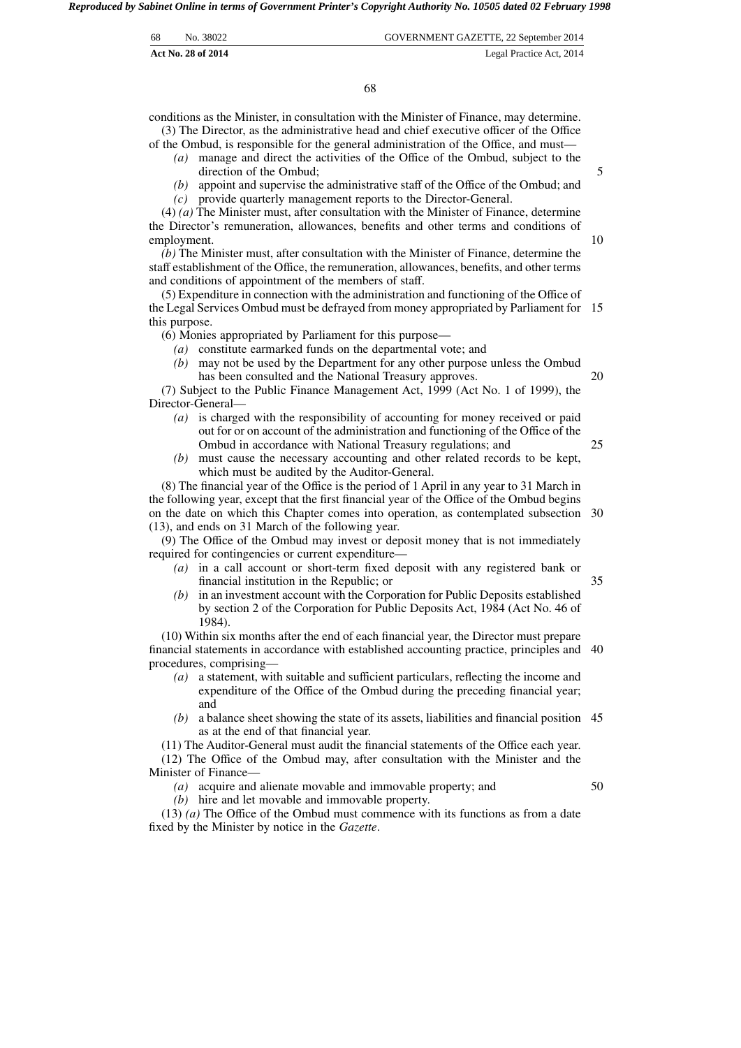conditions as the Minister, in consultation with the Minister of Finance, may determine.

(3) The Director, as the administrative head and chief executive officer of the Office of the Ombud, is responsible for the general administration of the Office, and must—

*(a)* manage and direct the activities of the Office of the Ombud, subject to the direction of the Ombud;

*(b)* appoint and supervise the administrative staff of the Office of the Ombud; and

*(c)* provide quarterly management reports to the Director-General.

(4) *(a)* The Minister must, after consultation with the Minister of Finance, determine the Director's remuneration, allowances, benefits and other terms and conditions of employment.

*(b)* The Minister must, after consultation with the Minister of Finance, determine the staff establishment of the Office, the remuneration, allowances, benefits, and other terms and conditions of appointment of the members of staff.

(5) Expenditure in connection with the administration and functioning of the Office of the Legal Services Ombud must be defrayed from money appropriated by Parliament for this purpose.

(6) Monies appropriated by Parliament for this purpose—

*(a)* constitute earmarked funds on the departmental vote; and

*(b)* may not be used by the Department for any other purpose unless the Ombud has been consulted and the National Treasury approves.

(7) Subject to the Public Finance Management Act, 1999 (Act No. 1 of 1999), the Director-General—

*(a)* is charged with the responsibility of accounting for money received or paid out for or on account of the administration and functioning of the Office of the Ombud in accordance with National Treasury regulations; and

*(b)* must cause the necessary accounting and other related records to be kept, which must be audited by the Auditor-General.

(8) The financial year of the Office is the period of 1 April in any year to 31 March in the following year, except that the first financial year of the Office of the Ombud begins on the date on which this Chapter comes into operation, as contemplated subsection (13), and ends on 31 March of the following year.

(9) The Office of the Ombud may invest or deposit money that is not immediately required for contingencies or current expenditure—

*(a)* in a call account or short-term fixed deposit with any registered bank or financial institution in the Republic; or

*(b)* in an investment account with the Corporation for Public Deposits established by section 2 of the Corporation for Public Deposits Act, 1984 (Act No. 46 of 1984).

(10) Within six months after the end of each financial year, the Director must prepare financial statements in accordance with established accounting practice, principles and procedures, comprising—

*(a)* a statement, with suitable and sufficient particulars, reflecting the income and expenditure of the Office of the Ombud during the preceding financial year; and

*(b)* a balance sheet showing the state of its assets, liabilities and financial position as at the end of that financial year.

(11) The Auditor-General must audit the financial statements of the Office each year.

(12) The Office of the Ombud may, after consultation with the Minister and the Minister of Finance—

*(a)* acquire and alienate movable and immovable property; and

*(b)* hire and let movable and immovable property.

(13) *(a)* The Office of the Ombud must commence with its functions as from a date fixed by the Minister by notice in the *Gazette*.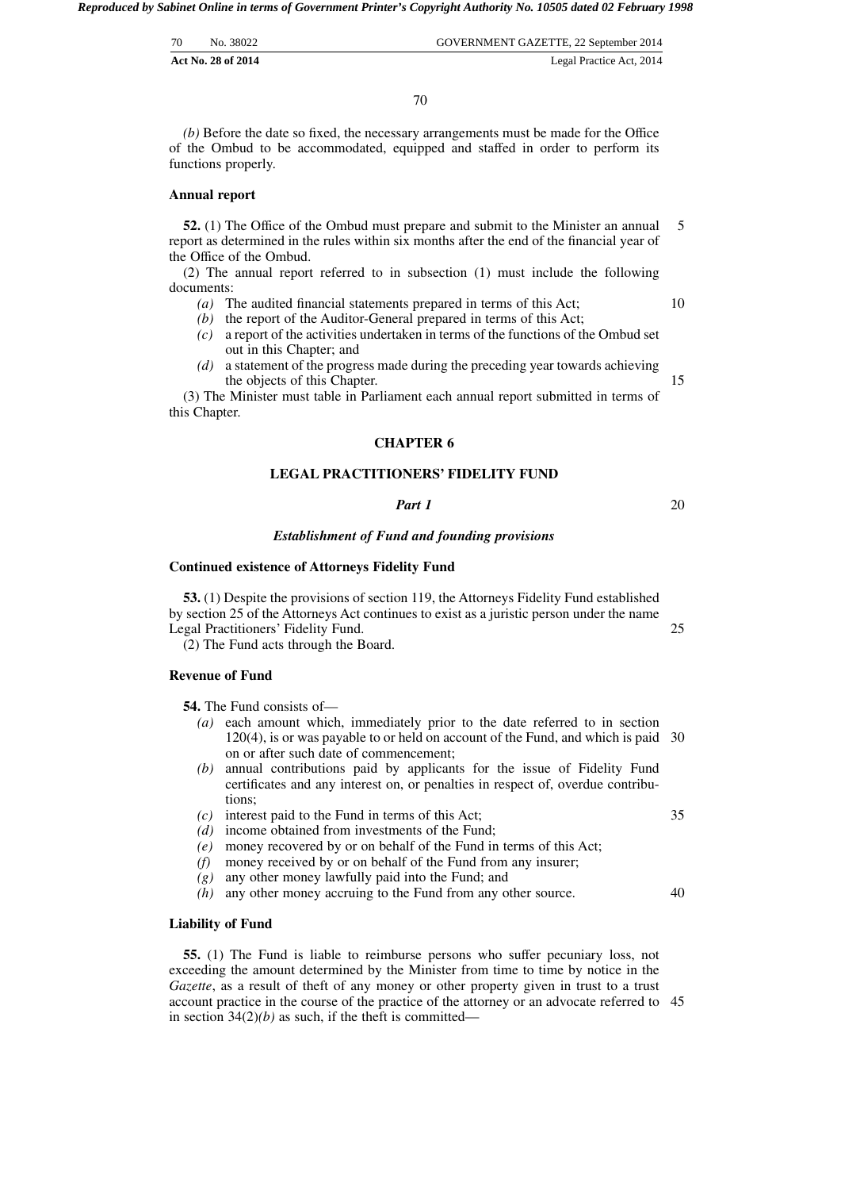*(b)* Before the date so fixed, the necessary arrangements must be made for the Office of the Ombud to be accommodated, equipped and staffed in order to perform its functions properly.

**Annual report**

**52.** (1) The Office of the Ombud must prepare and submit to the Minister an annual report as determined in the rules within six months after the end of the financial year of the Office of the Ombud.

(2) The annual report referred to in subsection (1) must include the following documents:

*(a)* The audited financial statements prepared in terms of this Act;

*(b)* the report of the Auditor-General prepared in terms of this Act;

*(c)* a report of the activities undertaken in terms of the functions of the Ombud set out in this Chapter; and

*(d)* a statement of the progress made during the preceding year towards achieving the objects of this Chapter.

(3) The Minister must table in Parliament each annual report submitted in terms of this Chapter.

## CHAPTER 6

## LEGAL PRACTITIONERS' FIDELITY FUND

### *Part 1*

### *Establishment of Fund and founding provisions*

**Continued existence of Attorneys Fidelity Fund**

**53.** (1) Despite the provisions of section 119, the Attorneys Fidelity Fund established by section 25 of the Attorneys Act continues to exist as a juristic person under the name Legal Practitioners' Fidelity Fund.

(2) The Fund acts through the Board.

**Revenue of Fund**

**54.** The Fund consists of—

*(a)* each amount which, immediately prior to the date referred to in section 120(4), is or was payable to or held on account of the Fund, and which is paid on or after such date of commencement;

*(b)* annual contributions paid by applicants for the issue of Fidelity Fund certificates and any interest on, or penalties in respect of, overdue contributions;

*(c)* interest paid to the Fund in terms of this Act;

*(d)* income obtained from investments of the Fund;

*(e)* money recovered by or on behalf of the Fund in terms of this Act;

*(f)* money received by or on behalf of the Fund from any insurer;

*(g)* any other money lawfully paid into the Fund; and

*(h)* any other money accruing to the Fund from any other source.

**Liability of Fund**

**55.** (1) The Fund is liable to reimburse persons who suffer pecuniary loss, not exceeding the amount determined by the Minister from time to time by notice in the *Gazette*, as a result of theft of any money or other property given in trust to a trust account practice in the course of the practice of the attorney or an advocate referred to in section 34(2)*(b)* as such, if the theft is committed—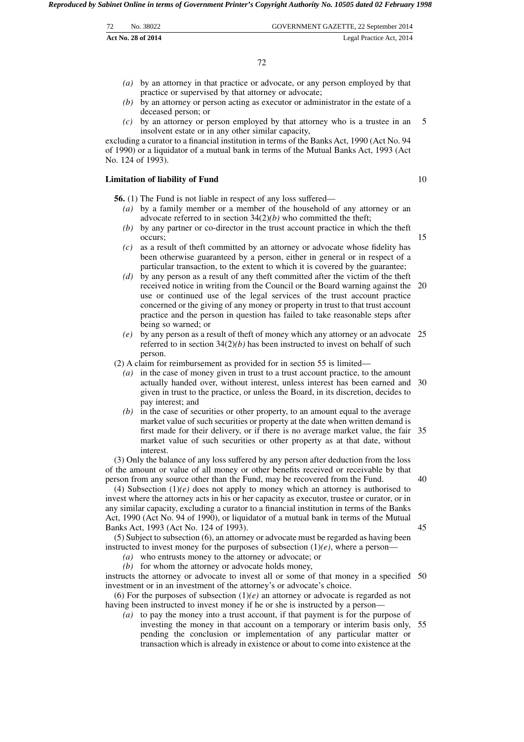*(a)* by an attorney in that practice or advocate, or any person employed by that practice or supervised by that attorney or advocate;

*(b)* by an attorney or person acting as executor or administrator in the estate of a deceased person; or

*(c)* by an attorney or person employed by that attorney who is a trustee in an insolvent estate or in any other similar capacity,

excluding a curator to a financial institution in terms of the Banks Act, 1990 (Act No. 94 of 1990) or a liquidator of a mutual bank in terms of the Mutual Banks Act, 1993 (Act No. 124 of 1993).

**Limitation of liability of Fund**

**56.** (1) The Fund is not liable in respect of any loss suffered—

*(a)* by a family member or a member of the household of any attorney or an advocate referred to in section 34(2)*(b)* who committed the theft;

*(b)* by any partner or co-director in the trust account practice in which the theft occurs;

*(c)* as a result of theft committed by an attorney or advocate whose fidelity has been otherwise guaranteed by a person, either in general or in respect of a particular transaction, to the extent to which it is covered by the guarantee;

*(d)* by any person as a result of any theft committed after the victim of the theft received notice in writing from the Council or the Board warning against the use or continued use of the legal services of the trust account practice concerned or the giving of any money or property in trust to that trust account practice and the person in question has failed to take reasonable steps after being so warned; or

*(e)* by any person as a result of theft of money which any attorney or an advocate referred to in section 34(2)*(b)* has been instructed to invest on behalf of such person.

(2) A claim for reimbursement as provided for in section 55 is limited—

*(a)* in the case of money given in trust to a trust account practice, to the amount actually handed over, without interest, unless interest has been earned and given in trust to the practice, or unless the Board, in its discretion, decides to pay interest; and

*(b)* in the case of securities or other property, to an amount equal to the average market value of such securities or property at the date when written demand is first made for their delivery, or if there is no average market value, the fair market value of such securities or other property as at that date, without interest.

(3) Only the balance of any loss suffered by any person after deduction from the loss of the amount or value of all money or other benefits received or receivable by that person from any source other than the Fund, may be recovered from the Fund.

(4) Subsection (1)*(e)* does not apply to money which an attorney is authorised to invest where the attorney acts in his or her capacity as executor, trustee or curator, or in any similar capacity, excluding a curator to a financial institution in terms of the Banks Act, 1990 (Act No. 94 of 1990), or liquidator of a mutual bank in terms of the Mutual Banks Act, 1993 (Act No. 124 of 1993).

(5) Subject to subsection (6), an attorney or advocate must be regarded as having been instructed to invest money for the purposes of subsection (1)*(e)*, where a person—

*(a)* who entrusts money to the attorney or advocate; or

*(b)* for whom the attorney or advocate holds money,

instructs the attorney or advocate to invest all or some of that money in a specified investment or in an investment of the attorney's or advocate's choice.

(6) For the purposes of subsection (1)*(e)* an attorney or advocate is regarded as not having been instructed to invest money if he or she is instructed by a person—

*(a)* to pay the money into a trust account, if that payment is for the purpose of investing the money in that account on a temporary or interim basis only, pending the conclusion or implementation of any particular matter or transaction which is already in existence or about to come into existence at the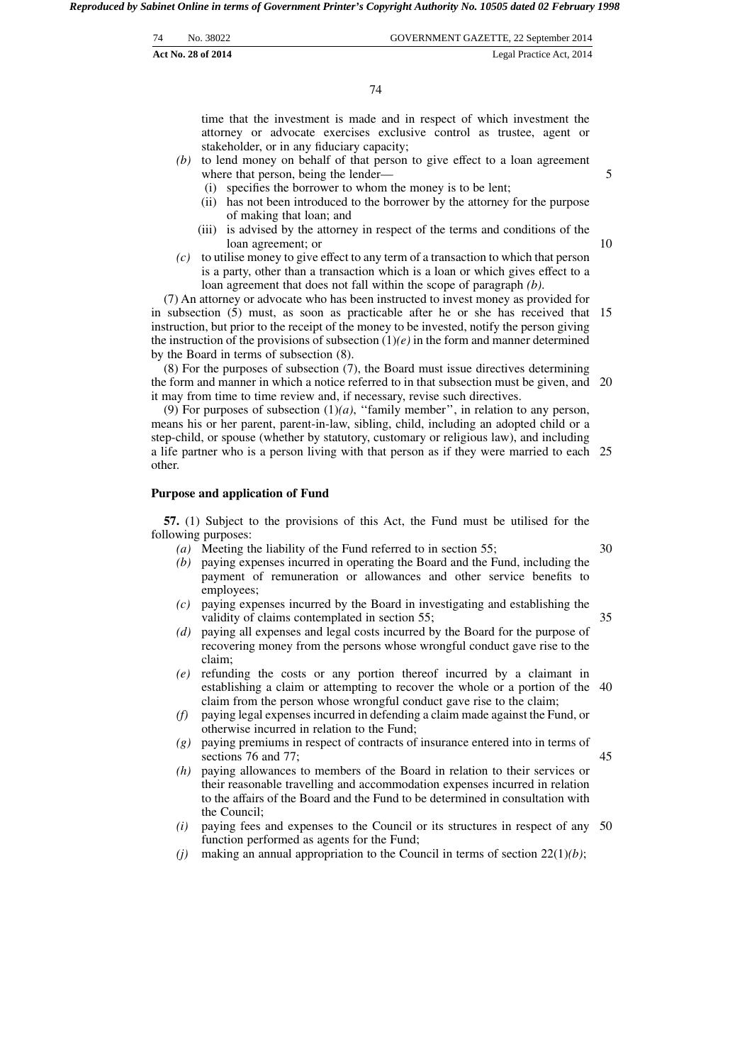time that the investment is made and in respect of which investment the attorney or advocate exercises exclusive control as trustee, agent or stakeholder, or in any fiduciary capacity;

*(b)* to lend money on behalf of that person to give effect to a loan agreement where that person, being the lender—

(i) specifies the borrower to whom the money is to be lent;

(ii) has not been introduced to the borrower by the attorney for the purpose of making that loan; and

(iii) is advised by the attorney in respect of the terms and conditions of the loan agreement; or

*(c)* to utilise money to give effect to any term of a transaction to which that person is a party, other than a transaction which is a loan or which gives effect to a loan agreement that does not fall within the scope of paragraph *(b)*.

(7) An attorney or advocate who has been instructed to invest money as provided for in subsection (5) must, as soon as practicable after he or she has received that instruction, but prior to the receipt of the money to be invested, notify the person giving the instruction of the provisions of subsection (1)*(e)* in the form and manner determined by the Board in terms of subsection (8).

(8) For the purposes of subsection (7), the Board must issue directives determining the form and manner in which a notice referred to in that subsection must be given, and it may from time to time review and, if necessary, revise such directives.

(9) For purposes of subsection (1)*(a)*, ''family member'', in relation to any person, means his or her parent, parent-in-law, sibling, child, including an adopted child or a step-child, or spouse (whether by statutory, customary or religious law), and including a life partner who is a person living with that person as if they were married to each other.

**Purpose and application of Fund**

**57.** (1) Subject to the provisions of this Act, the Fund must be utilised for the following purposes:

*(a)* Meeting the liability of the Fund referred to in section 55;

*(b)* paying expenses incurred in operating the Board and the Fund, including the payment of remuneration or allowances and other service benefits to employees;

*(c)* paying expenses incurred by the Board in investigating and establishing the validity of claims contemplated in section 55;

*(d)* paying all expenses and legal costs incurred by the Board for the purpose of recovering money from the persons whose wrongful conduct gave rise to the claim;

*(e)* refunding the costs or any portion thereof incurred by a claimant in establishing a claim or attempting to recover the whole or a portion of the claim from the person whose wrongful conduct gave rise to the claim;

*(f)* paying legal expenses incurred in defending a claim made against the Fund, or otherwise incurred in relation to the Fund;

*(g)* paying premiums in respect of contracts of insurance entered into in terms of sections 76 and 77;

*(h)* paying allowances to members of the Board in relation to their services or their reasonable travelling and accommodation expenses incurred in relation to the affairs of the Board and the Fund to be determined in consultation with the Council;

*(i)* paying fees and expenses to the Council or its structures in respect of any function performed as agents for the Fund;

*(j)* making an annual appropriation to the Council in terms of section 22(1)*(b)*;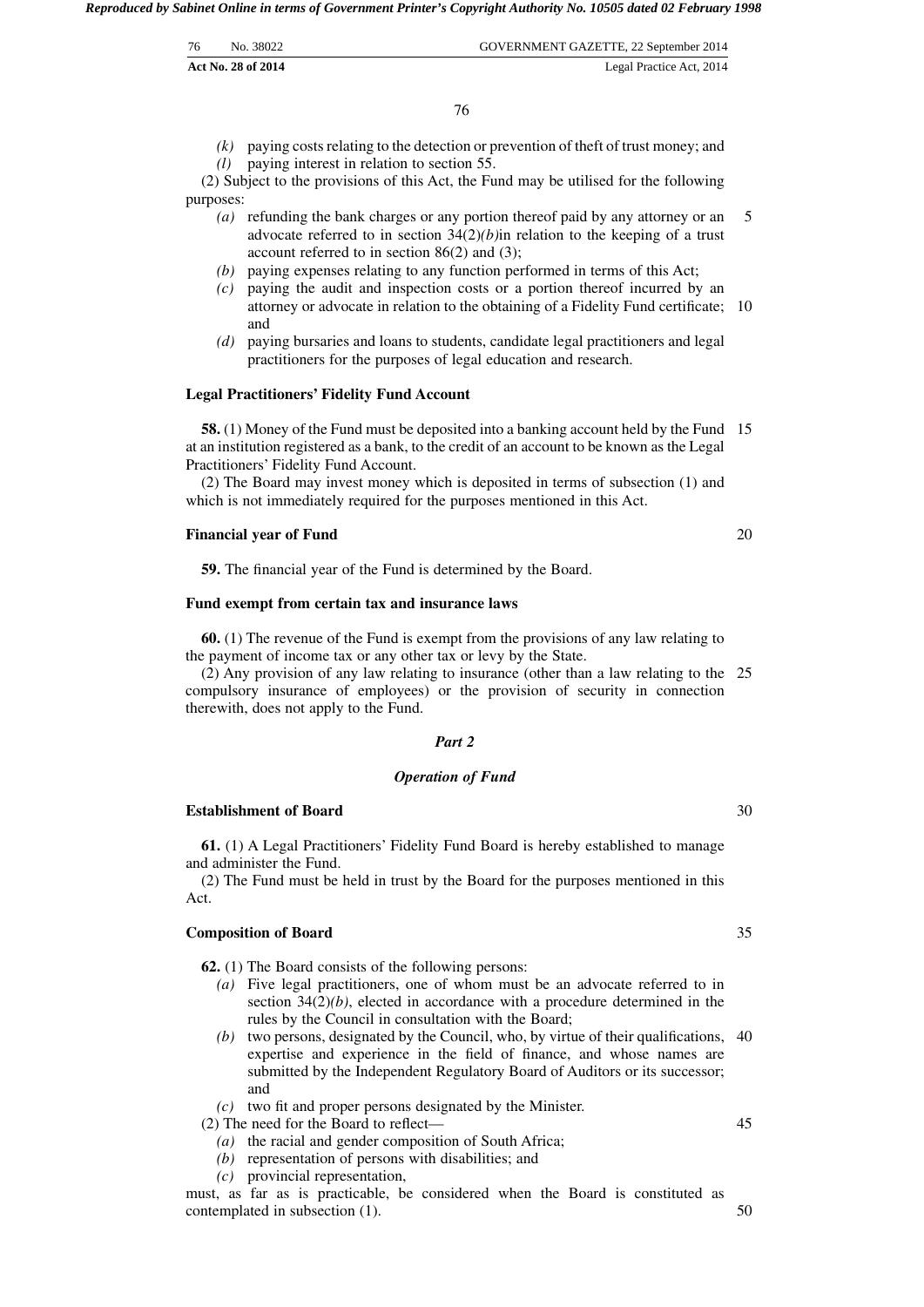- *(k)* paying costs relating to the detection or prevention of theft of trust money; and
- *(l)* paying interest in relation to section 55.

(2) Subject to the provisions of this Act, the Fund may be utilised for the following purposes:

- *(a)* refunding the bank charges or any portion thereof paid by any attorney or an advocate referred to in section 34(2)*(b)*in relation to the keeping of a trust account referred to in section 86(2) and (3);
- *(b)* paying expenses relating to any function performed in terms of this Act;
- *(c)* paying the audit and inspection costs or a portion thereof incurred by an attorney or advocate in relation to the obtaining of a Fidelity Fund certificate; and
- *(d)* paying bursaries and loans to students, candidate legal practitioners and legal practitioners for the purposes of legal education and research.

**Legal Practitioners' Fidelity Fund Account**

**58.** (1) Money of the Fund must be deposited into a banking account held by the Fund at an institution registered as a bank, to the credit of an account to be known as the Legal Practitioners' Fidelity Fund Account.

(2) The Board may invest money which is deposited in terms of subsection (1) and which is not immediately required for the purposes mentioned in this Act.

**Financial year of Fund**

**59.** The financial year of the Fund is determined by the Board.

**Fund exempt from certain tax and insurance laws**

**60.** (1) The revenue of the Fund is exempt from the provisions of any law relating to the payment of income tax or any other tax or levy by the State.

(2) Any provision of any law relating to insurance (other than a law relating to the compulsory insurance of employees) or the provision of security in connection therewith, does not apply to the Fund.

***Part 2***

***Operation of Fund***

**Establishment of Board**

**61.** (1) A Legal Practitioners' Fidelity Fund Board is hereby established to manage and administer the Fund.

(2) The Fund must be held in trust by the Board for the purposes mentioned in this Act.

**Composition of Board**

**62.** (1) The Board consists of the following persons:

- *(a)* Five legal practitioners, one of whom must be an advocate referred to in section 34(2)*(b)*, elected in accordance with a procedure determined in the rules by the Council in consultation with the Board;
- *(b)* two persons, designated by the Council, who, by virtue of their qualifications, expertise and experience in the field of finance, and whose names are submitted by the Independent Regulatory Board of Auditors or its successor; and
- *(c)* two fit and proper persons designated by the Minister.

(2) The need for the Board to reflect—

- *(a)* the racial and gender composition of South Africa;
- *(b)* representation of persons with disabilities; and
- *(c)* provincial representation,

must, as far as is practicable, be considered when the Board is constituted as contemplated in subsection (1).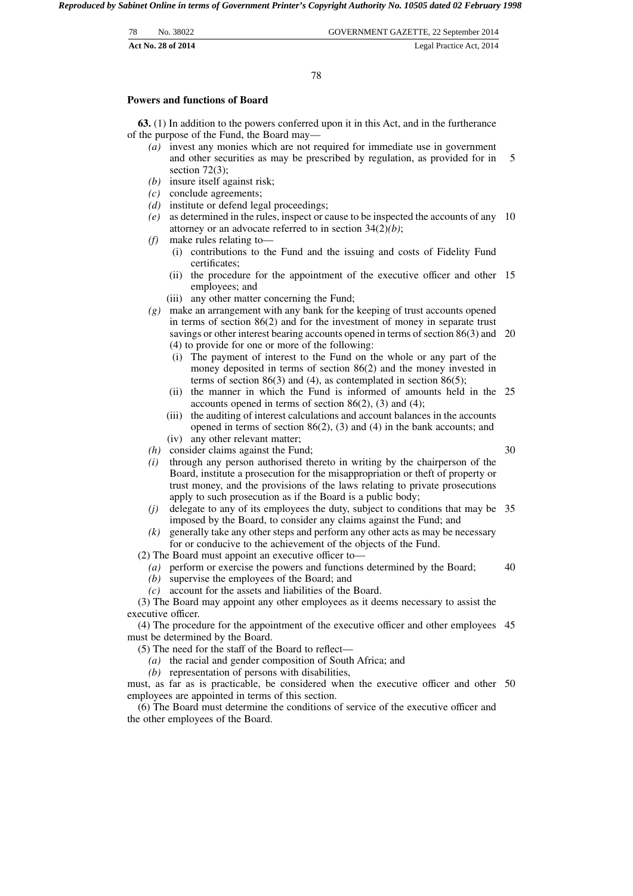**Powers and functions of Board**

**63.** (1) In addition to the powers conferred upon it in this Act, and in the furtherance of the purpose of the Fund, the Board may—

- *(a)* invest any monies which are not required for immediate use in government and other securities as may be prescribed by regulation, as provided for in section 72(3);
- *(b)* insure itself against risk;
- *(c)* conclude agreements;
- *(d)* institute or defend legal proceedings;
- *(e)* as determined in the rules, inspect or cause to be inspected the accounts of any attorney or an advocate referred to in section 34(2)*(b)*;
- *(f)* make rules relating to—
  - (i) contributions to the Fund and the issuing and costs of Fidelity Fund certificates;
  - (ii) the procedure for the appointment of the executive officer and other employees; and
  - (iii) any other matter concerning the Fund;
- *(g)* make an arrangement with any bank for the keeping of trust accounts opened in terms of section 86(2) and for the investment of money in separate trust savings or other interest bearing accounts opened in terms of section 86(3) and (4) to provide for one or more of the following:
  - (i) The payment of interest to the Fund on the whole or any part of the money deposited in terms of section 86(2) and the money invested in terms of section 86(3) and (4), as contemplated in section 86(5);
  - (ii) the manner in which the Fund is informed of amounts held in the accounts opened in terms of section 86(2), (3) and (4);
  - (iii) the auditing of interest calculations and account balances in the accounts opened in terms of section 86(2), (3) and (4) in the bank accounts; and
  - (iv) any other relevant matter;
- *(h)* consider claims against the Fund;
- *(i)* through any person authorised thereto in writing by the chairperson of the Board, institute a prosecution for the misappropriation or theft of property or trust money, and the provisions of the laws relating to private prosecutions apply to such prosecution as if the Board is a public body;
- *(j)* delegate to any of its employees the duty, subject to conditions that may be imposed by the Board, to consider any claims against the Fund; and
- *(k)* generally take any other steps and perform any other acts as may be necessary for or conducive to the achievement of the objects of the Fund.

(2) The Board must appoint an executive officer to—

- *(a)* perform or exercise the powers and functions determined by the Board;
- *(b)* supervise the employees of the Board; and
- *(c)* account for the assets and liabilities of the Board.

(3) The Board may appoint any other employees as it deems necessary to assist the executive officer.

(4) The procedure for the appointment of the executive officer and other employees must be determined by the Board.

(5) The need for the staff of the Board to reflect—

- *(a)* the racial and gender composition of South Africa; and
- *(b)* representation of persons with disabilities,

must, as far as is practicable, be considered when the executive officer and other employees are appointed in terms of this section.

(6) The Board must determine the conditions of service of the executive officer and the other employees of the Board.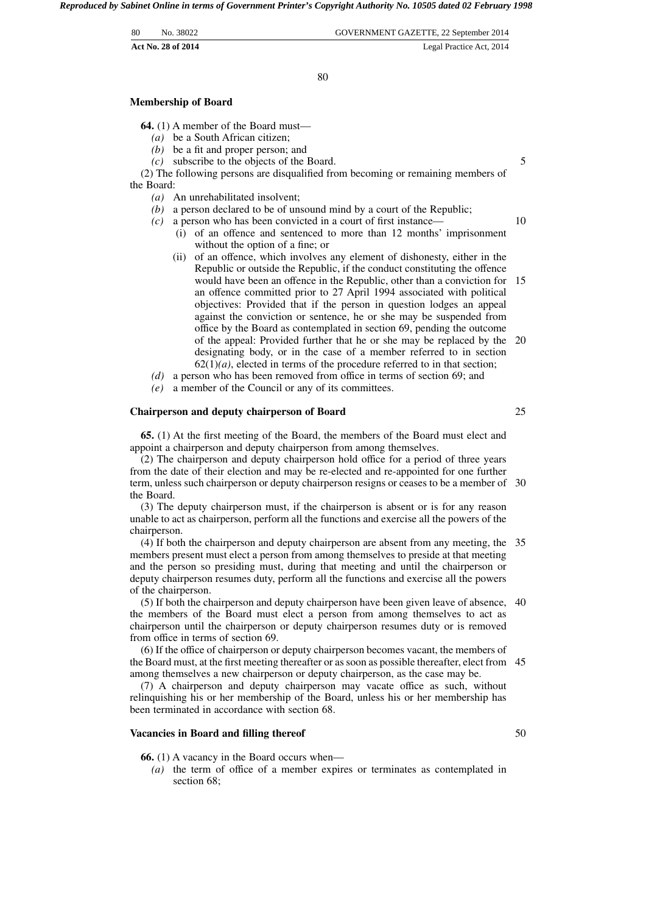### Membership of Board

**64.** (1) A member of the Board must—

*(a)* be a South African citizen;

*(b)* be a fit and proper person; and

*(c)* subscribe to the objects of the Board.

(2) The following persons are disqualified from becoming or remaining members of the Board:

*(a)* An unrehabilitated insolvent;

*(b)* a person declared to be of unsound mind by a court of the Republic;

*(c)* a person who has been convicted in a court of first instance—

(i) of an offence and sentenced to more than 12 months' imprisonment without the option of a fine; or

(ii) of an offence, which involves any element of dishonesty, either in the Republic or outside the Republic, if the conduct constituting the offence would have been an offence in the Republic, other than a conviction for an offence committed prior to 27 April 1994 associated with political objectives: Provided that if the person in question lodges an appeal against the conviction or sentence, he or she may be suspended from office by the Board as contemplated in section 69, pending the outcome of the appeal: Provided further that he or she may be replaced by the designating body, or in the case of a member referred to in section 62(1)*(a)*, elected in terms of the procedure referred to in that section;

*(d)* a person who has been removed from office in terms of section 69; and

*(e)* a member of the Council or any of its committees.

### Chairperson and deputy chairperson of Board

**65.** (1) At the first meeting of the Board, the members of the Board must elect and appoint a chairperson and deputy chairperson from among themselves.

(2) The chairperson and deputy chairperson hold office for a period of three years from the date of their election and may be re-elected and re-appointed for one further term, unless such chairperson or deputy chairperson resigns or ceases to be a member of the Board.

(3) The deputy chairperson must, if the chairperson is absent or is for any reason unable to act as chairperson, perform all the functions and exercise all the powers of the chairperson.

(4) If both the chairperson and deputy chairperson are absent from any meeting, the members present must elect a person from among themselves to preside at that meeting and the person so presiding must, during that meeting and until the chairperson or deputy chairperson resumes duty, perform all the functions and exercise all the powers of the chairperson.

(5) If both the chairperson and deputy chairperson have been given leave of absence, the members of the Board must elect a person from among themselves to act as chairperson until the chairperson or deputy chairperson resumes duty or is removed from office in terms of section 69.

(6) If the office of chairperson or deputy chairperson becomes vacant, the members of the Board must, at the first meeting thereafter or as soon as possible thereafter, elect from among themselves a new chairperson or deputy chairperson, as the case may be.

(7) A chairperson and deputy chairperson may vacate office as such, without relinquishing his or her membership of the Board, unless his or her membership has been terminated in accordance with section 68.

### Vacancies in Board and filling thereof

**66.** (1) A vacancy in the Board occurs when—

*(a)* the term of office of a member expires or terminates as contemplated in section 68;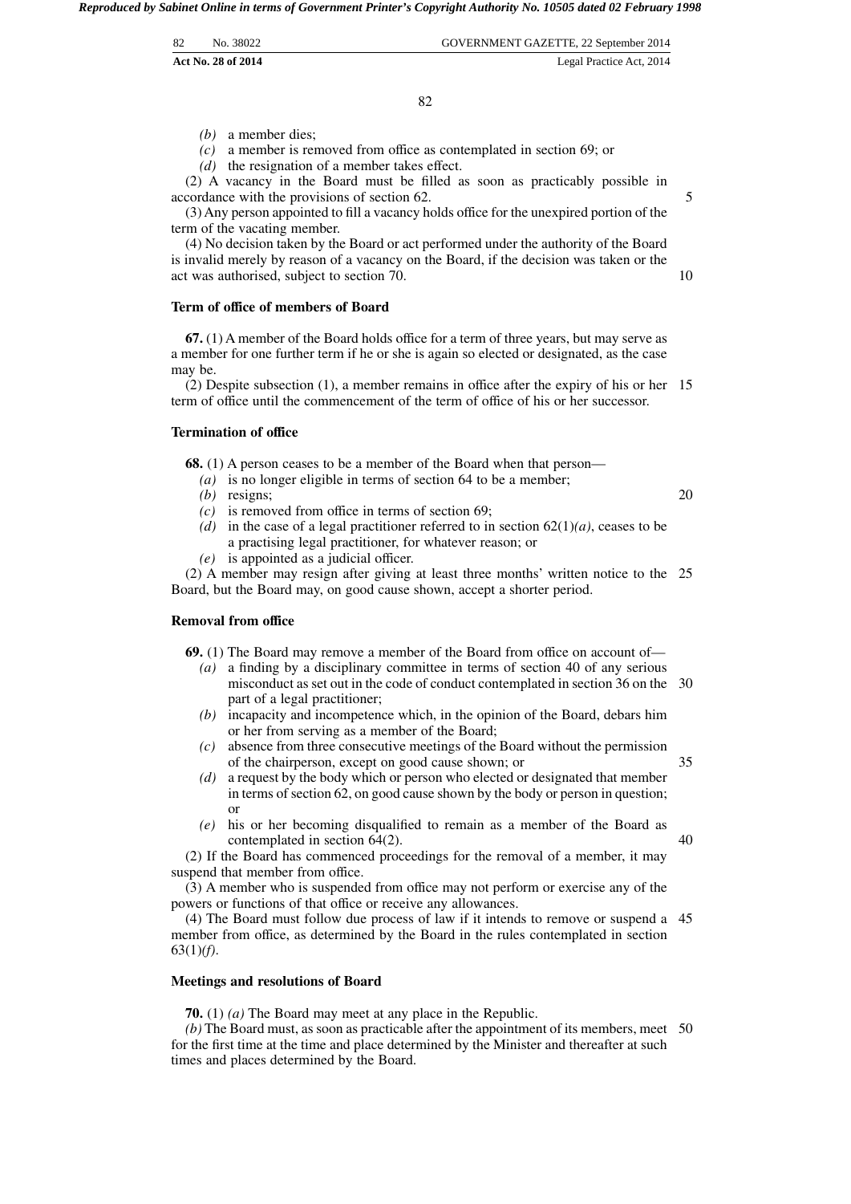*(b)* a member dies;

*(c)* a member is removed from office as contemplated in section 69; or

*(d)* the resignation of a member takes effect.

(2) A vacancy in the Board must be filled as soon as practicably possible in accordance with the provisions of section 62.

(3) Any person appointed to fill a vacancy holds office for the unexpired portion of the term of the vacating member.

(4) No decision taken by the Board or act performed under the authority of the Board is invalid merely by reason of a vacancy on the Board, if the decision was taken or the act was authorised, subject to section 70.

**Term of office of members of Board**

**67.** (1) A member of the Board holds office for a term of three years, but may serve as a member for one further term if he or she is again so elected or designated, as the case may be.

(2) Despite subsection (1), a member remains in office after the expiry of his or her term of office until the commencement of the term of office of his or her successor.

**Termination of office**

**68.** (1) A person ceases to be a member of the Board when that person—

*(a)* is no longer eligible in terms of section 64 to be a member;

*(b)* resigns;

*(c)* is removed from office in terms of section 69;

*(d)* in the case of a legal practitioner referred to in section 62(1)*(a)*, ceases to be a practising legal practitioner, for whatever reason; or

*(e)* is appointed as a judicial officer.

(2) A member may resign after giving at least three months' written notice to the Board, but the Board may, on good cause shown, accept a shorter period.

**Removal from office**

**69.** (1) The Board may remove a member of the Board from office on account of—

*(a)* a finding by a disciplinary committee in terms of section 40 of any serious misconduct as set out in the code of conduct contemplated in section 36 on the part of a legal practitioner;

*(b)* incapacity and incompetence which, in the opinion of the Board, debars him or her from serving as a member of the Board;

*(c)* absence from three consecutive meetings of the Board without the permission of the chairperson, except on good cause shown; or

*(d)* a request by the body which or person who elected or designated that member in terms of section 62, on good cause shown by the body or person in question; or

*(e)* his or her becoming disqualified to remain as a member of the Board as contemplated in section 64(2).

(2) If the Board has commenced proceedings for the removal of a member, it may suspend that member from office.

(3) A member who is suspended from office may not perform or exercise any of the powers or functions of that office or receive any allowances.

(4) The Board must follow due process of law if it intends to remove or suspend a member from office, as determined by the Board in the rules contemplated in section 63(1)*(f)*.

**Meetings and resolutions of Board**

**70.** (1) *(a)* The Board may meet at any place in the Republic.

*(b)* The Board must, as soon as practicable after the appointment of its members, meet for the first time at the time and place determined by the Minister and thereafter at such times and places determined by the Board.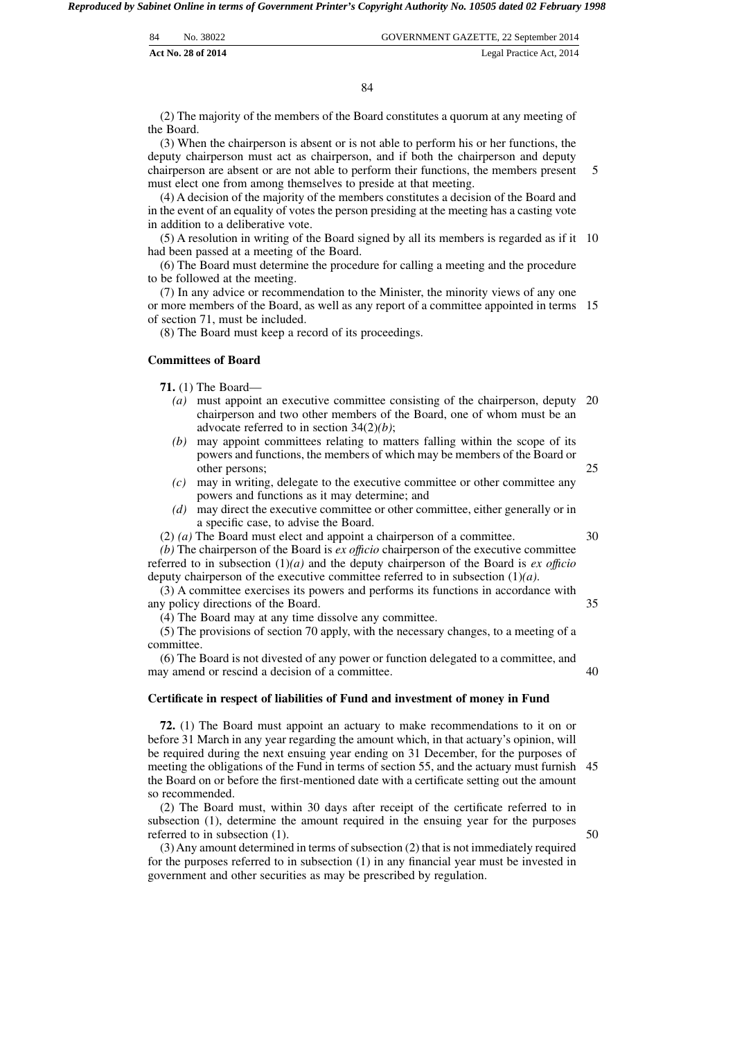(2) The majority of the members of the Board constitutes a quorum at any meeting of the Board.

(3) When the chairperson is absent or is not able to perform his or her functions, the deputy chairperson must act as chairperson, and if both the chairperson and deputy chairperson are absent or are not able to perform their functions, the members present must elect one from among themselves to preside at that meeting.

(4) A decision of the majority of the members constitutes a decision of the Board and in the event of an equality of votes the person presiding at the meeting has a casting vote in addition to a deliberative vote.

(5) A resolution in writing of the Board signed by all its members is regarded as if it had been passed at a meeting of the Board.

(6) The Board must determine the procedure for calling a meeting and the procedure to be followed at the meeting.

(7) In any advice or recommendation to the Minister, the minority views of any one or more members of the Board, as well as any report of a committee appointed in terms of section 71, must be included.

(8) The Board must keep a record of its proceedings.

**Committees of Board**

**71.** (1) The Board—

*(a)* must appoint an executive committee consisting of the chairperson, deputy chairperson and two other members of the Board, one of whom must be an advocate referred to in section 34(2)*(b)*;

*(b)* may appoint committees relating to matters falling within the scope of its powers and functions, the members of which may be members of the Board or other persons;

*(c)* may in writing, delegate to the executive committee or other committee any powers and functions as it may determine; and

*(d)* may direct the executive committee or other committee, either generally or in a specific case, to advise the Board.

(2) *(a)* The Board must elect and appoint a chairperson of a committee.

*(b)* The chairperson of the Board is *ex officio* chairperson of the executive committee referred to in subsection (1)*(a)* and the deputy chairperson of the Board is *ex officio* deputy chairperson of the executive committee referred to in subsection (1)*(a)*.

(3) A committee exercises its powers and performs its functions in accordance with any policy directions of the Board.

(4) The Board may at any time dissolve any committee.

(5) The provisions of section 70 apply, with the necessary changes, to a meeting of a committee.

(6) The Board is not divested of any power or function delegated to a committee, and may amend or rescind a decision of a committee.

**Certificate in respect of liabilities of Fund and investment of money in Fund**

**72.** (1) The Board must appoint an actuary to make recommendations to it on or before 31 March in any year regarding the amount which, in that actuary's opinion, will be required during the next ensuing year ending on 31 December, for the purposes of meeting the obligations of the Fund in terms of section 55, and the actuary must furnish the Board on or before the first-mentioned date with a certificate setting out the amount so recommended.

(2) The Board must, within 30 days after receipt of the certificate referred to in subsection (1), determine the amount required in the ensuing year for the purposes referred to in subsection (1).

(3) Any amount determined in terms of subsection (2) that is not immediately required for the purposes referred to in subsection (1) in any financial year must be invested in government and other securities as may be prescribed by regulation.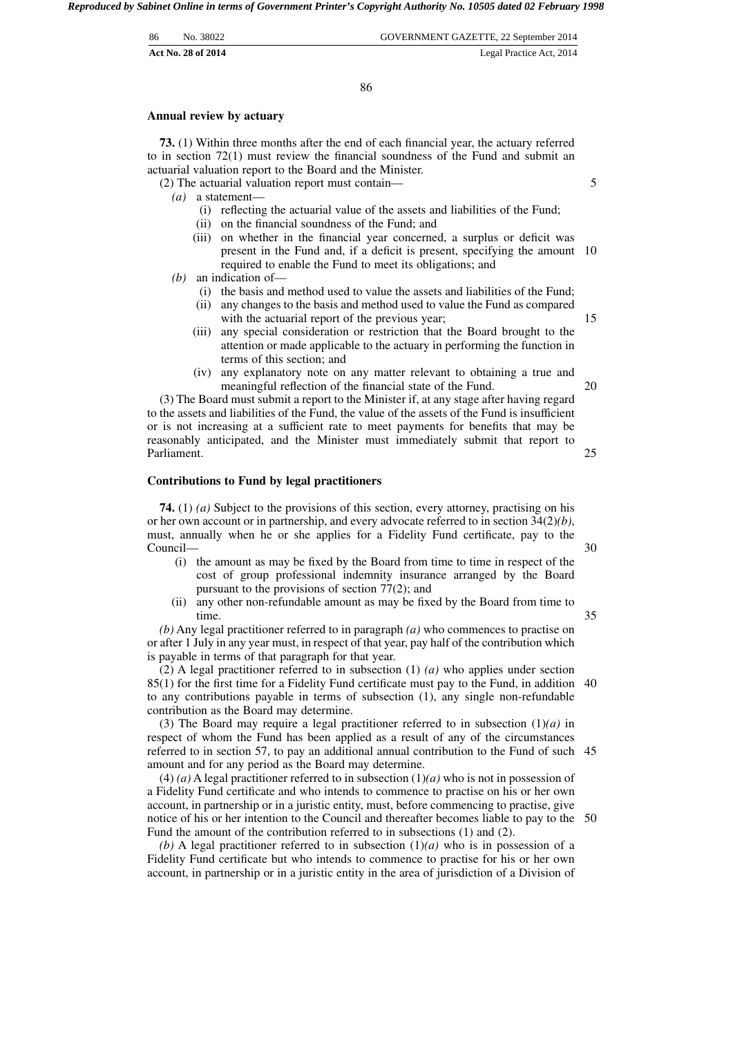**Annual review by actuary**

**73.** (1) Within three months after the end of each financial year, the actuary referred to in section 72(1) must review the financial soundness of the Fund and submit an actuarial valuation report to the Board and the Minister.

(2) The actuarial valuation report must contain—

*(a)* a statement—

(i) reflecting the actuarial value of the assets and liabilities of the Fund;

(ii) on the financial soundness of the Fund; and

(iii) on whether in the financial year concerned, a surplus or deficit was present in the Fund and, if a deficit is present, specifying the amount required to enable the Fund to meet its obligations; and

*(b)* an indication of—

(i) the basis and method used to value the assets and liabilities of the Fund;

(ii) any changes to the basis and method used to value the Fund as compared with the actuarial report of the previous year;

(iii) any special consideration or restriction that the Board brought to the attention or made applicable to the actuary in performing the function in terms of this section; and

(iv) any explanatory note on any matter relevant to obtaining a true and meaningful reflection of the financial state of the Fund.

(3) The Board must submit a report to the Minister if, at any stage after having regard to the assets and liabilities of the Fund, the value of the assets of the Fund is insufficient or is not increasing at a sufficient rate to meet payments for benefits that may be reasonably anticipated, and the Minister must immediately submit that report to Parliament.

**Contributions to Fund by legal practitioners**

**74.** (1) *(a)* Subject to the provisions of this section, every attorney, practising on his or her own account or in partnership, and every advocate referred to in section 34(2)*(b)*, must, annually when he or she applies for a Fidelity Fund certificate, pay to the Council—

(i) the amount as may be fixed by the Board from time to time in respect of the cost of group professional indemnity insurance arranged by the Board pursuant to the provisions of section 77(2); and

(ii) any other non-refundable amount as may be fixed by the Board from time to time.

*(b)* Any legal practitioner referred to in paragraph *(a)* who commences to practise on or after 1 July in any year must, in respect of that year, pay half of the contribution which is payable in terms of that paragraph for that year.

(2) A legal practitioner referred to in subsection (1) *(a)* who applies under section 85(1) for the first time for a Fidelity Fund certificate must pay to the Fund, in addition to any contributions payable in terms of subsection (1), any single non-refundable contribution as the Board may determine.

(3) The Board may require a legal practitioner referred to in subsection (1)*(a)* in respect of whom the Fund has been applied as a result of any of the circumstances referred to in section 57, to pay an additional annual contribution to the Fund of such amount and for any period as the Board may determine.

(4) *(a)* A legal practitioner referred to in subsection (1)*(a)* who is not in possession of a Fidelity Fund certificate and who intends to commence to practise on his or her own account, in partnership or in a juristic entity, must, before commencing to practise, give notice of his or her intention to the Council and thereafter becomes liable to pay to the Fund the amount of the contribution referred to in subsections (1) and (2).

*(b)* A legal practitioner referred to in subsection (1)*(a)* who is in possession of a Fidelity Fund certificate but who intends to commence to practise for his or her own account, in partnership or in a juristic entity in the area of jurisdiction of a Division of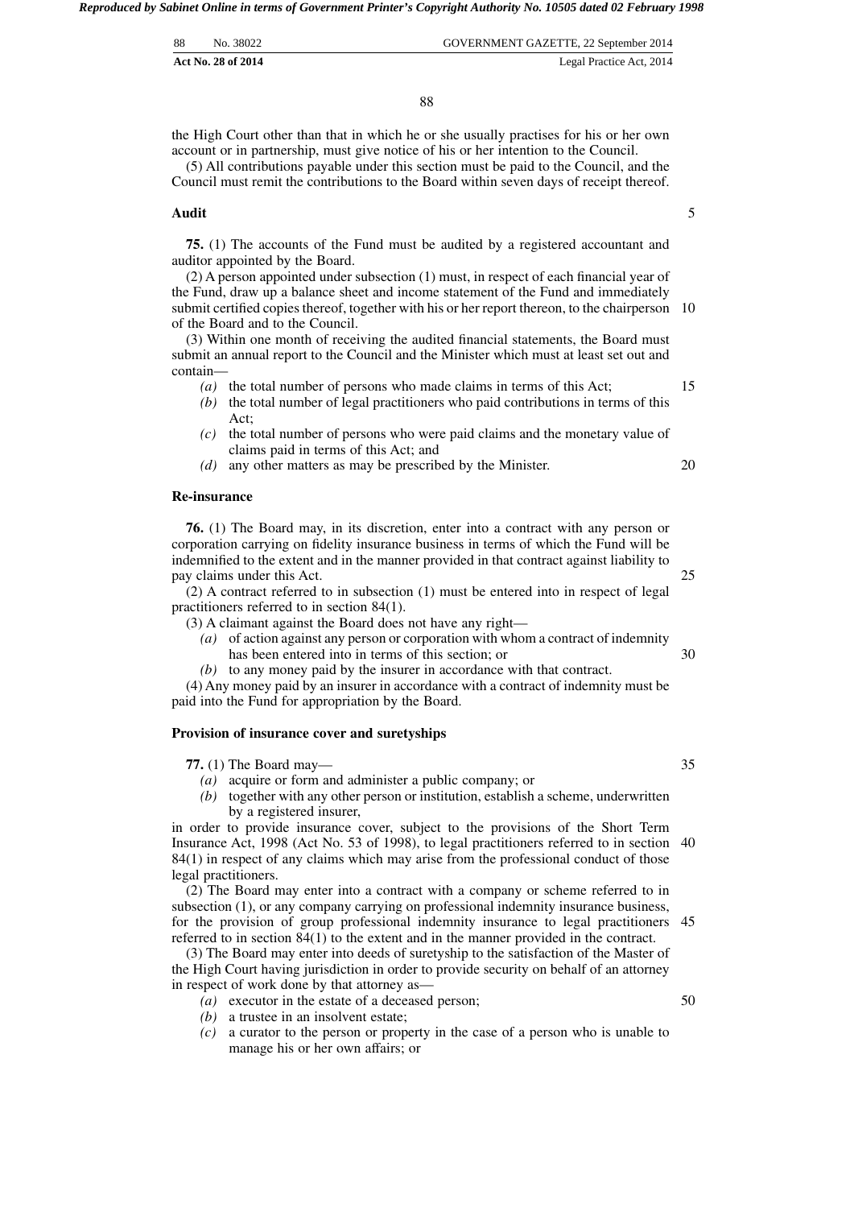the High Court other than that in which he or she usually practises for his or her own account or in partnership, must give notice of his or her intention to the Council.

(5) All contributions payable under this section must be paid to the Council, and the Council must remit the contributions to the Board within seven days of receipt thereof.

**Audit**

**75.** (1) The accounts of the Fund must be audited by a registered accountant and auditor appointed by the Board.

(2) A person appointed under subsection (1) must, in respect of each financial year of the Fund, draw up a balance sheet and income statement of the Fund and immediately submit certified copies thereof, together with his or her report thereon, to the chairperson of the Board and to the Council.

(3) Within one month of receiving the audited financial statements, the Board must submit an annual report to the Council and the Minister which must at least set out and contain—

*(a)* the total number of persons who made claims in terms of this Act;

*(b)* the total number of legal practitioners who paid contributions in terms of this Act;

*(c)* the total number of persons who were paid claims and the monetary value of claims paid in terms of this Act; and

*(d)* any other matters as may be prescribed by the Minister.

**Re-insurance**

**76.** (1) The Board may, in its discretion, enter into a contract with any person or corporation carrying on fidelity insurance business in terms of which the Fund will be indemnified to the extent and in the manner provided in that contract against liability to pay claims under this Act.

(2) A contract referred to in subsection (1) must be entered into in respect of legal practitioners referred to in section 84(1).

(3) A claimant against the Board does not have any right—

*(a)* of action against any person or corporation with whom a contract of indemnity has been entered into in terms of this section; or

*(b)* to any money paid by the insurer in accordance with that contract.

(4) Any money paid by an insurer in accordance with a contract of indemnity must be paid into the Fund for appropriation by the Board.

**Provision of insurance cover and suretyships**

**77.** (1) The Board may—

*(a)* acquire or form and administer a public company; or

*(b)* together with any other person or institution, establish a scheme, underwritten by a registered insurer,

in order to provide insurance cover, subject to the provisions of the Short Term Insurance Act, 1998 (Act No. 53 of 1998), to legal practitioners referred to in section 84(1) in respect of any claims which may arise from the professional conduct of those legal practitioners.

(2) The Board may enter into a contract with a company or scheme referred to in subsection (1), or any company carrying on professional indemnity insurance business, for the provision of group professional indemnity insurance to legal practitioners referred to in section 84(1) to the extent and in the manner provided in the contract.

(3) The Board may enter into deeds of suretyship to the satisfaction of the Master of the High Court having jurisdiction in order to provide security on behalf of an attorney in respect of work done by that attorney as—

*(a)* executor in the estate of a deceased person;

*(b)* a trustee in an insolvent estate;

*(c)* a curator to the person or property in the case of a person who is unable to manage his or her own affairs; or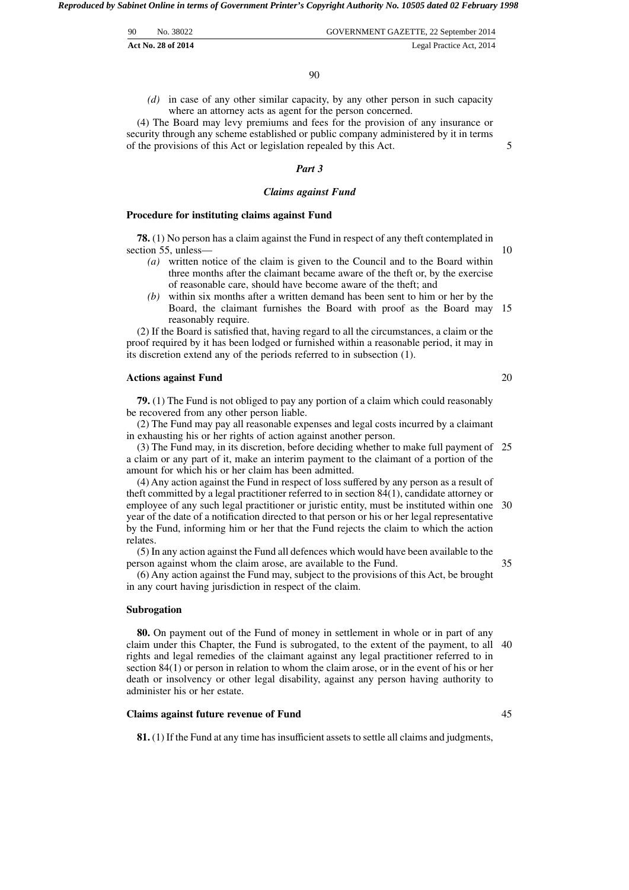*(d)* in case of any other similar capacity, by any other person in such capacity where an attorney acts as agent for the person concerned.

(4) The Board may levy premiums and fees for the provision of any insurance or security through any scheme established or public company administered by it in terms of the provisions of this Act or legislation repealed by this Act.

### *Part 3*

### *Claims against Fund*

**Procedure for instituting claims against Fund**

**78.** (1) No person has a claim against the Fund in respect of any theft contemplated in section 55, unless—

*(a)* written notice of the claim is given to the Council and to the Board within three months after the claimant became aware of the theft or, by the exercise of reasonable care, should have become aware of the theft; and

*(b)* within six months after a written demand has been sent to him or her by the Board, the claimant furnishes the Board with proof as the Board may reasonably require.

(2) If the Board is satisfied that, having regard to all the circumstances, a claim or the proof required by it has been lodged or furnished within a reasonable period, it may in its discretion extend any of the periods referred to in subsection (1).

**Actions against Fund**

**79.** (1) The Fund is not obliged to pay any portion of a claim which could reasonably be recovered from any other person liable.

(2) The Fund may pay all reasonable expenses and legal costs incurred by a claimant in exhausting his or her rights of action against another person.

(3) The Fund may, in its discretion, before deciding whether to make full payment of a claim or any part of it, make an interim payment to the claimant of a portion of the amount for which his or her claim has been admitted.

(4) Any action against the Fund in respect of loss suffered by any person as a result of theft committed by a legal practitioner referred to in section 84(1), candidate attorney or employee of any such legal practitioner or juristic entity, must be instituted within one year of the date of a notification directed to that person or his or her legal representative by the Fund, informing him or her that the Fund rejects the claim to which the action relates.

(5) In any action against the Fund all defences which would have been available to the person against whom the claim arose, are available to the Fund.

(6) Any action against the Fund may, subject to the provisions of this Act, be brought in any court having jurisdiction in respect of the claim.

**Subrogation**

**80.** On payment out of the Fund of money in settlement in whole or in part of any claim under this Chapter, the Fund is subrogated, to the extent of the payment, to all rights and legal remedies of the claimant against any legal practitioner referred to in section 84(1) or person in relation to whom the claim arose, or in the event of his or her death or insolvency or other legal disability, against any person having authority to administer his or her estate.

**Claims against future revenue of Fund**

**81.** (1) If the Fund at any time has insufficient assets to settle all claims and judgments,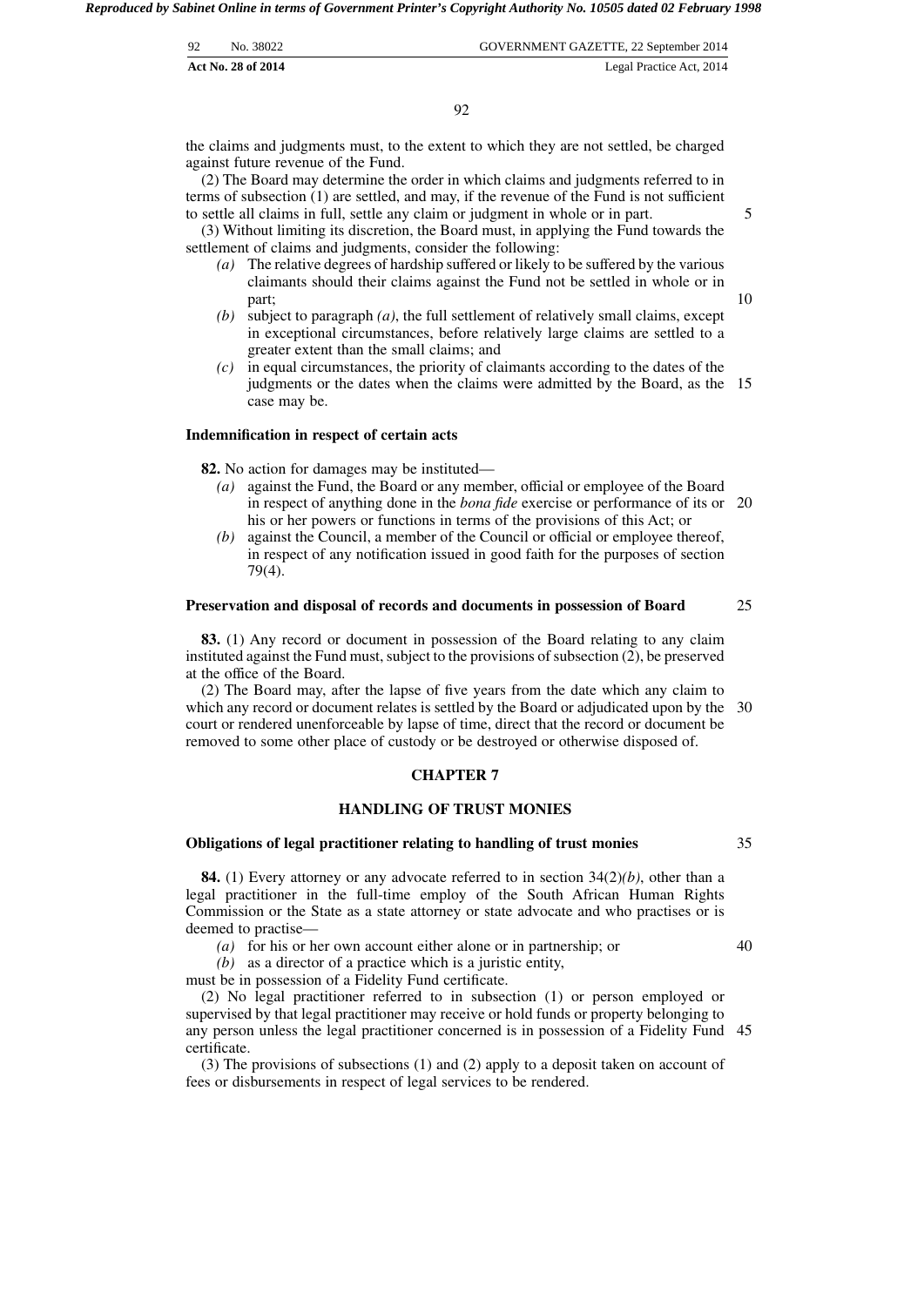the claims and judgments must, to the extent to which they are not settled, be charged against future revenue of the Fund.

(2) The Board may determine the order in which claims and judgments referred to in terms of subsection (1) are settled, and may, if the revenue of the Fund is not sufficient to settle all claims in full, settle any claim or judgment in whole or in part.

(3) Without limiting its discretion, the Board must, in applying the Fund towards the settlement of claims and judgments, consider the following:

*(a)* The relative degrees of hardship suffered or likely to be suffered by the various claimants should their claims against the Fund not be settled in whole or in part;

*(b)* subject to paragraph *(a)*, the full settlement of relatively small claims, except in exceptional circumstances, before relatively large claims are settled to a greater extent than the small claims; and

*(c)* in equal circumstances, the priority of claimants according to the dates of the judgments or the dates when the claims were admitted by the Board, as the case may be.

**Indemnification in respect of certain acts**

**82.** No action for damages may be instituted—

*(a)* against the Fund, the Board or any member, official or employee of the Board in respect of anything done in the *bona fide* exercise or performance of its or his or her powers or functions in terms of the provisions of this Act; or

*(b)* against the Council, a member of the Council or official or employee thereof, in respect of any notification issued in good faith for the purposes of section 79(4).

**Preservation and disposal of records and documents in possession of Board**

**83.** (1) Any record or document in possession of the Board relating to any claim instituted against the Fund must, subject to the provisions of subsection (2), be preserved at the office of the Board.

(2) The Board may, after the lapse of five years from the date which any claim to which any record or document relates is settled by the Board or adjudicated upon by the court or rendered unenforceable by lapse of time, direct that the record or document be removed to some other place of custody or be destroyed or otherwise disposed of.

## CHAPTER 7

## HANDLING OF TRUST MONIES

**Obligations of legal practitioner relating to handling of trust monies**

**84.** (1) Every attorney or any advocate referred to in section 34(2)*(b)*, other than a legal practitioner in the full-time employ of the South African Human Rights Commission or the State as a state attorney or state advocate and who practises or is deemed to practise—

*(a)* for his or her own account either alone or in partnership; or

*(b)* as a director of a practice which is a juristic entity,

must be in possession of a Fidelity Fund certificate.

(2) No legal practitioner referred to in subsection (1) or person employed or supervised by that legal practitioner may receive or hold funds or property belonging to any person unless the legal practitioner concerned is in possession of a Fidelity Fund certificate.

(3) The provisions of subsections (1) and (2) apply to a deposit taken on account of fees or disbursements in respect of legal services to be rendered.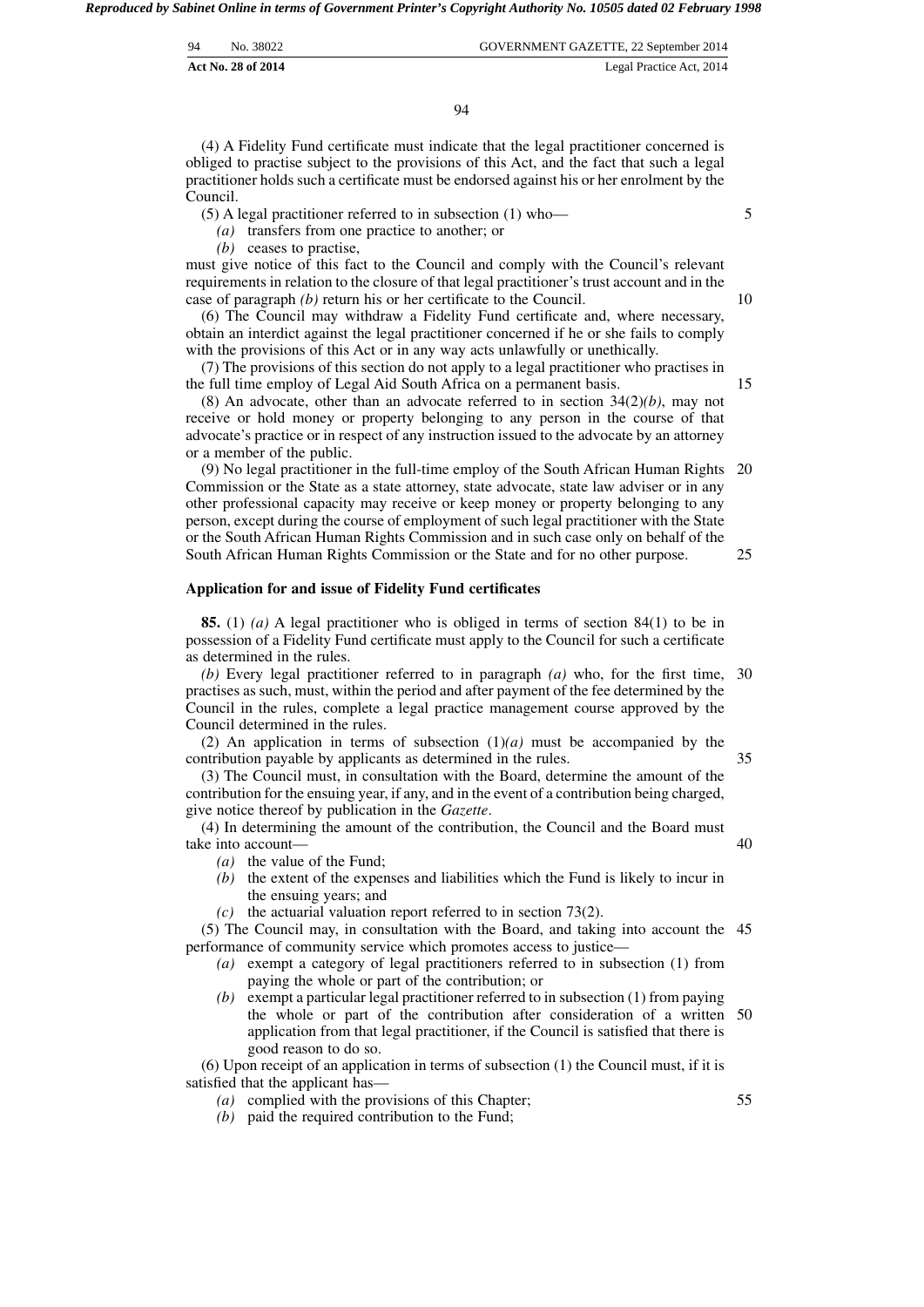(4) A Fidelity Fund certificate must indicate that the legal practitioner concerned is obliged to practise subject to the provisions of this Act, and the fact that such a legal practitioner holds such a certificate must be endorsed against his or her enrolment by the Council.

(5) A legal practitioner referred to in subsection (1) who—

*(a)* transfers from one practice to another; or

*(b)* ceases to practise,

must give notice of this fact to the Council and comply with the Council's relevant requirements in relation to the closure of that legal practitioner's trust account and in the case of paragraph *(b)* return his or her certificate to the Council.

(6) The Council may withdraw a Fidelity Fund certificate and, where necessary, obtain an interdict against the legal practitioner concerned if he or she fails to comply with the provisions of this Act or in any way acts unlawfully or unethically.

(7) The provisions of this section do not apply to a legal practitioner who practises in the full time employ of Legal Aid South Africa on a permanent basis.

(8) An advocate, other than an advocate referred to in section 34(2)*(b)*, may not receive or hold money or property belonging to any person in the course of that advocate's practice or in respect of any instruction issued to the advocate by an attorney or a member of the public.

(9) No legal practitioner in the full-time employ of the South African Human Rights Commission or the State as a state attorney, state advocate, state law adviser or in any other professional capacity may receive or keep money or property belonging to any person, except during the course of employment of such legal practitioner with the State or the South African Human Rights Commission and in such case only on behalf of the South African Human Rights Commission or the State and for no other purpose.

**Application for and issue of Fidelity Fund certificates**

**85.** (1) *(a)* A legal practitioner who is obliged in terms of section 84(1) to be in possession of a Fidelity Fund certificate must apply to the Council for such a certificate as determined in the rules.

*(b)* Every legal practitioner referred to in paragraph *(a)* who, for the first time, practises as such, must, within the period and after payment of the fee determined by the Council in the rules, complete a legal practice management course approved by the Council determined in the rules.

(2) An application in terms of subsection (1)*(a)* must be accompanied by the contribution payable by applicants as determined in the rules.

(3) The Council must, in consultation with the Board, determine the amount of the contribution for the ensuing year, if any, and in the event of a contribution being charged, give notice thereof by publication in the *Gazette*.

(4) In determining the amount of the contribution, the Council and the Board must take into account—

*(a)* the value of the Fund;

*(b)* the extent of the expenses and liabilities which the Fund is likely to incur in the ensuing years; and

*(c)* the actuarial valuation report referred to in section 73(2).

(5) The Council may, in consultation with the Board, and taking into account the performance of community service which promotes access to justice—

*(a)* exempt a category of legal practitioners referred to in subsection (1) from paying the whole or part of the contribution; or

*(b)* exempt a particular legal practitioner referred to in subsection (1) from paying the whole or part of the contribution after consideration of a written application from that legal practitioner, if the Council is satisfied that there is good reason to do so.

(6) Upon receipt of an application in terms of subsection (1) the Council must, if it is satisfied that the applicant has—

*(a)* complied with the provisions of this Chapter;

*(b)* paid the required contribution to the Fund;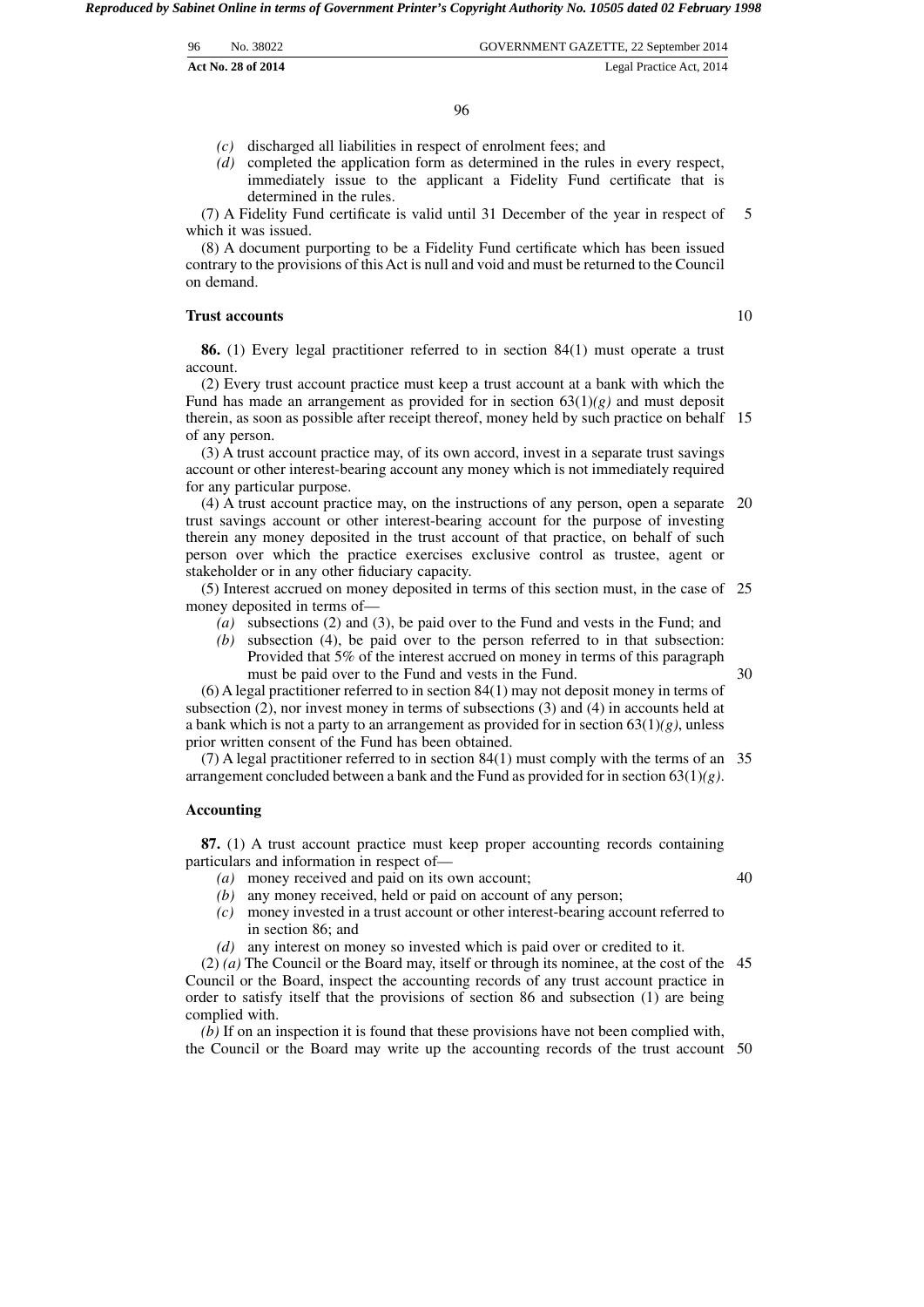*(c)* discharged all liabilities in respect of enrolment fees; and

*(d)* completed the application form as determined in the rules in every respect, immediately issue to the applicant a Fidelity Fund certificate that is determined in the rules.

(7) A Fidelity Fund certificate is valid until 31 December of the year in respect of which it was issued.

(8) A document purporting to be a Fidelity Fund certificate which has been issued contrary to the provisions of this Act is null and void and must be returned to the Council on demand.

**Trust accounts**

**86.** (1) Every legal practitioner referred to in section 84(1) must operate a trust account.

(2) Every trust account practice must keep a trust account at a bank with which the Fund has made an arrangement as provided for in section 63(1)*(g)* and must deposit therein, as soon as possible after receipt thereof, money held by such practice on behalf of any person.

(3) A trust account practice may, of its own accord, invest in a separate trust savings account or other interest-bearing account any money which is not immediately required for any particular purpose.

(4) A trust account practice may, on the instructions of any person, open a separate trust savings account or other interest-bearing account for the purpose of investing therein any money deposited in the trust account of that practice, on behalf of such person over which the practice exercises exclusive control as trustee, agent or stakeholder or in any other fiduciary capacity.

(5) Interest accrued on money deposited in terms of this section must, in the case of money deposited in terms of—

*(a)* subsections (2) and (3), be paid over to the Fund and vests in the Fund; and

*(b)* subsection (4), be paid over to the person referred to in that subsection: Provided that 5% of the interest accrued on money in terms of this paragraph must be paid over to the Fund and vests in the Fund.

(6) A legal practitioner referred to in section 84(1) may not deposit money in terms of subsection (2), nor invest money in terms of subsections (3) and (4) in accounts held at a bank which is not a party to an arrangement as provided for in section 63(1)*(g)*, unless prior written consent of the Fund has been obtained.

(7) A legal practitioner referred to in section 84(1) must comply with the terms of an arrangement concluded between a bank and the Fund as provided for in section 63(1)*(g)*.

**Accounting**

**87.** (1) A trust account practice must keep proper accounting records containing particulars and information in respect of—

*(a)* money received and paid on its own account;

*(b)* any money received, held or paid on account of any person;

*(c)* money invested in a trust account or other interest-bearing account referred to in section 86; and

*(d)* any interest on money so invested which is paid over or credited to it.

(2) *(a)* The Council or the Board may, itself or through its nominee, at the cost of the Council or the Board, inspect the accounting records of any trust account practice in order to satisfy itself that the provisions of section 86 and subsection (1) are being complied with.

*(b)* If on an inspection it is found that these provisions have not been complied with, the Council or the Board may write up the accounting records of the trust account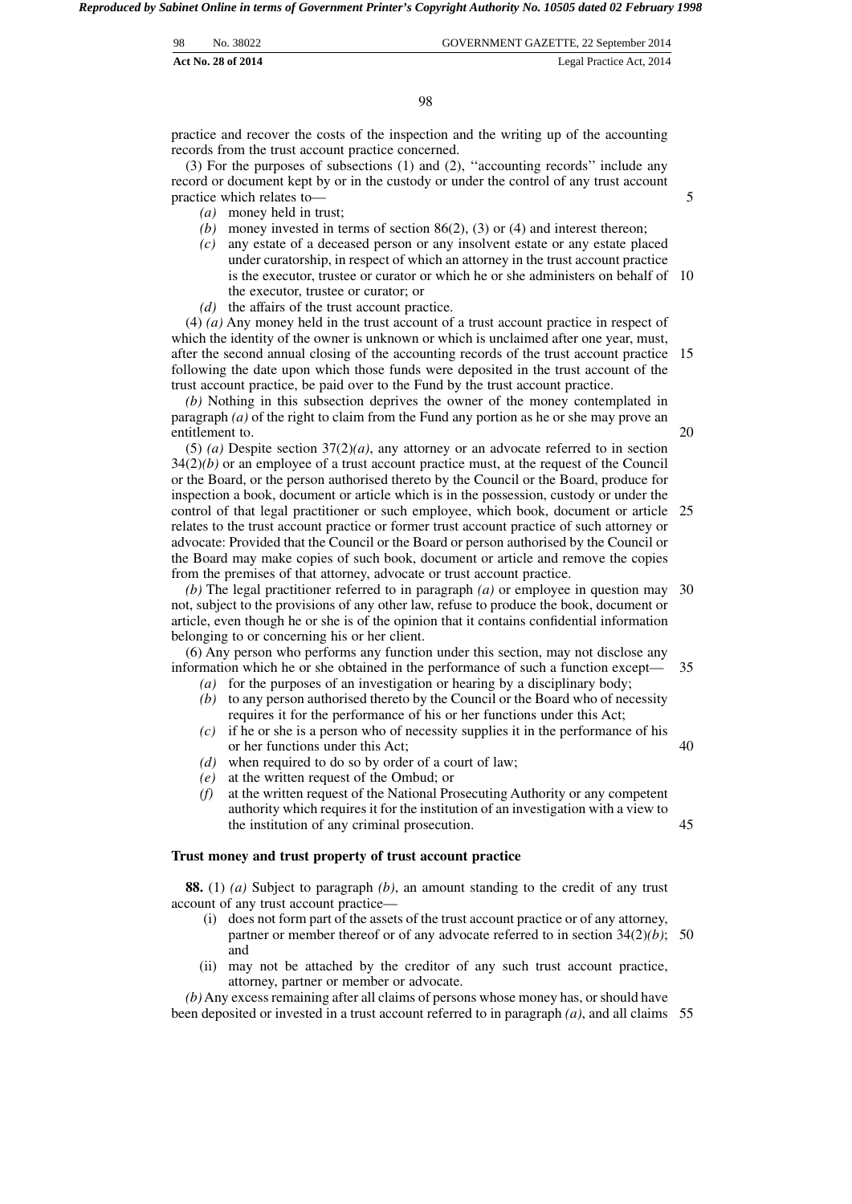practice and recover the costs of the inspection and the writing up of the accounting records from the trust account practice concerned.

(3) For the purposes of subsections (1) and (2), ''accounting records'' include any record or document kept by or in the custody or under the control of any trust account practice which relates to—

*(a)* money held in trust;

*(b)* money invested in terms of section 86(2), (3) or (4) and interest thereon;

*(c)* any estate of a deceased person or any insolvent estate or any estate placed under curatorship, in respect of which an attorney in the trust account practice is the executor, trustee or curator or which he or she administers on behalf of the executor, trustee or curator; or

*(d)* the affairs of the trust account practice.

(4) *(a)* Any money held in the trust account of a trust account practice in respect of which the identity of the owner is unknown or which is unclaimed after one year, must, after the second annual closing of the accounting records of the trust account practice following the date upon which those funds were deposited in the trust account of the trust account practice, be paid over to the Fund by the trust account practice.

*(b)* Nothing in this subsection deprives the owner of the money contemplated in paragraph *(a)* of the right to claim from the Fund any portion as he or she may prove an entitlement to.

(5) *(a)* Despite section 37(2)*(a)*, any attorney or an advocate referred to in section 34(2)*(b)* or an employee of a trust account practice must, at the request of the Council or the Board, or the person authorised thereto by the Council or the Board, produce for inspection a book, document or article which is in the possession, custody or under the control of that legal practitioner or such employee, which book, document or article relates to the trust account practice or former trust account practice of such attorney or advocate: Provided that the Council or the Board or person authorised by the Council or the Board may make copies of such book, document or article and remove the copies from the premises of that attorney, advocate or trust account practice.

*(b)* The legal practitioner referred to in paragraph *(a)* or employee in question may not, subject to the provisions of any other law, refuse to produce the book, document or article, even though he or she is of the opinion that it contains confidential information belonging to or concerning his or her client.

(6) Any person who performs any function under this section, may not disclose any information which he or she obtained in the performance of such a function except—

*(a)* for the purposes of an investigation or hearing by a disciplinary body;

*(b)* to any person authorised thereto by the Council or the Board who of necessity requires it for the performance of his or her functions under this Act;

*(c)* if he or she is a person who of necessity supplies it in the performance of his or her functions under this Act;

*(d)* when required to do so by order of a court of law;

*(e)* at the written request of the Ombud; or

*(f)* at the written request of the National Prosecuting Authority or any competent authority which requires it for the institution of an investigation with a view to the institution of any criminal prosecution.

**Trust money and trust property of trust account practice**

**88.** (1) *(a)* Subject to paragraph *(b)*, an amount standing to the credit of any trust account of any trust account practice—

(i) does not form part of the assets of the trust account practice or of any attorney, partner or member thereof or of any advocate referred to in section 34(2)*(b)*; and

(ii) may not be attached by the creditor of any such trust account practice, attorney, partner or member or advocate.

*(b)* Any excess remaining after all claims of persons whose money has, or should have been deposited or invested in a trust account referred to in paragraph *(a)*, and all claims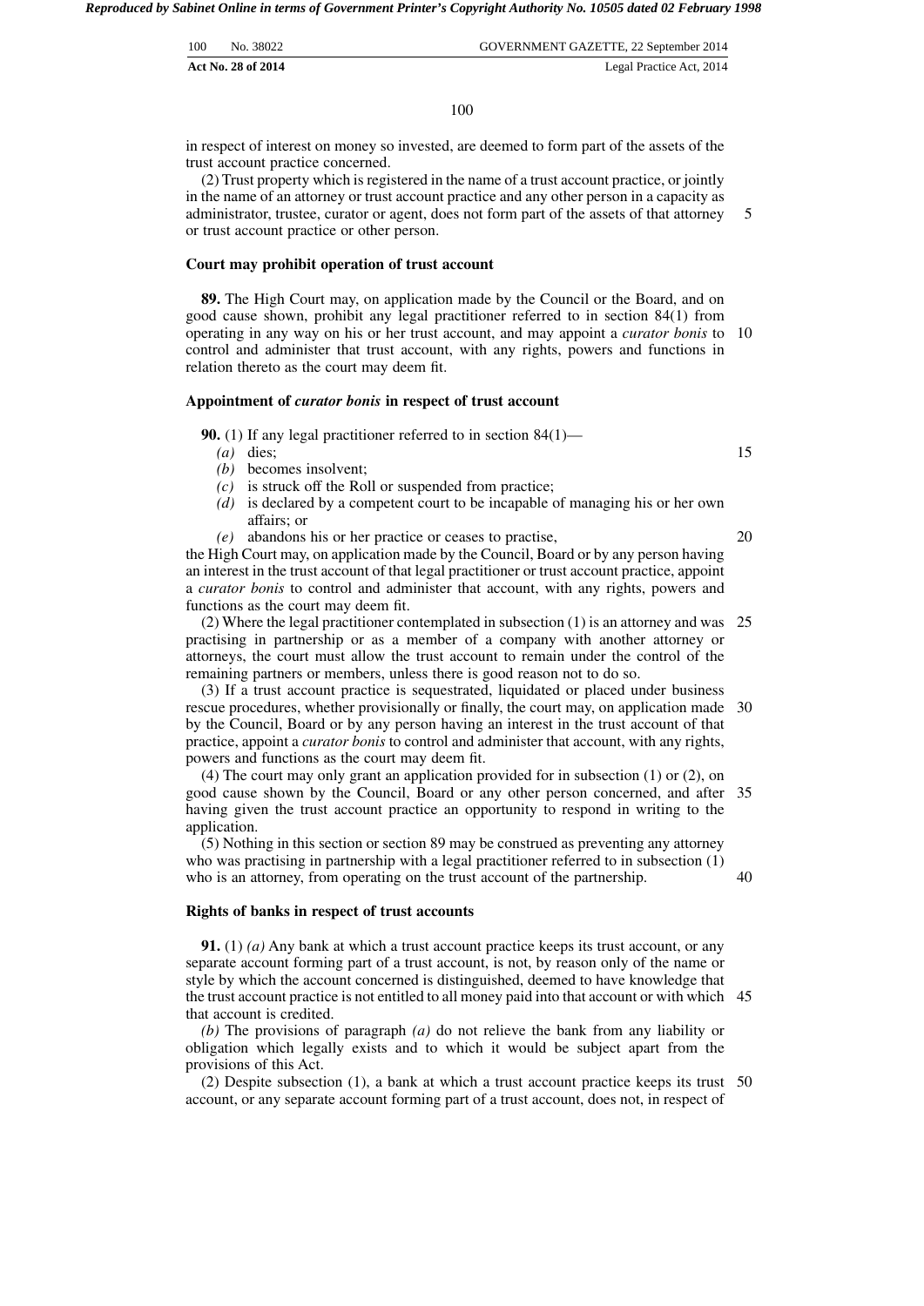in respect of interest on money so invested, are deemed to form part of the assets of the trust account practice concerned.

(2) Trust property which is registered in the name of a trust account practice, or jointly in the name of an attorney or trust account practice and any other person in a capacity as administrator, trustee, curator or agent, does not form part of the assets of that attorney or trust account practice or other person.

**Court may prohibit operation of trust account**

**89.** The High Court may, on application made by the Council or the Board, and on good cause shown, prohibit any legal practitioner referred to in section 84(1) from operating in any way on his or her trust account, and may appoint a *curator bonis* to control and administer that trust account, with any rights, powers and functions in relation thereto as the court may deem fit.

**Appointment of *curator bonis* in respect of trust account**

**90.** (1) If any legal practitioner referred to in section 84(1)—

*(a)* dies;

*(b)* becomes insolvent;

*(c)* is struck off the Roll or suspended from practice;

*(d)* is declared by a competent court to be incapable of managing his or her own affairs; or

*(e)* abandons his or her practice or ceases to practise,

the High Court may, on application made by the Council, Board or by any person having an interest in the trust account of that legal practitioner or trust account practice, appoint a *curator bonis* to control and administer that account, with any rights, powers and functions as the court may deem fit.

(2) Where the legal practitioner contemplated in subsection (1) is an attorney and was practising in partnership or as a member of a company with another attorney or attorneys, the court must allow the trust account to remain under the control of the remaining partners or members, unless there is good reason not to do so.

(3) If a trust account practice is sequestrated, liquidated or placed under business rescue procedures, whether provisionally or finally, the court may, on application made by the Council, Board or by any person having an interest in the trust account of that practice, appoint a *curator bonis* to control and administer that account, with any rights, powers and functions as the court may deem fit.

(4) The court may only grant an application provided for in subsection (1) or (2), on good cause shown by the Council, Board or any other person concerned, and after having given the trust account practice an opportunity to respond in writing to the application.

(5) Nothing in this section or section 89 may be construed as preventing any attorney who was practising in partnership with a legal practitioner referred to in subsection (1) who is an attorney, from operating on the trust account of the partnership.

**Rights of banks in respect of trust accounts**

**91.** (1) *(a)* Any bank at which a trust account practice keeps its trust account, or any separate account forming part of a trust account, is not, by reason only of the name or style by which the account concerned is distinguished, deemed to have knowledge that the trust account practice is not entitled to all money paid into that account or with which that account is credited.

*(b)* The provisions of paragraph *(a)* do not relieve the bank from any liability or obligation which legally exists and to which it would be subject apart from the provisions of this Act.

(2) Despite subsection (1), a bank at which a trust account practice keeps its trust account, or any separate account forming part of a trust account, does not, in respect of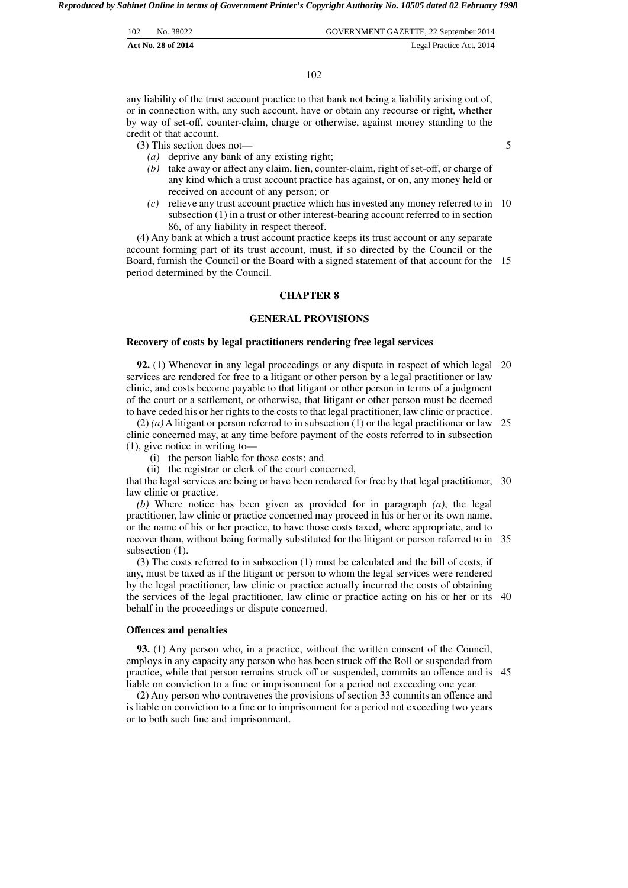any liability of the trust account practice to that bank not being a liability arising out of, or in connection with, any such account, have or obtain any recourse or right, whether by way of set-off, counter-claim, charge or otherwise, against money standing to the credit of that account.

(3) This section does not—

*(a)* deprive any bank of any existing right;

*(b)* take away or affect any claim, lien, counter-claim, right of set-off, or charge of any kind which a trust account practice has against, or on, any money held or received on account of any person; or

*(c)* relieve any trust account practice which has invested any money referred to in subsection (1) in a trust or other interest-bearing account referred to in section 86, of any liability in respect thereof.

(4) Any bank at which a trust account practice keeps its trust account or any separate account forming part of its trust account, must, if so directed by the Council or the Board, furnish the Council or the Board with a signed statement of that account for the period determined by the Council.

## CHAPTER 8

## GENERAL PROVISIONS

### Recovery of costs by legal practitioners rendering free legal services

**92.** (1) Whenever in any legal proceedings or any dispute in respect of which legal services are rendered for free to a litigant or other person by a legal practitioner or law clinic, and costs become payable to that litigant or other person in terms of a judgment of the court or a settlement, or otherwise, that litigant or other person must be deemed to have ceded his or her rights to the costs to that legal practitioner, law clinic or practice.

(2) *(a)* A litigant or person referred to in subsection (1) or the legal practitioner or law clinic concerned may, at any time before payment of the costs referred to in subsection (1), give notice in writing to—

(i) the person liable for those costs; and

(ii) the registrar or clerk of the court concerned,

that the legal services are being or have been rendered for free by that legal practitioner, law clinic or practice.

*(b)* Where notice has been given as provided for in paragraph *(a)*, the legal practitioner, law clinic or practice concerned may proceed in his or her or its own name, or the name of his or her practice, to have those costs taxed, where appropriate, and to recover them, without being formally substituted for the litigant or person referred to in subsection (1).

(3) The costs referred to in subsection (1) must be calculated and the bill of costs, if any, must be taxed as if the litigant or person to whom the legal services were rendered by the legal practitioner, law clinic or practice actually incurred the costs of obtaining the services of the legal practitioner, law clinic or practice acting on his or her or its behalf in the proceedings or dispute concerned.

### Offences and penalties

**93.** (1) Any person who, in a practice, without the written consent of the Council, employs in any capacity any person who has been struck off the Roll or suspended from practice, while that person remains struck off or suspended, commits an offence and is liable on conviction to a fine or imprisonment for a period not exceeding one year.

(2) Any person who contravenes the provisions of section 33 commits an offence and is liable on conviction to a fine or to imprisonment for a period not exceeding two years or to both such fine and imprisonment.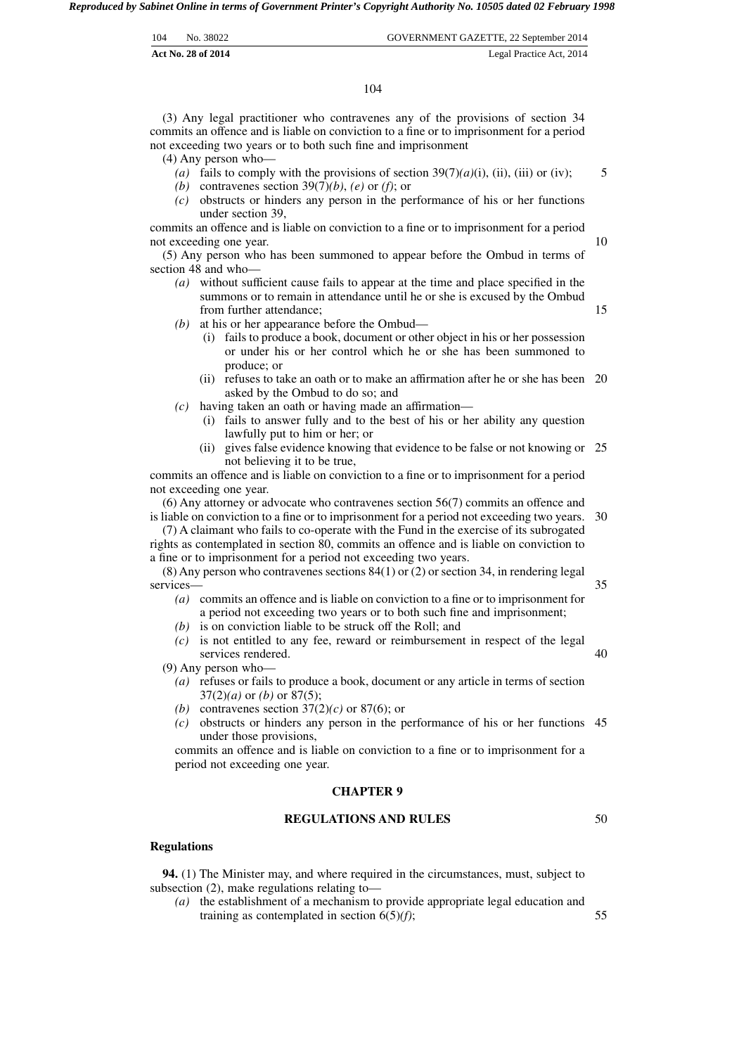(3) Any legal practitioner who contravenes any of the provisions of section 34 commits an offence and is liable on conviction to a fine or to imprisonment for a period not exceeding two years or to both such fine and imprisonment

(4) Any person who—

*(a)* fails to comply with the provisions of section 39(7)*(a)*(i), (ii), (iii) or (iv);

*(b)* contravenes section 39(7)*(b)*, *(e)* or *(f)*; or

*(c)* obstructs or hinders any person in the performance of his or her functions under section 39,

commits an offence and is liable on conviction to a fine or to imprisonment for a period not exceeding one year.

(5) Any person who has been summoned to appear before the Ombud in terms of section 48 and who—

*(a)* without sufficient cause fails to appear at the time and place specified in the summons or to remain in attendance until he or she is excused by the Ombud from further attendance;

*(b)* at his or her appearance before the Ombud—

(i) fails to produce a book, document or other object in his or her possession or under his or her control which he or she has been summoned to produce; or

(ii) refuses to take an oath or to make an affirmation after he or she has been asked by the Ombud to do so; and

*(c)* having taken an oath or having made an affirmation—

(i) fails to answer fully and to the best of his or her ability any question lawfully put to him or her; or

(ii) gives false evidence knowing that evidence to be false or not knowing or not believing it to be true,

commits an offence and is liable on conviction to a fine or to imprisonment for a period not exceeding one year.

(6) Any attorney or advocate who contravenes section 56(7) commits an offence and is liable on conviction to a fine or to imprisonment for a period not exceeding two years.

(7) A claimant who fails to co-operate with the Fund in the exercise of its subrogated rights as contemplated in section 80, commits an offence and is liable on conviction to a fine or to imprisonment for a period not exceeding two years.

(8) Any person who contravenes sections 84(1) or (2) or section 34, in rendering legal services—

*(a)* commits an offence and is liable on conviction to a fine or to imprisonment for a period not exceeding two years or to both such fine and imprisonment;

*(b)* is on conviction liable to be struck off the Roll; and

*(c)* is not entitled to any fee, reward or reimbursement in respect of the legal services rendered.

(9) Any person who—

*(a)* refuses or fails to produce a book, document or any article in terms of section 37(2)*(a)* or *(b)* or 87(5);

*(b)* contravenes section 37(2)*(c)* or 87(6); or

*(c)* obstructs or hinders any person in the performance of his or her functions under those provisions,

commits an offence and is liable on conviction to a fine or to imprisonment for a period not exceeding one year.

## CHAPTER 9

## REGULATIONS AND RULES

### Regulations

**94.** (1) The Minister may, and where required in the circumstances, must, subject to subsection (2), make regulations relating to—

*(a)* the establishment of a mechanism to provide appropriate legal education and training as contemplated in section 6(5)*(f)*;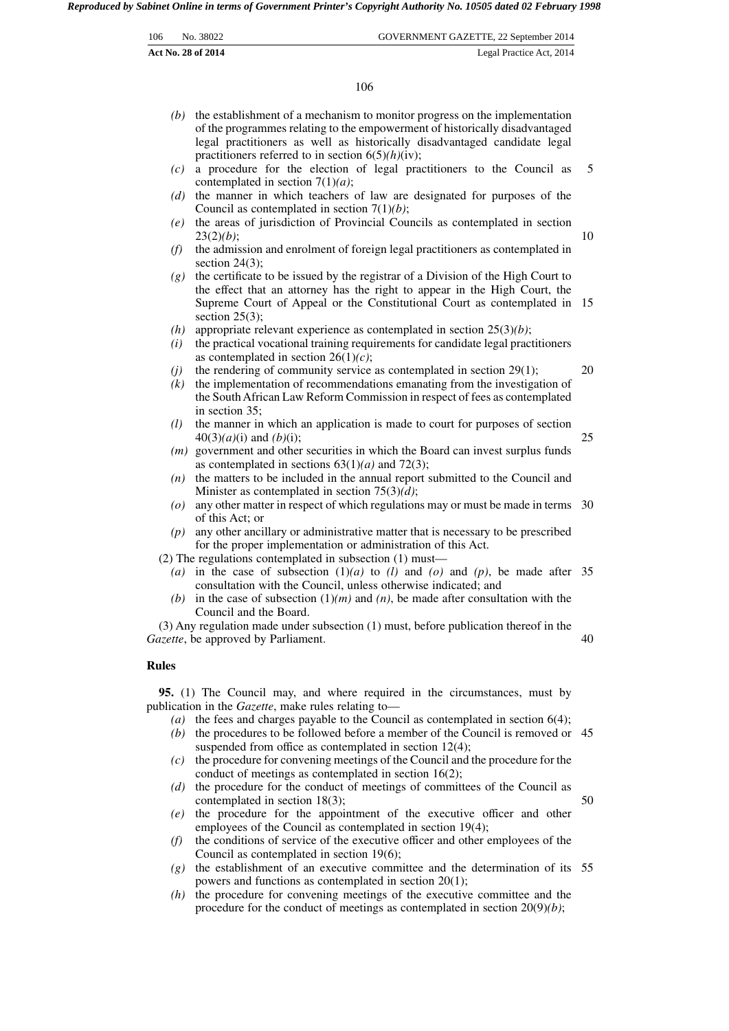*(b)* the establishment of a mechanism to monitor progress on the implementation of the programmes relating to the empowerment of historically disadvantaged legal practitioners as well as historically disadvantaged candidate legal practitioners referred to in section 6(5)*(h)*(iv);

*(c)* a procedure for the election of legal practitioners to the Council as contemplated in section 7(1)*(a)*;

*(d)* the manner in which teachers of law are designated for purposes of the Council as contemplated in section 7(1)*(b)*;

*(e)* the areas of jurisdiction of Provincial Councils as contemplated in section 23(2)*(b)*;

*(f)* the admission and enrolment of foreign legal practitioners as contemplated in section 24(3);

*(g)* the certificate to be issued by the registrar of a Division of the High Court to the effect that an attorney has the right to appear in the High Court, the Supreme Court of Appeal or the Constitutional Court as contemplated in section 25(3);

*(h)* appropriate relevant experience as contemplated in section 25(3)*(b)*;

*(i)* the practical vocational training requirements for candidate legal practitioners as contemplated in section 26(1)*(c)*;

*(j)* the rendering of community service as contemplated in section 29(1);

*(k)* the implementation of recommendations emanating from the investigation of the South African Law Reform Commission in respect of fees as contemplated in section 35;

*(l)* the manner in which an application is made to court for purposes of section 40(3)*(a)*(i) and *(b)*(i);

*(m)* government and other securities in which the Board can invest surplus funds as contemplated in sections 63(1)*(a)* and 72(3);

*(n)* the matters to be included in the annual report submitted to the Council and Minister as contemplated in section 75(3)*(d)*;

*(o)* any other matter in respect of which regulations may or must be made in terms of this Act; or

*(p)* any other ancillary or administrative matter that is necessary to be prescribed for the proper implementation or administration of this Act.

(2) The regulations contemplated in subsection (1) must—

*(a)* in the case of subsection (1)*(a)* to *(l)* and *(o)* and *(p)*, be made after consultation with the Council, unless otherwise indicated; and

*(b)* in the case of subsection (1)*(m)* and *(n)*, be made after consultation with the Council and the Board.

(3) Any regulation made under subsection (1) must, before publication thereof in the *Gazette*, be approved by Parliament.

**Rules**

**95.** (1) The Council may, and where required in the circumstances, must by publication in the *Gazette*, make rules relating to—

*(a)* the fees and charges payable to the Council as contemplated in section 6(4);

*(b)* the procedures to be followed before a member of the Council is removed or suspended from office as contemplated in section 12(4);

*(c)* the procedure for convening meetings of the Council and the procedure for the conduct of meetings as contemplated in section 16(2);

*(d)* the procedure for the conduct of meetings of committees of the Council as contemplated in section 18(3);

*(e)* the procedure for the appointment of the executive officer and other employees of the Council as contemplated in section 19(4);

*(f)* the conditions of service of the executive officer and other employees of the Council as contemplated in section 19(6);

*(g)* the establishment of an executive committee and the determination of its powers and functions as contemplated in section 20(1);

*(h)* the procedure for convening meetings of the executive committee and the procedure for the conduct of meetings as contemplated in section 20(9)*(b)*;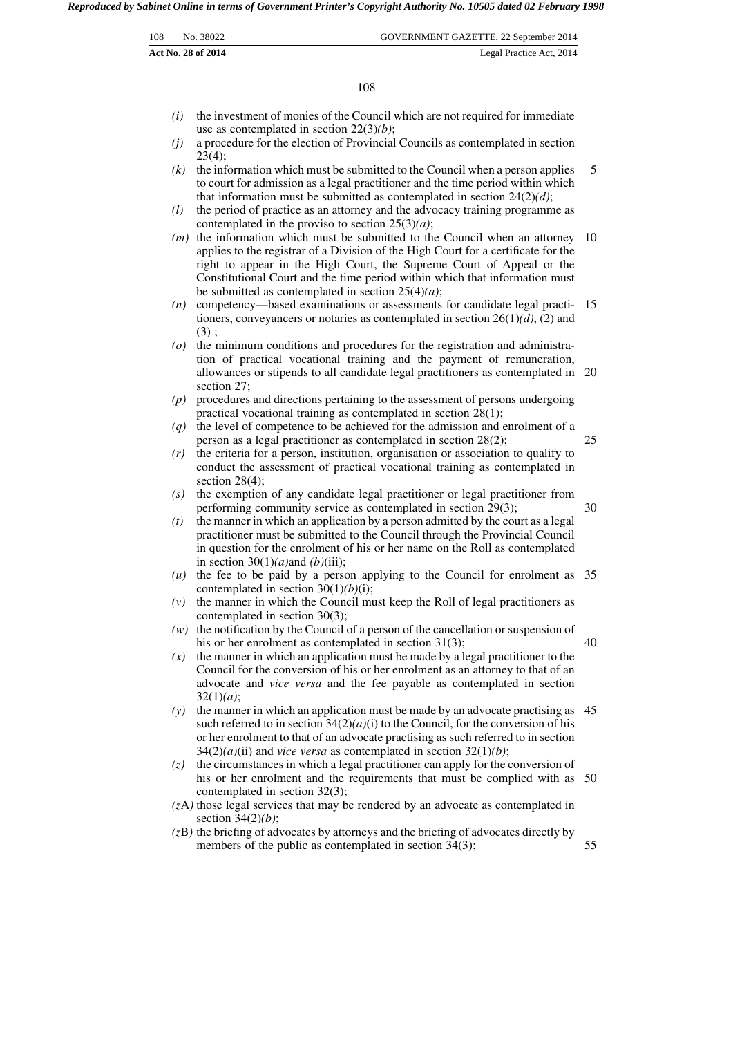*(i)* the investment of monies of the Council which are not required for immediate use as contemplated in section 22(3)*(b)*;

*(j)* a procedure for the election of Provincial Councils as contemplated in section 23(4);

*(k)* the information which must be submitted to the Council when a person applies to court for admission as a legal practitioner and the time period within which that information must be submitted as contemplated in section 24(2)*(d)*;

*(l)* the period of practice as an attorney and the advocacy training programme as contemplated in the proviso to section 25(3)*(a)*;

*(m)* the information which must be submitted to the Council when an attorney applies to the registrar of a Division of the High Court for a certificate for the right to appear in the High Court, the Supreme Court of Appeal or the Constitutional Court and the time period within which that information must be submitted as contemplated in section 25(4)*(a)*;

*(n)* competency—based examinations or assessments for candidate legal practitioners, conveyancers or notaries as contemplated in section 26(1)*(d)*, (2) and (3) ;

*(o)* the minimum conditions and procedures for the registration and administration of practical vocational training and the payment of remuneration, allowances or stipends to all candidate legal practitioners as contemplated in section 27;

*(p)* procedures and directions pertaining to the assessment of persons undergoing practical vocational training as contemplated in section 28(1);

*(q)* the level of competence to be achieved for the admission and enrolment of a person as a legal practitioner as contemplated in section 28(2);

*(r)* the criteria for a person, institution, organisation or association to qualify to conduct the assessment of practical vocational training as contemplated in section 28(4);

*(s)* the exemption of any candidate legal practitioner or legal practitioner from performing community service as contemplated in section 29(3);

*(t)* the manner in which an application by a person admitted by the court as a legal practitioner must be submitted to the Council through the Provincial Council in question for the enrolment of his or her name on the Roll as contemplated in section 30(1)*(a)*and *(b)*(iii);

*(u)* the fee to be paid by a person applying to the Council for enrolment as contemplated in section 30(1)*(b)*(i);

*(v)* the manner in which the Council must keep the Roll of legal practitioners as contemplated in section 30(3);

*(w)* the notification by the Council of a person of the cancellation or suspension of his or her enrolment as contemplated in section 31(3);

*(x)* the manner in which an application must be made by a legal practitioner to the Council for the conversion of his or her enrolment as an attorney to that of an advocate and *vice versa* and the fee payable as contemplated in section 32(1)*(a)*;

*(y)* the manner in which an application must be made by an advocate practising as such referred to in 34(2)*(a)*(i) to the Council, for the conversion of his or her enrolment to that of an advocate practising as such referred to in section 34(2)*(a)*(ii) and *vice versa* as contemplated in section 32(1)*(b)*;

*(z)* the circumstances in which a legal practitioner can apply for the conversion of his or her enrolment and the requirements that must be complied with as contemplated in section 32(3);

*(z*A*)* those legal services that may be rendered by an advocate as contemplated in section 34(2)*(b)*;

*(z*B*)* the briefing of advocates by attorneys and the briefing of advocates directly by members of the public as contemplated in section 34(3);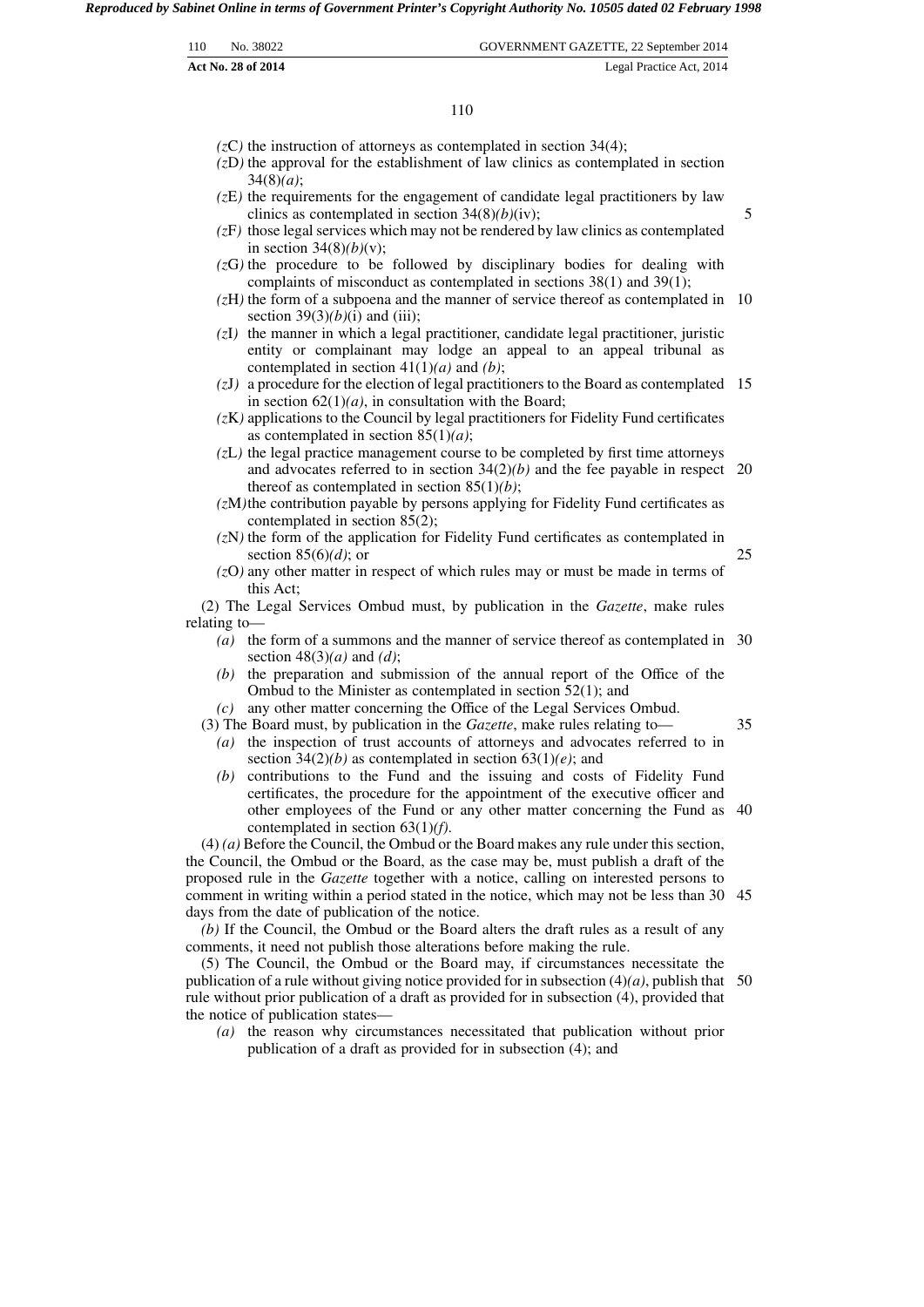*(zC)* the instruction of attorneys as contemplated in section 34(4);

*(zD)* the approval for the establishment of law clinics as contemplated in section 34(8)*(a)*;

*(zE)* the requirements for the engagement of candidate legal practitioners by law clinics as contemplated in section 34(8)*(b)*(iv);

*(zF)* those legal services which may not be rendered by law clinics as contemplated in section 34(8)*(b)*(v);

*(zG)* the procedure to be followed by disciplinary bodies for dealing with complaints of misconduct as contemplated in sections 38(1) and 39(1);

*(zH)* the form of a subpoena and the manner of service thereof as contemplated in section 39(3)*(b)*(i) and (iii);

*(zI)* the manner in which a legal practitioner, candidate legal practitioner, juristic entity or complainant may lodge an appeal to an appeal tribunal as contemplated in section 41(1)*(a)* and *(b)*;

*(zJ)* a procedure for the election of legal practitioners to the Board as contemplated in section 62(1)*(a)*, in consultation with the Board;

*(zK)* applications to the Council by legal practitioners for Fidelity Fund certificates as contemplated in section 85(1)*(a)*;

*(zL)* the legal practice management course to be completed by first time attorneys and advocates referred to in section 34(2)*(b)* and the fee payable in respect thereof as contemplated in section 85(1)*(b)*;

*(zM)* the contribution payable by persons applying for Fidelity Fund certificates as contemplated in section 85(2);

*(zN)* the form of the application for Fidelity Fund certificates as contemplated in section 85(6)*(d)*; or

*(zO)* any other matter in respect of which rules may or must be made in terms of this Act;

(2) The Legal Services Ombud must, by publication in the *Gazette*, make rules relating to—

*(a)* the form of a summons and the manner of service thereof as contemplated in section 48(3)*(a)* and *(d)*;

*(b)* the preparation and submission of the annual report of the Office of the Ombud to the Minister as contemplated in section 52(1); and

*(c)* any other matter concerning the Office of the Legal Services Ombud.

(3) The Board must, by publication in the *Gazette*, make rules relating to—

*(a)* the inspection of trust accounts of attorneys and advocates referred to in section 34(2)*(b)* as contemplated in section 63(1)*(e)*; and

*(b)* contributions to the Fund and the issuing and costs of Fidelity Fund certificates, the procedure for the appointment of the executive officer and other employees of the Fund or any other matter concerning the Fund as contemplated in section 63(1)*(f)*.

(4) *(a)* Before the Council, the Ombud or the Board makes any rule under this section, the Council, the Ombud or the Board, as the case may be, must publish a draft of the proposed rule in the *Gazette* together with a notice, calling on interested persons to comment in writing within a period stated in the notice, which may not be less than 30 days from the date of publication of the notice.

*(b)* If the Council, the Ombud or the Board alters the draft rules as a result of any comments, it need not publish those alterations before making the rule.

(5) The Council, the Ombud or the Board may, if circumstances necessitate the publication of a rule without giving notice provided for in subsection (4)*(a)*, publish that rule without prior publication of a draft as provided for in subsection (4), provided that the notice of publication states—

*(a)* the reason why circumstances necessitated that publication without prior publication of a draft as provided for in subsection (4); and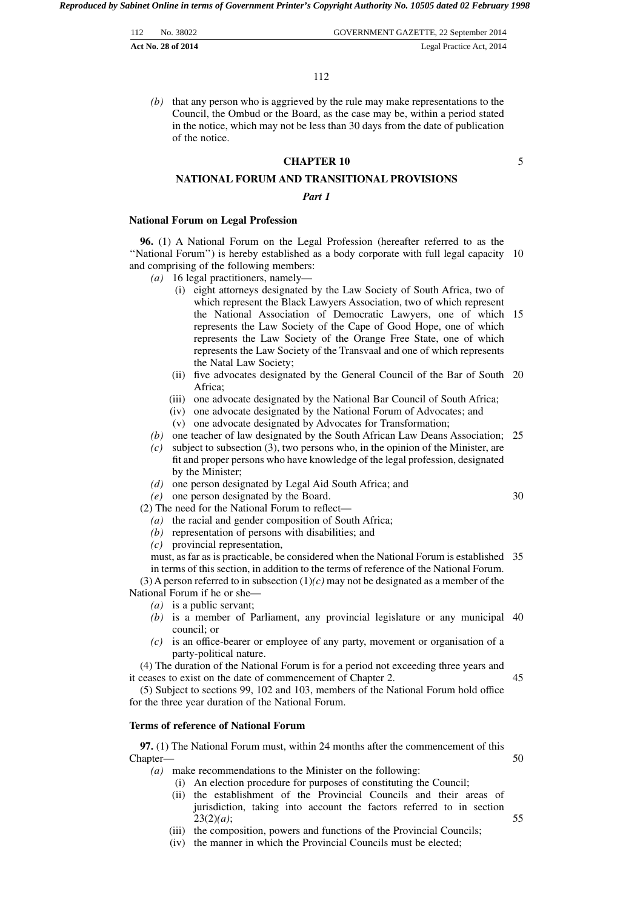*(b)* that any person who is aggrieved by the rule may make representations to the Council, the Ombud or the Board, as the case may be, within a period stated in the notice, which may not be less than 30 days from the date of publication of the notice.

## CHAPTER 10

## NATIONAL FORUM AND TRANSITIONAL PROVISIONS

### *Part 1*

**National Forum on Legal Profession**

**96.** (1) A National Forum on the Legal Profession (hereafter referred to as the ''National Forum'') is hereby established as a body corporate with full legal capacity and comprising of the following members:

*(a)* 16 legal practitioners, namely—

(i) eight attorneys designated by the Law Society of South Africa, two of which represent the Black Lawyers Association, two of which represent the National Association of Democratic Lawyers, one of which represents the Law Society of the Cape of Good Hope, one of which represents the Law Society of the Orange Free State, one of which represents the Law Society of the Transvaal and one of which represents the Natal Law Society;

(ii) five advocates designated by the General Council of the Bar of South Africa;

(iii) one advocate designated by the National Bar Council of South Africa;

(iv) one advocate designated by the National Forum of Advocates; and

(v) one advocate designated by Advocates for Transformation;

*(b)* one teacher of law designated by the South African Law Deans Association;

*(c)* subject to subsection (3), two persons who, in the opinion of the Minister, are fit and proper persons who have knowledge of the legal profession, designated by the Minister;

*(d)* one person designated by Legal Aid South Africa; and

*(e)* one person designated by the Board.

(2) The need for the National Forum to reflect—

*(a)* the racial and gender composition of South Africa;

*(b)* representation of persons with disabilities; and

*(c)* provincial representation,

must, as far as is practicable, be considered when the National Forum is established in terms of this section, in addition to the terms of reference of the National Forum.

(3) A person referred to in subsection (1)*(c)* may not be designated as a member of the National Forum if he or she—

*(a)* is a public servant;

*(b)* is a member of Parliament, any provincial legislature or any municipal council; or

*(c)* is an office-bearer or employee of any party, movement or organisation of a party-political nature.

(4) The duration of the National Forum is for a period not exceeding three years and it ceases to exist on the date of commencement of Chapter 2.

(5) Subject to sections 99, 102 and 103, members of the National Forum hold office for the three year duration of the National Forum.

**Terms of reference of National Forum**

**97.** (1) The National Forum must, within 24 months after the commencement of this Chapter—

*(a)* make recommendations to the Minister on the following:

(i) An election procedure for purposes of constituting the Council;

(ii) the establishment of the Provincial Councils and their areas of jurisdiction, taking into account the factors referred to in section 23(2)*(a)*;

(iii) the composition, powers and functions of the Provincial Councils;

(iv) the manner in which the Provincial Councils must be elected;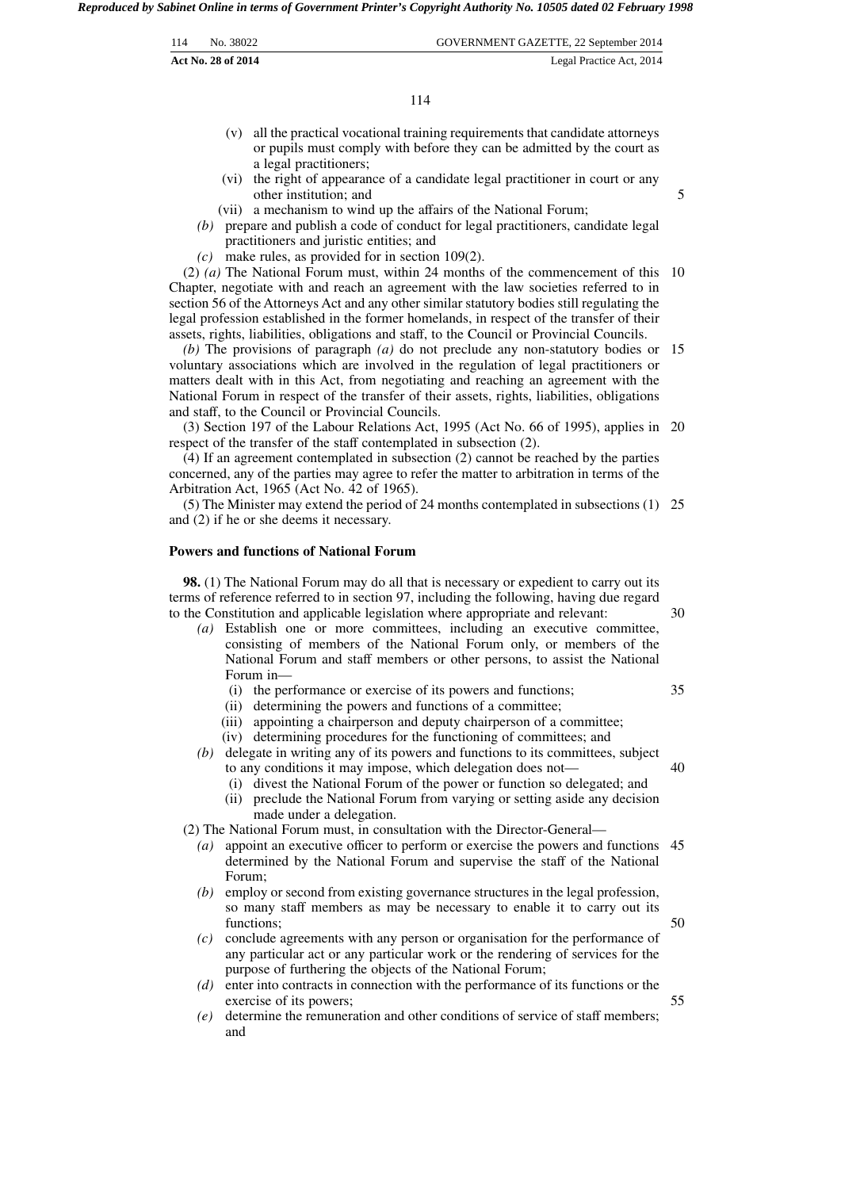(v) all the practical vocational training requirements that candidate attorneys or pupils must comply with before they can be admitted by the court as a legal practitioners;

(vi) the right of appearance of a candidate legal practitioner in court or any other institution; and

(vii) a mechanism to wind up the affairs of the National Forum;

*(b)* prepare and publish a code of conduct for legal practitioners, candidate legal practitioners and juristic entities; and

*(c)* make rules, as provided for in section 109(2).

(2) *(a)* The National Forum must, within 24 months of the commencement of this Chapter, negotiate with and reach an agreement with the law societies referred to in section 56 of the Attorneys Act and any other similar statutory bodies still regulating the legal profession established in the former homelands, in respect of the transfer of their assets, rights, liabilities, obligations and staff, to the Council or Provincial Councils.

*(b)* The provisions of paragraph *(a)* do not preclude any non-statutory bodies or voluntary associations which are involved in the regulation of legal practitioners or matters dealt with in this Act, from negotiating and reaching an agreement with the National Forum in respect of the transfer of their assets, rights, liabilities, obligations and staff, to the Council or Provincial Councils.

(3) Section 197 of the Labour Relations Act, 1995 (Act No. 66 of 1995), applies in respect of the transfer of the staff contemplated in subsection (2).

(4) If an agreement contemplated in subsection (2) cannot be reached by the parties concerned, any of the parties may agree to refer the matter to arbitration in terms of the Arbitration Act, 1965 (Act No. 42 of 1965).

(5) The Minister may extend the period of 24 months contemplated in subsections (1) and (2) if he or she deems it necessary.

**Powers and functions of National Forum**

**98.** (1) The National Forum may do all that is necessary or expedient to carry out its terms of reference referred to in section 97, including the following, having due regard to the Constitution and applicable legislation where appropriate and relevant:

*(a)* Establish one or more committees, including an executive committee, consisting of members of the National Forum only, or members of the National Forum and staff members or other persons, to assist the National Forum in—

(i) the performance or exercise of its powers and functions;

(ii) determining the powers and functions of a committee;

(iii) appointing a chairperson and deputy chairperson of a committee;

(iv) determining procedures for the functioning of committees; and

*(b)* delegate in writing any of its powers and functions to its committees, subject to any conditions it may impose, which delegation does not—

(i) divest the National Forum of the power or function so delegated; and

(ii) preclude the National Forum from varying or setting aside any decision made under a delegation.

(2) The National Forum must, in consultation with the Director-General—

*(a)* appoint an executive officer to perform or exercise the powers and functions determined by the National Forum and supervise the staff of the National Forum;

*(b)* employ or second from existing governance structures in the legal profession, so many staff members as may be necessary to enable it to carry out its functions;

*(c)* conclude agreements with any person or organisation for the performance of any particular act or any particular work or the rendering of services for the purpose of furthering the objects of the National Forum;

*(d)* enter into contracts in connection with the performance of its functions or the exercise of its powers;

*(e)* determine the remuneration and other conditions of service of staff members; and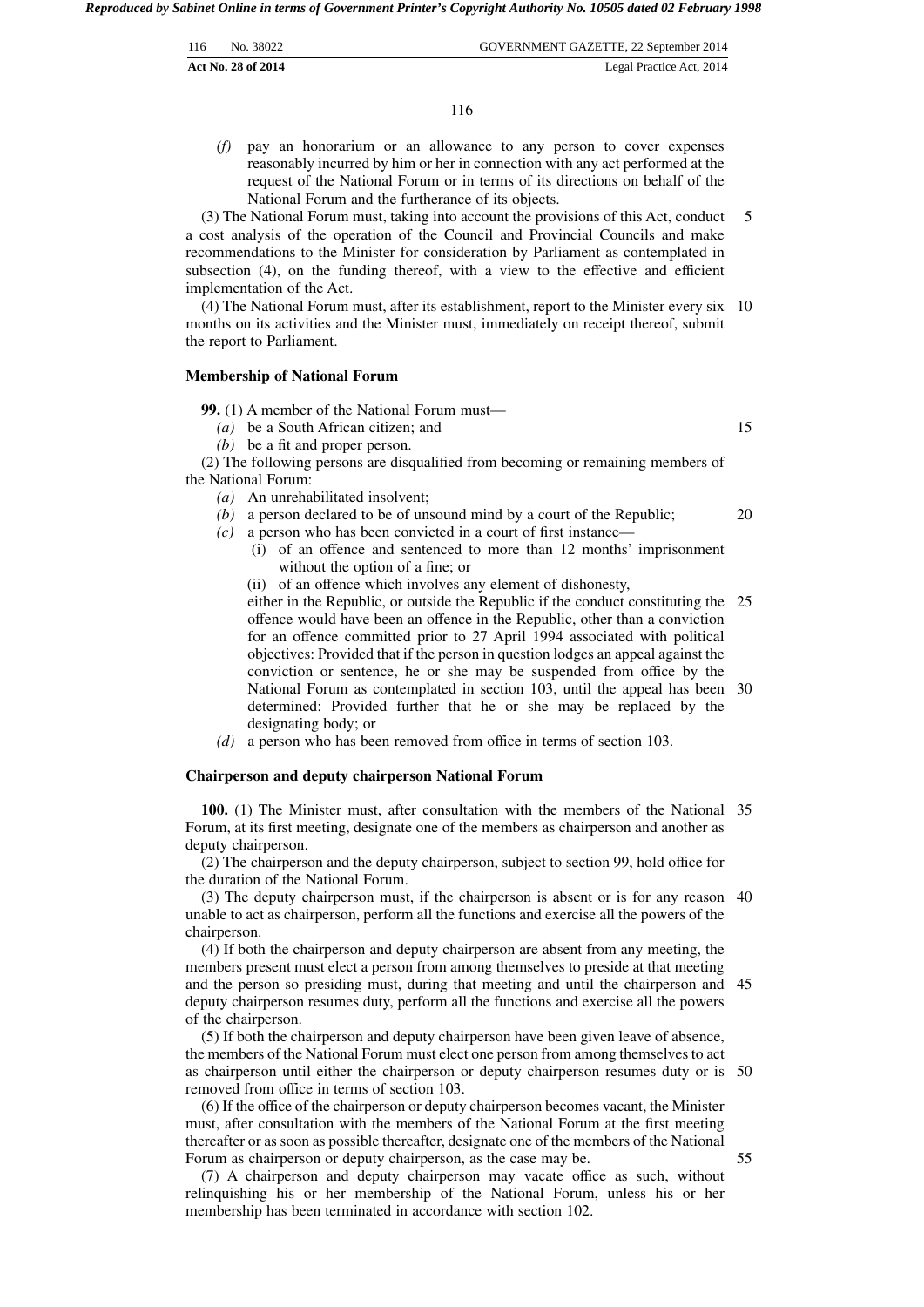*(f)* pay an honorarium or an allowance to any person to cover expenses reasonably incurred by him or her in connection with any act performed at the request of the National Forum or in terms of its directions on behalf of the National Forum and the furtherance of its objects.

(3) The National Forum must, taking into account the provisions of this Act, conduct a cost analysis of the operation of the Council and Provincial Councils and make recommendations to the Minister for consideration by Parliament as contemplated in subsection (4), on the funding thereof, with a view to the effective and efficient implementation of the Act.

(4) The National Forum must, after its establishment, report to the Minister every six months on its activities and the Minister must, immediately on receipt thereof, submit the report to Parliament.

**Membership of National Forum**

**99.** (1) A member of the National Forum must—

*(a)* be a South African citizen; and

*(b)* be a fit and proper person.

(2) The following persons are disqualified from becoming or remaining members of the National Forum:

*(a)* An unrehabilitated insolvent;

*(b)* a person declared to be of unsound mind by a court of the Republic;

*(c)* a person who has been convicted in a court of first instance—

(i) of an offence and sentenced to more than 12 months' imprisonment without the option of a fine; or

(ii) of an offence which involves any element of dishonesty,

either in the Republic, or outside the Republic if the conduct constituting the offence would have been an offence in the Republic, other than a conviction for an offence committed prior to 27 April 1994 associated with political objectives: Provided that if the person in question lodges an appeal against the conviction or sentence, he or she may be suspended from office by the National Forum as contemplated in section 103, until the appeal has been determined: Provided further that he or she may be replaced by the designating body; or

*(d)* a person who has been removed from office in terms of section 103.

**Chairperson and deputy chairperson National Forum**

**100.** (1) The Minister must, after consultation with the members of the National Forum, at its first meeting, designate one of the members as chairperson and another as deputy chairperson.

(2) The chairperson and the deputy chairperson, subject to section 99, hold office for the duration of the National Forum.

(3) The deputy chairperson must, if the chairperson is absent or is for any reason unable to act as chairperson, perform all the functions and exercise all the powers of the chairperson.

(4) If both the chairperson and deputy chairperson are absent from any meeting, the members present must elect a person from among themselves to preside at that meeting and the person so presiding must, during that meeting and until the chairperson and deputy chairperson resumes duty, perform all the functions and exercise all the powers of the chairperson.

(5) If both the chairperson and deputy chairperson have been given leave of absence, the members of the National Forum must elect one person from among themselves to act as chairperson until either the chairperson or deputy chairperson resumes duty or is removed from office in terms of section 103.

(6) If the office of the chairperson or deputy chairperson becomes vacant, the Minister must, after consultation with the members of the National Forum at the first meeting thereafter or as soon as possible thereafter, designate one of the members of the National Forum as chairperson or deputy chairperson, as the case may be.

(7) A chairperson and deputy chairperson may vacate office as such, without relinquishing his or her membership of the National Forum, unless his or her membership has been terminated in accordance with section 102.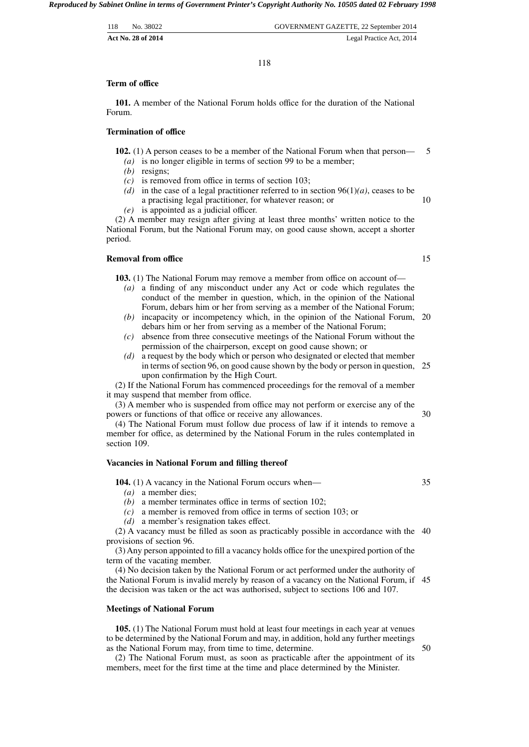**Term of office**

**101.** A member of the National Forum holds office for the duration of the National Forum.

**Termination of office**

**102.** (1) A person ceases to be a member of the National Forum when that person—

*(a)* is no longer eligible in terms of section 99 to be a member;

*(b)* resigns;

*(c)* is removed from office in terms of section 103;

*(d)* in the case of a legal practitioner referred to in section 96(1)*(a)*, ceases to be a practising legal practitioner, for whatever reason; or

*(e)* is appointed as a judicial officer.

(2) A member may resign after giving at least three months' written notice to the National Forum, but the National Forum may, on good cause shown, accept a shorter period.

**Removal from office**

**103.** (1) The National Forum may remove a member from office on account of—

*(a)* a finding of any misconduct under any Act or code which regulates the conduct of the member in question, which, in the opinion of the National Forum, debars him or her from serving as a member of the National Forum;

*(b)* incapacity or incompetency which, in the opinion of the National Forum, debars him or her from serving as a member of the National Forum;

*(c)* absence from three consecutive meetings of the National Forum without the permission of the chairperson, except on good cause shown; or

*(d)* a request by the body which or person who designated or elected that member in terms of section 96, on good cause shown by the body or person in question, upon confirmation by the High Court.

(2) If the National Forum has commenced proceedings for the removal of a member it may suspend that member from office.

(3) A member who is suspended from office may not perform or exercise any of the powers or functions of that office or receive any allowances.

(4) The National Forum must follow due process of law if it intends to remove a member for office, as determined by the National Forum in the rules contemplated in section 109.

**Vacancies in National Forum and filling thereof**

**104.** (1) A vacancy in the National Forum occurs when—

*(a)* a member dies;

*(b)* a member terminates office in terms of section 102;

*(c)* a member is removed from office in terms of section 103; or

*(d)* a member's resignation takes effect.

(2) A vacancy must be filled as soon as practicably possible in accordance with the provisions of section 96.

(3) Any person appointed to fill a vacancy holds office for the unexpired portion of the term of the vacating member.

(4) No decision taken by the National Forum or act performed under the authority of the National Forum is invalid merely by reason of a vacancy on the National Forum, if the decision was taken or the act was authorised, subject to sections 106 and 107.

**Meetings of National Forum**

**105.** (1) The National Forum must hold at least four meetings in each year at venues to be determined by the National Forum and may, in addition, hold any further meetings as the National Forum may, from time to time, determine.

(2) The National Forum must, as soon as practicable after the appointment of its members, meet for the first time at the time and place determined by the Minister.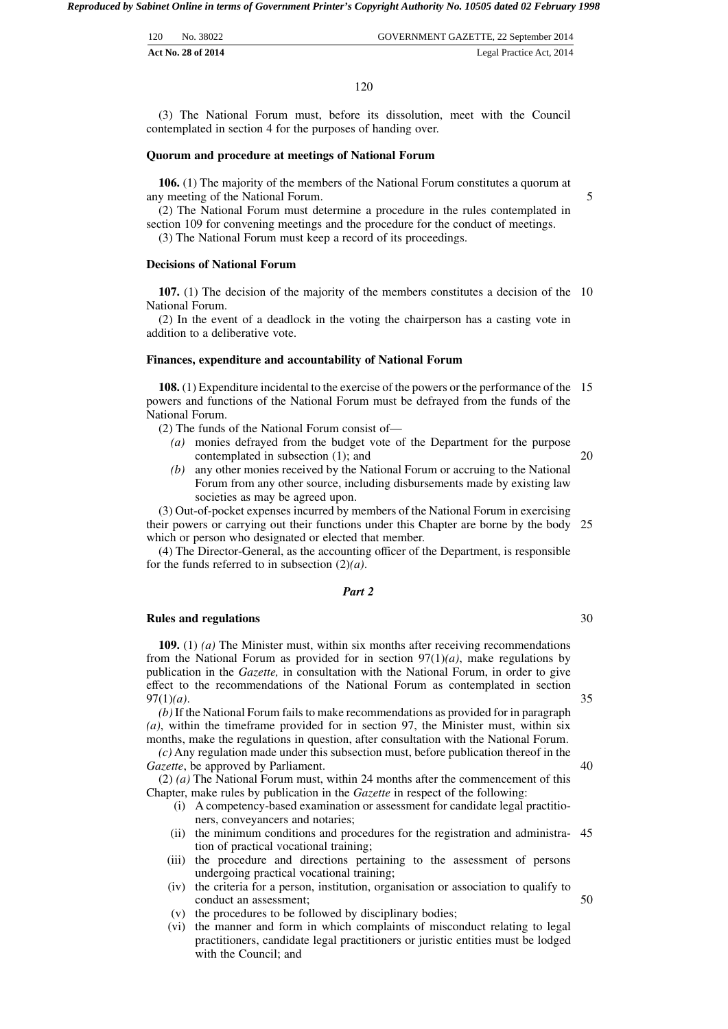(3) The National Forum must, before its dissolution, meet with the Council contemplated in section 4 for the purposes of handing over.

**Quorum and procedure at meetings of National Forum**

**106.** (1) The majority of the members of the National Forum constitutes a quorum at any meeting of the National Forum.

(2) The National Forum must determine a procedure in the rules contemplated in section 109 for convening meetings and the procedure for the conduct of meetings.

(3) The National Forum must keep a record of its proceedings.

**Decisions of National Forum**

**107.** (1) The decision of the majority of the members constitutes a decision of the National Forum.

(2) In the event of a deadlock in the voting the chairperson has a casting vote in addition to a deliberative vote.

**Finances, expenditure and accountability of National Forum**

**108.** (1) Expenditure incidental to the exercise of the powers or the performance of the powers and functions of the National Forum must be defrayed from the funds of the National Forum.

(2) The funds of the National Forum consist of—

*(a)* monies defrayed from the budget vote of the Department for the purpose contemplated in subsection (1); and

*(b)* any other monies received by the National Forum or accruing to the National Forum from any other source, including disbursements made by existing law societies as may be agreed upon.

(3) Out-of-pocket expenses incurred by members of the National Forum in exercising their powers or carrying out their functions under this Chapter are borne by the body which or person who designated or elected that member.

(4) The Director-General, as the accounting officer of the Department, is responsible for the funds referred to in subsection (2)*(a)*.

***Part 2***

**Rules and regulations**

**109.** (1) *(a)* The Minister must, within six months after receiving recommendations from the National Forum as provided for in section 97(1)*(a)*, make regulations by publication in the *Gazette,* in consultation with the National Forum, in order to give effect to the recommendations of the National Forum as contemplated in section 97(1)*(a)*.

*(b)* If the National Forum fails to make recommendations as provided for in paragraph *(a)*, within the timeframe provided for in section 97, the Minister must, within six months, make the regulations in question, after consultation with the National Forum.

*(c)* Any regulation made under this subsection must, before publication thereof in the *Gazette*, be approved by Parliament.

(2) *(a)* The National Forum must, within 24 months after the commencement of this Chapter, make rules by publication in the *Gazette* in respect of the following:

(i) A competency-based examination or assessment for candidate legal practitioners, conveyancers and notaries;

(ii) the minimum conditions and procedures for the registration and administration of practical vocational training;

(iii) the procedure and directions pertaining to the assessment of persons undergoing practical vocational training;

(iv) the criteria for a person, institution, organisation or association to qualify to conduct an assessment;

(v) the procedures to be followed by disciplinary bodies;

(vi) the manner and form in which complaints of misconduct relating to legal practitioners, candidate legal practitioners or juristic entities must be lodged with the Council; and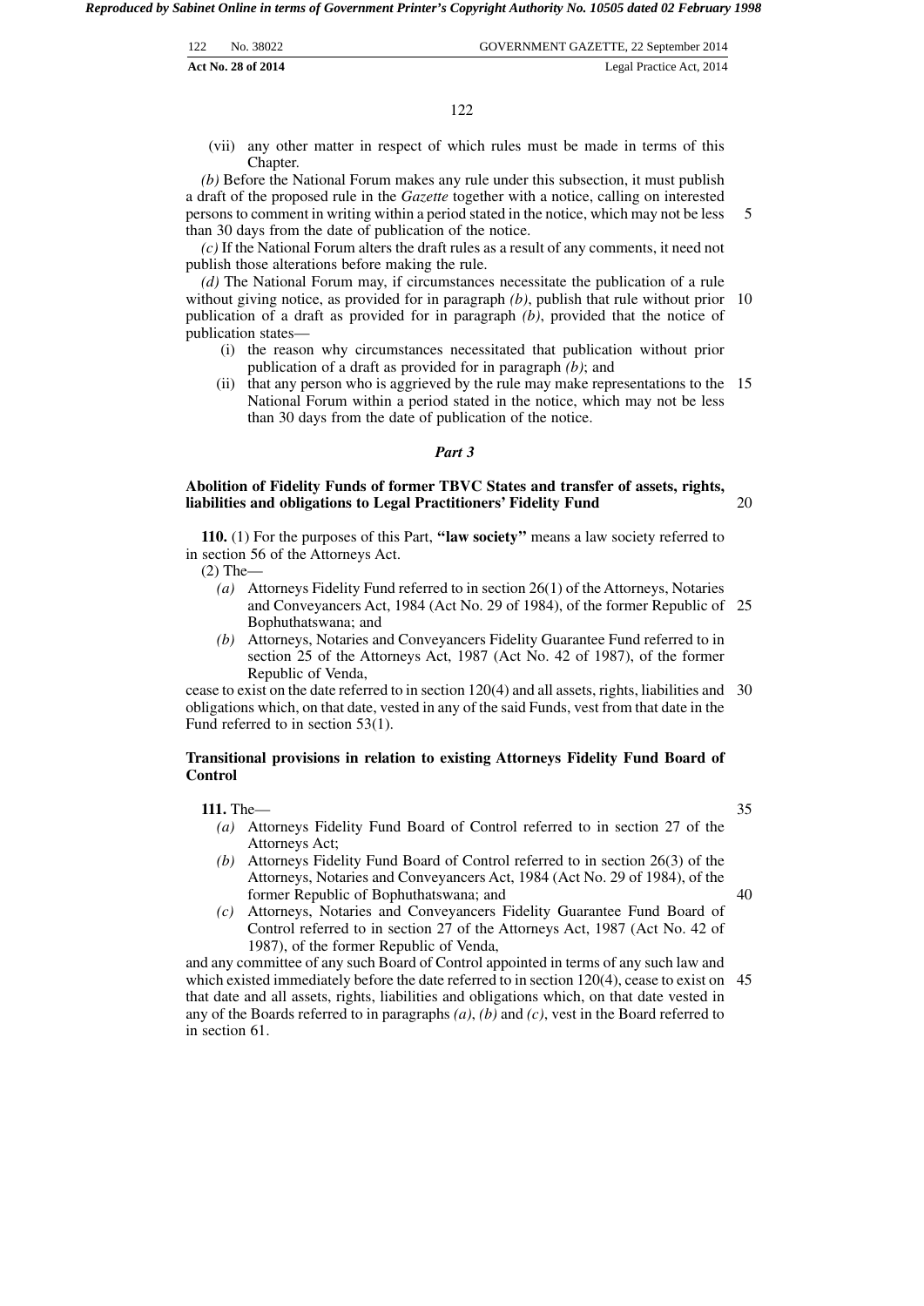(vii) any other matter in respect of which rules must be made in terms of this Chapter.

*(b)* Before the National Forum makes any rule under this subsection, it must publish a draft of the proposed rule in the *Gazette* together with a notice, calling on interested persons to comment in writing within a period stated in the notice, which may not be less than 30 days from the date of publication of the notice.

*(c)* If the National Forum alters the draft rules as a result of any comments, it need not publish those alterations before making the rule.

*(d)* The National Forum may, if circumstances necessitate the publication of a rule without giving notice, as provided for in paragraph *(b)*, publish that rule without prior publication of a draft as provided for in paragraph *(b)*, provided that the notice of publication states—

- (i) the reason why circumstances necessitated that publication without prior publication of a draft as provided for in paragraph *(b)*; and
- (ii) that any person who is aggrieved by the rule may make representations to the National Forum within a period stated in the notice, which may not be less than 30 days from the date of publication of the notice.

### *Part 3*

**Abolition of Fidelity Funds of former TBVC States and transfer of assets, rights, liabilities and obligations to Legal Practitioners' Fidelity Fund**

**110.** (1) For the purposes of this Part, **"law society"** means a law society referred to in section 56 of the Attorneys Act.

(2) The—

- *(a)* Attorneys Fidelity Fund referred to in section 26(1) of the Attorneys, Notaries and Conveyancers Act, 1984 (Act No. 29 of 1984), of the former Republic of Bophuthatswana; and
- *(b)* Attorneys, Notaries and Conveyancers Fidelity Guarantee Fund referred to in section 25 of the Attorneys Act, 1987 (Act No. 42 of 1987), of the former Republic of Venda,

cease to exist on the date referred to in section 120(4) and all assets, rights, liabilities and obligations which, on that date, vested in any of the said Funds, vest from that date in the Fund referred to in section 53(1).

**Transitional provisions in relation to existing Attorneys Fidelity Fund Board of Control**

**111.** The—

- *(a)* Attorneys Fidelity Fund Board of Control referred to in section 27 of the Attorneys Act;
- *(b)* Attorneys Fidelity Fund Board of Control referred to in section 26(3) of the Attorneys, Notaries and Conveyancers Act, 1984 (Act No. 29 of 1984), of the former Republic of Bophuthatswana; and
- *(c)* Attorneys, Notaries and Conveyancers Fidelity Guarantee Fund Board of Control referred to in section 27 of the Attorneys Act, 1987 (Act No. 42 of 1987), of the former Republic of Venda,

and any committee of any such Board of Control appointed in terms of any such law and which existed immediately before the date referred to in section 120(4), cease to exist on that date and all assets, rights, liabilities and obligations which, on that date vested in any of the Boards referred to in paragraphs *(a)*, *(b)* and *(c)*, vest in the Board referred to in section 61.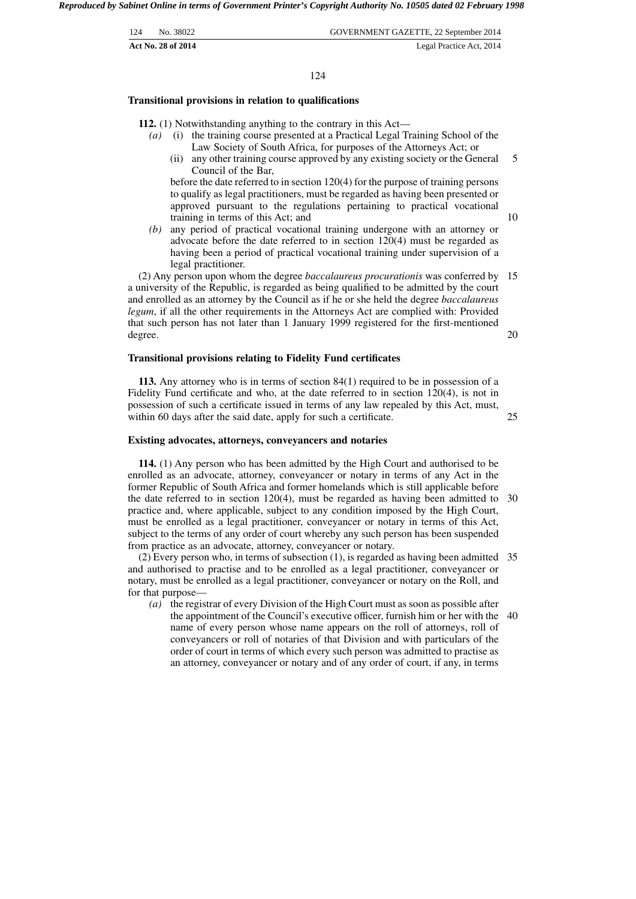### Transitional provisions in relation to qualifications

**112.** (1) Notwithstanding anything to the contrary in this Act—

*(a)* (i) the training course presented at a Practical Legal Training School of the Law Society of South Africa, for purposes of the Attorneys Act; or

(ii) any other training course approved by any existing society or the General Council of the Bar,

before the date referred to in section 120(4) for the purpose of training persons to qualify as legal practitioners, must be regarded as having been presented or approved pursuant to the regulations pertaining to practical vocational training in terms of this Act; and

*(b)* any period of practical vocational training undergone with an attorney or advocate before the date referred to in section 120(4) must be regarded as having been a period of practical vocational training under supervision of a legal practitioner.

(2) Any person upon whom the degree *baccalaureus procurationis* was conferred by a university of the Republic, is regarded as being qualified to be admitted by the court and enrolled as an attorney by the Council as if he or she held the degree *baccalaureus legum*, if all the other requirements in the Attorneys Act are complied with: Provided that such person has not later than 1 January 1999 registered for the first-mentioned degree.

### Transitional provisions relating to Fidelity Fund certificates

**113.** Any attorney who is in terms of section 84(1) required to be in possession of a Fidelity Fund certificate and who, at the date referred to in section 120(4), is not in possession of such a certificate issued in terms of any law repealed by this Act, must, within 60 days after the said date, apply for such a certificate.

### Existing advocates, attorneys, conveyancers and notaries

**114.** (1) Any person who has been admitted by the High Court and authorised to be enrolled as an advocate, attorney, conveyancer or notary in terms of any Act in the former Republic of South Africa and former homelands which is still applicable before the date referred to in section 120(4), must be regarded as having been admitted to practice and, where applicable, subject to any condition imposed by the High Court, must be enrolled as a legal practitioner, conveyancer or notary in terms of this Act, subject to the terms of any order of court whereby any such person has been suspended from practice as an advocate, attorney, conveyancer or notary.

(2) Every person who, in terms of subsection (1), is regarded as having been admitted and authorised to practise and to be enrolled as a legal practitioner, conveyancer or notary, must be enrolled as a legal practitioner, conveyancer or notary on the Roll, and for that purpose—

*(a)* the registrar of every Division of the High Court must as soon as possible after the appointment of the Council's executive officer, furnish him or her with the name of every person whose name appears on the roll of attorneys, roll of conveyancers or roll of notaries of that Division and with particulars of the order of court in terms of which every such person was admitted to practise as an attorney, conveyancer or notary and of any order of court, if any, in terms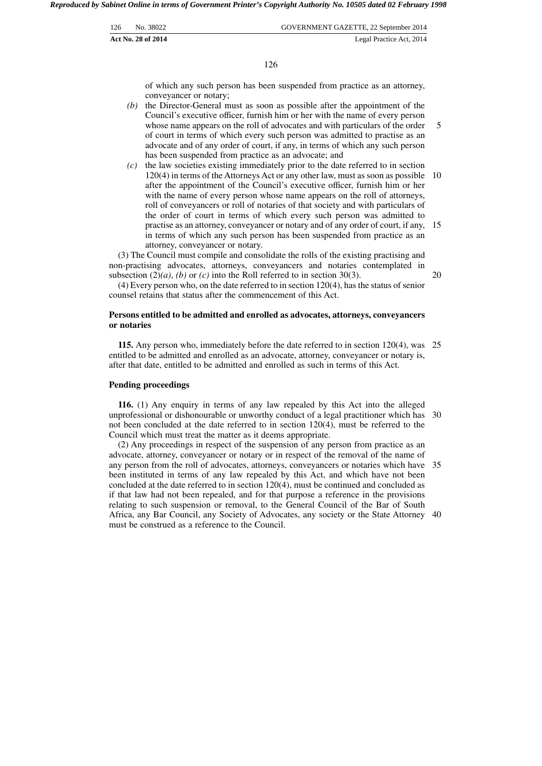of which any such person has been suspended from practice as an attorney, conveyancer or notary;

*(b)* the Director-General must as soon as possible after the appointment of the Council's executive officer, furnish him or her with the name of every person whose name appears on the roll of advocates and with particulars of the order of court in terms of which every such person was admitted to practise as an advocate and of any order of court, if any, in terms of which any such person has been suspended from practice as an advocate; and

*(c)* the law societies existing immediately prior to the date referred to in section 120(4) in terms of the Attorneys Act or any other law, must as soon as possible after the appointment of the Council's executive officer, furnish him or her with the name of every person whose name appears on the roll of attorneys, roll of conveyancers or roll of notaries of that society and with particulars of the order of court in terms of which every such person was admitted to practise as an attorney, conveyancer or notary and of any order of court, if any, in terms of which any such person has been suspended from practice as an attorney, conveyancer or notary.

(3) The Council must compile and consolidate the rolls of the existing practising and non-practising advocates, attorneys, conveyancers and notaries contemplated in subsection (2)*(a)*, *(b)* or *(c)* into the Roll referred to in section 30(3).

(4) Every person who, on the date referred to in section 120(4), has the status of senior counsel retains that status after the commencement of this Act.

**Persons entitled to be admitted and enrolled as advocates, attorneys, conveyancers or notaries**

**115.** Any person who, immediately before the date referred to in section 120(4), was entitled to be admitted and enrolled as an advocate, attorney, conveyancer or notary is, after that date, entitled to be admitted and enrolled as such in terms of this Act.

**Pending proceedings**

**116.** (1) Any enquiry in terms of any law repealed by this Act into the alleged unprofessional or dishonourable or unworthy conduct of a legal practitioner which has not been concluded at the date referred to in section 120(4), must be referred to the Council which must treat the matter as it deems appropriate.

(2) Any proceedings in respect of the suspension of any person from practice as an advocate, attorney, conveyancer or notary or in respect of the removal of the name of any person from the roll of advocates, attorneys, conveyancers or notaries which have been instituted in terms of any law repealed by this Act, and which have not been concluded at the date referred to in section 120(4), must be continued and concluded as if that law had not been repealed, and for that purpose a reference in the provisions relating to such suspension or removal, to the General Council of the Bar of South Africa, any Bar Council, any Society of Advocates, any society or the State Attorney must be construed as a reference to the Council.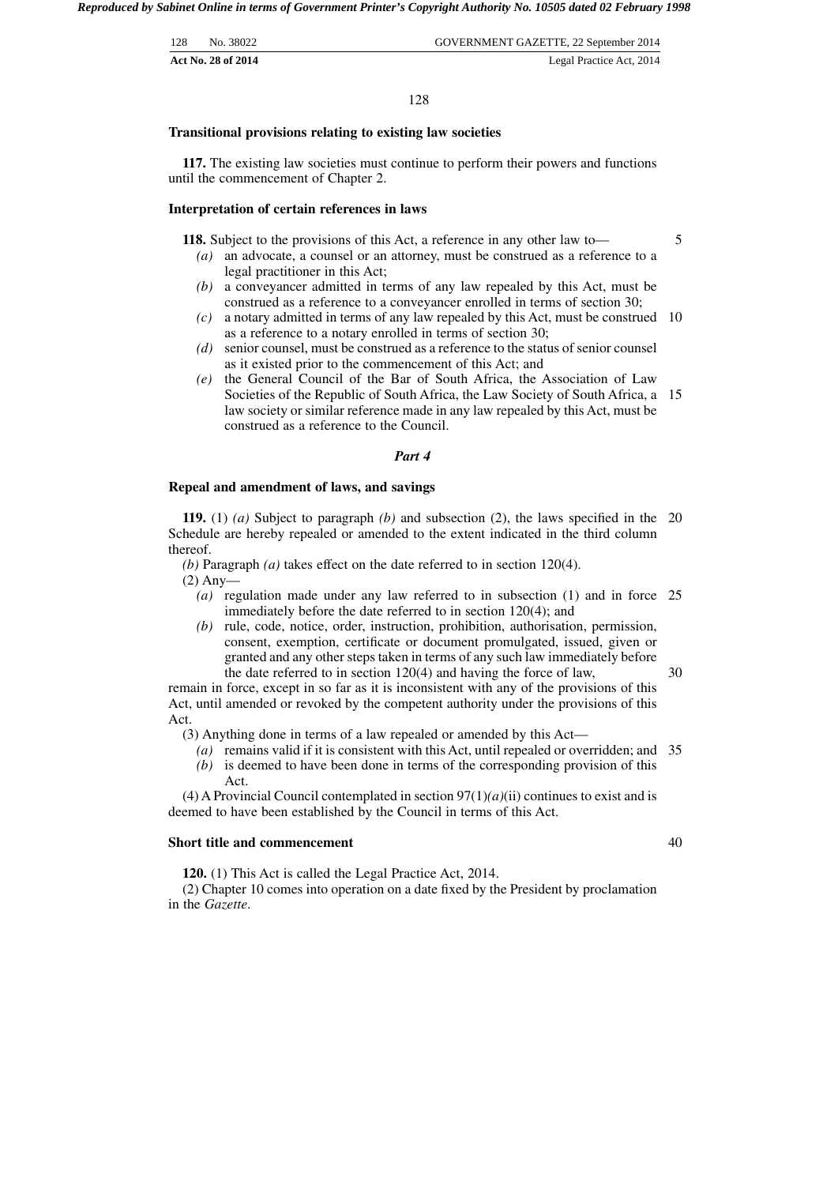### Transitional provisions relating to existing law societies

**117.** The existing law societies must continue to perform their powers and functions until the commencement of Chapter 2.

### Interpretation of certain references in laws

**118.** Subject to the provisions of this Act, a reference in any other law to—

*(a)* an advocate, a counsel or an attorney, must be construed as a reference to a legal practitioner in this Act;

*(b)* a conveyancer admitted in terms of any law repealed by this Act, must be construed as a reference to a conveyancer enrolled in terms of section 30;

*(c)* a notary admitted in terms of any law repealed by this Act, must be construed as a reference to a notary enrolled in terms of section 30;

*(d)* senior counsel, must be construed as a reference to the status of senior counsel as it existed prior to the commencement of this Act; and

*(e)* the General Council of the Bar of South Africa, the Association of Law Societies of the Republic of South Africa, the Law Society of South Africa, a law society or similar reference made in any law repealed by this Act, must be construed as a reference to the Council.

## *Part 4*

### Repeal and amendment of laws, and savings

**119.** (1) *(a)* Subject to paragraph *(b)* and subsection (2), the laws specified in the Schedule are hereby repealed or amended to the extent indicated in the third column thereof.

*(b)* Paragraph *(a)* takes effect on the date referred to in section 120(4).

(2) Any—

*(a)* regulation made under any law referred to in subsection (1) and in force immediately before the date referred to in section 120(4); and

*(b)* rule, code, notice, order, instruction, prohibition, authorisation, permission, consent, exemption, certificate or document promulgated, issued, given or granted and any other steps taken in terms of any such law immediately before the date referred to in section 120(4) and having the force of law,

remain in force, except in so far as it is inconsistent with any of the provisions of this Act, until amended or revoked by the competent authority under the provisions of this Act.

(3) Anything done in terms of a law repealed or amended by this Act—

*(a)* remains valid if it is consistent with this Act, until repealed or overridden; and

*(b)* is deemed to have been done in terms of the corresponding provision of this Act.

(4) A Provincial Council contemplated in section 97(1)*(a)*(ii) continues to exist and is deemed to have been established by the Council in terms of this Act.

### Short title and commencement

**120.** (1) This Act is called the Legal Practice Act, 2014.

(2) Chapter 10 comes into operation on a date fixed by the President by proclamation in the *Gazette*.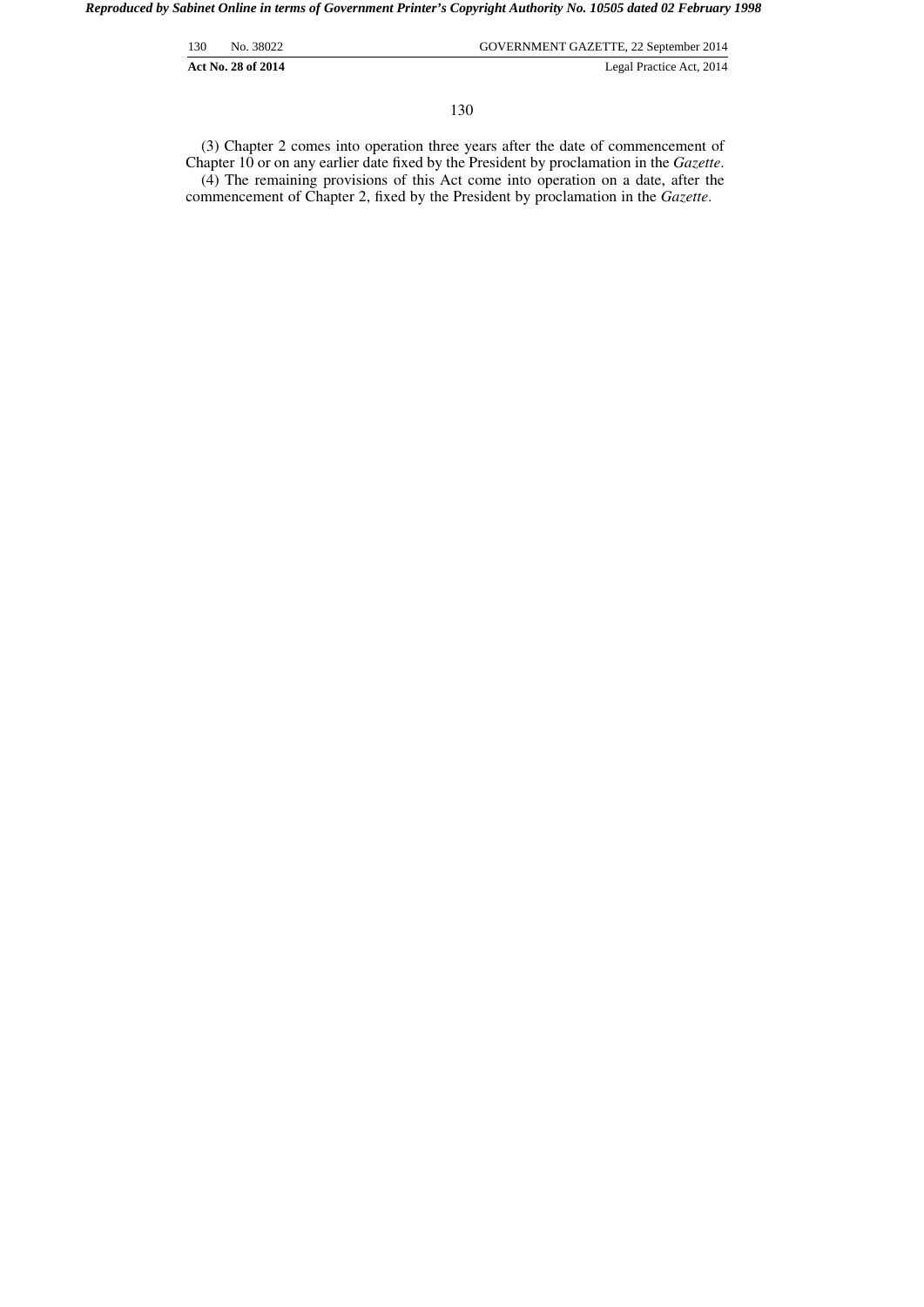(3) Chapter 2 comes into operation three years after the date of commencement of Chapter 10 or on any earlier date fixed by the President by proclamation in the *Gazette*.

(4) The remaining provisions of this Act come into operation on a date, after the commencement of Chapter 2, fixed by the President by proclamation in the *Gazette*.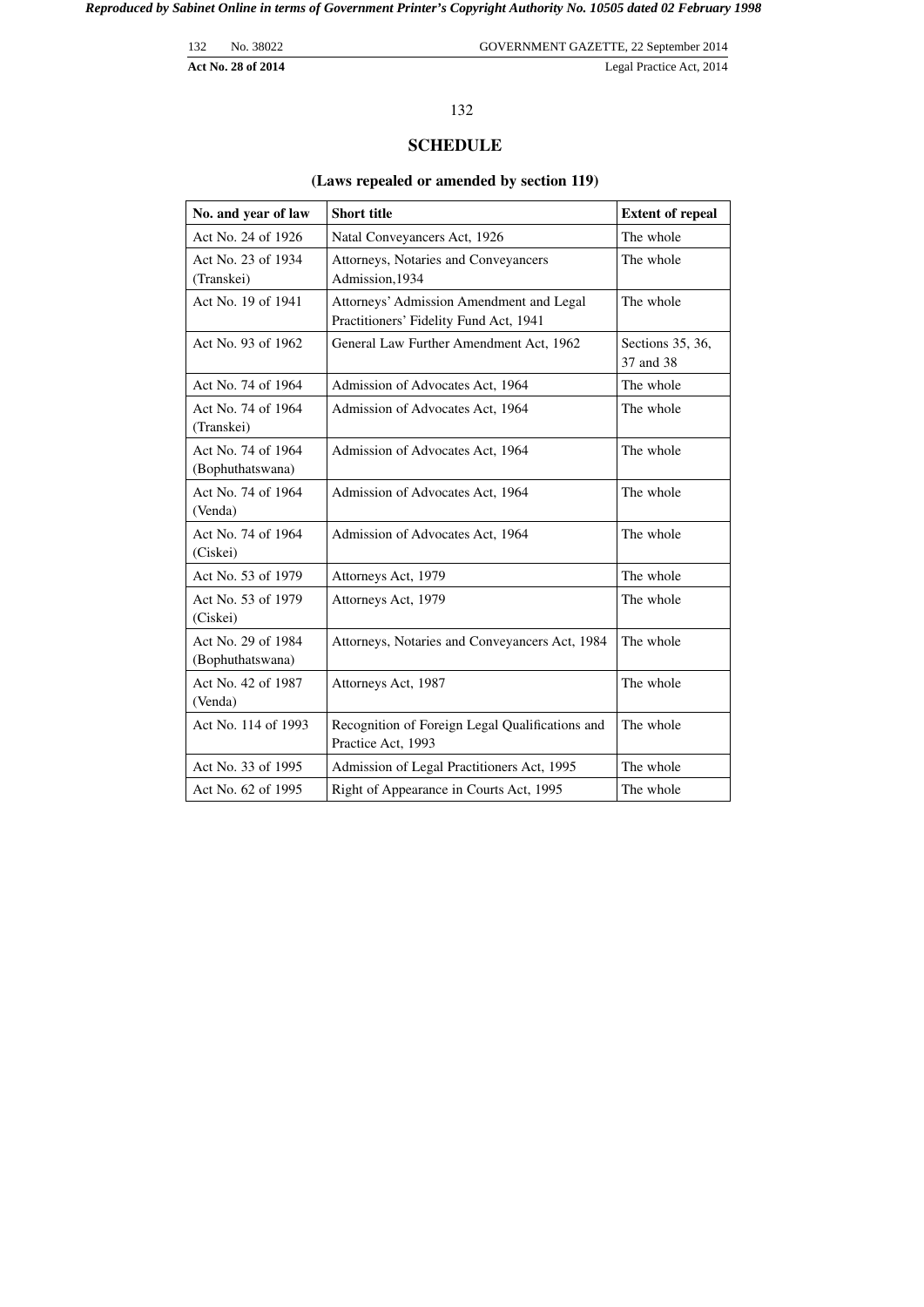# SCHEDULE

## (Laws repealed or amended by section 119)

| No. and year of law | Short title | Extent of repeal |
|---|---|---|
| Act No. 24 of 1926 | Natal Conveyancers Act, 1926 | The whole |
| Act No. 23 of 1934 (Transkei) | Attorneys, Notaries and Conveyancers Admission,1934 | The whole |
| Act No. 19 of 1941 | Attorneys' Admission Amendment and Legal Practitioners' Fidelity Fund Act, 1941 | The whole |
| Act No. 93 of 1962 | General Law Further Amendment Act, 1962 | Sections 35, 36, 37 and 38 |
| Act No. 74 of 1964 | Admission of Advocates Act, 1964 | The whole |
| Act No. 74 of 1964 (Transkei) | Admission of Advocates Act, 1964 | The whole |
| Act No. 74 of 1964 (Bophuthatswana) | Admission of Advocates Act, 1964 | The whole |
| Act No. 74 of 1964 (Venda) | Admission of Advocates Act, 1964 | The whole |
| Act No. 74 of 1964 (Ciskei) | Admission of Advocates Act, 1964 | The whole |
| Act No. 53 of 1979 | Attorneys Act, 1979 | The whole |
| Act No. 53 of 1979 (Ciskei) | Attorneys Act, 1979 | The whole |
| Act No. 29 of 1984 (Bophuthatswana) | Attorneys, Notaries and Conveyancers Act, 1984 | The whole |
| Act No. 42 of 1987 (Venda) | Attorneys Act, 1987 | The whole |
| Act No. 114 of 1993 | Recognition of Foreign Legal Qualifications and Practice Act, 1993 | The whole |
| Act No. 33 of 1995 | Admission of Legal Practitioners Act, 1995 | The whole |
| Act No. 62 of 1995 | Right of Appearance in Courts Act, 1995 | The whole |